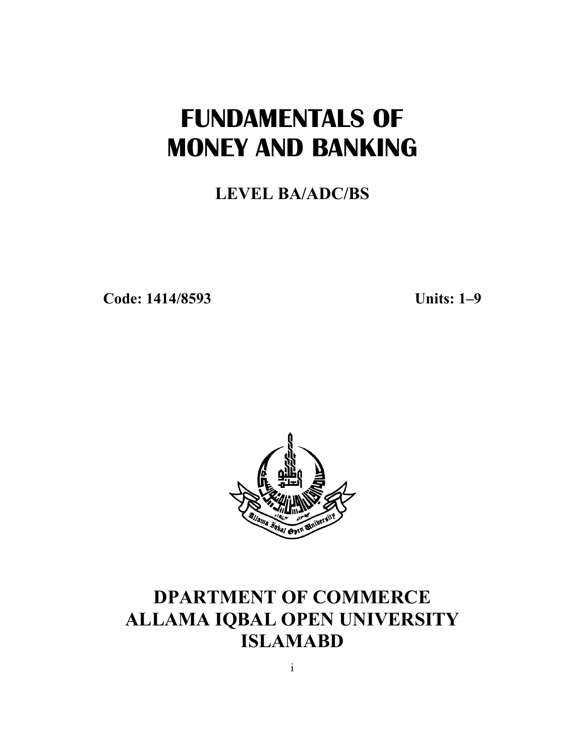# FUNDAMENTALS OF MONEY AND BANKING

## LEVEL BA/ADC/BS

**Code: 1414/8593** **Units: 1–9**

## DPARTMENT OF COMMERCE
## ALLAMA IQBAL OPEN UNIVERSITY
## ISLAMABD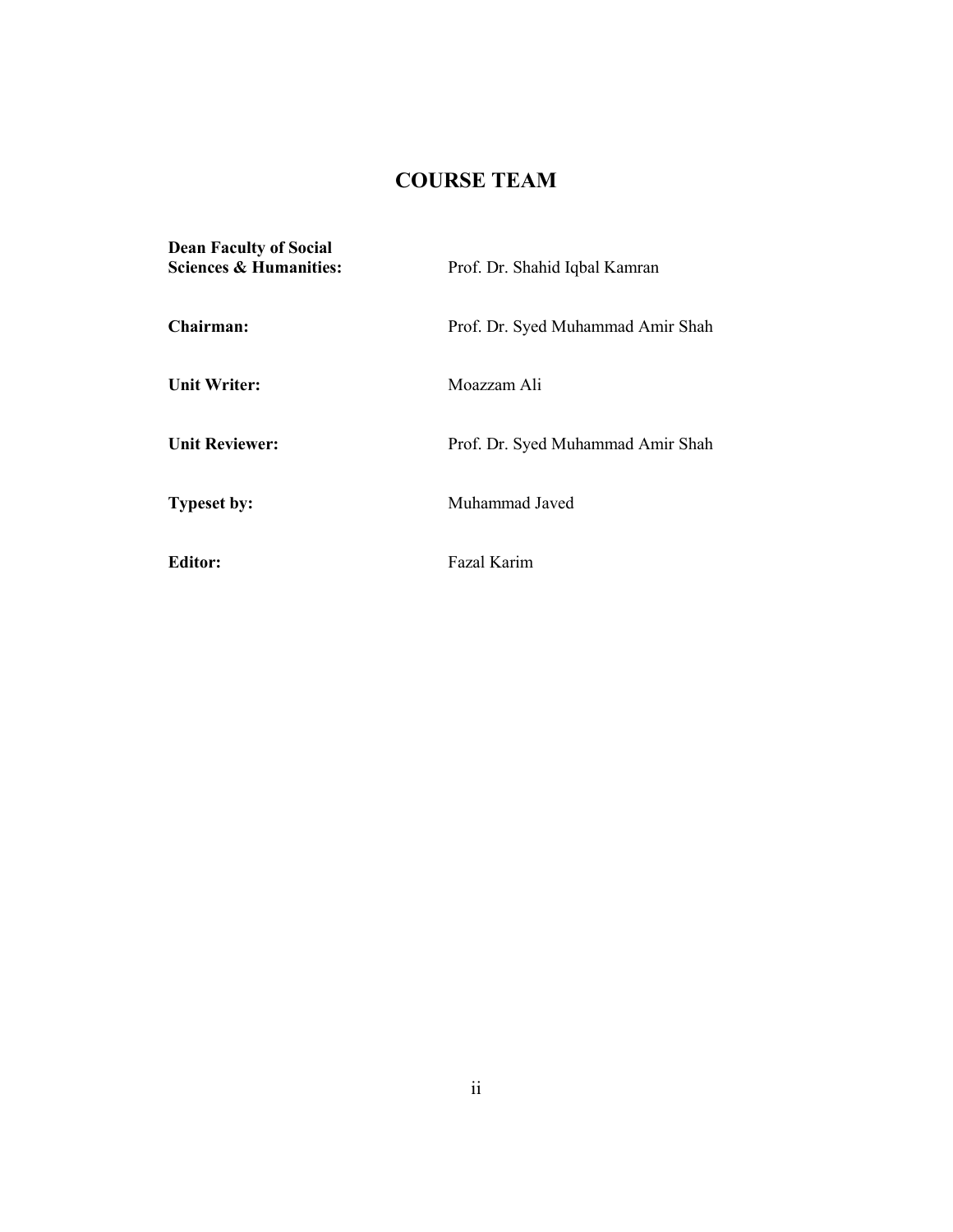# COURSE TEAM

**Dean Faculty of Social Sciences & Humanities:** Prof. Dr. Shahid Iqbal Kamran

**Chairman:** Prof. Dr. Syed Muhammad Amir Shah

**Unit Writer:** Moazzam Ali

**Unit Reviewer:** Prof. Dr. Syed Muhammad Amir Shah

**Typeset by:** Muhammad Javed

**Editor:** Fazal Karim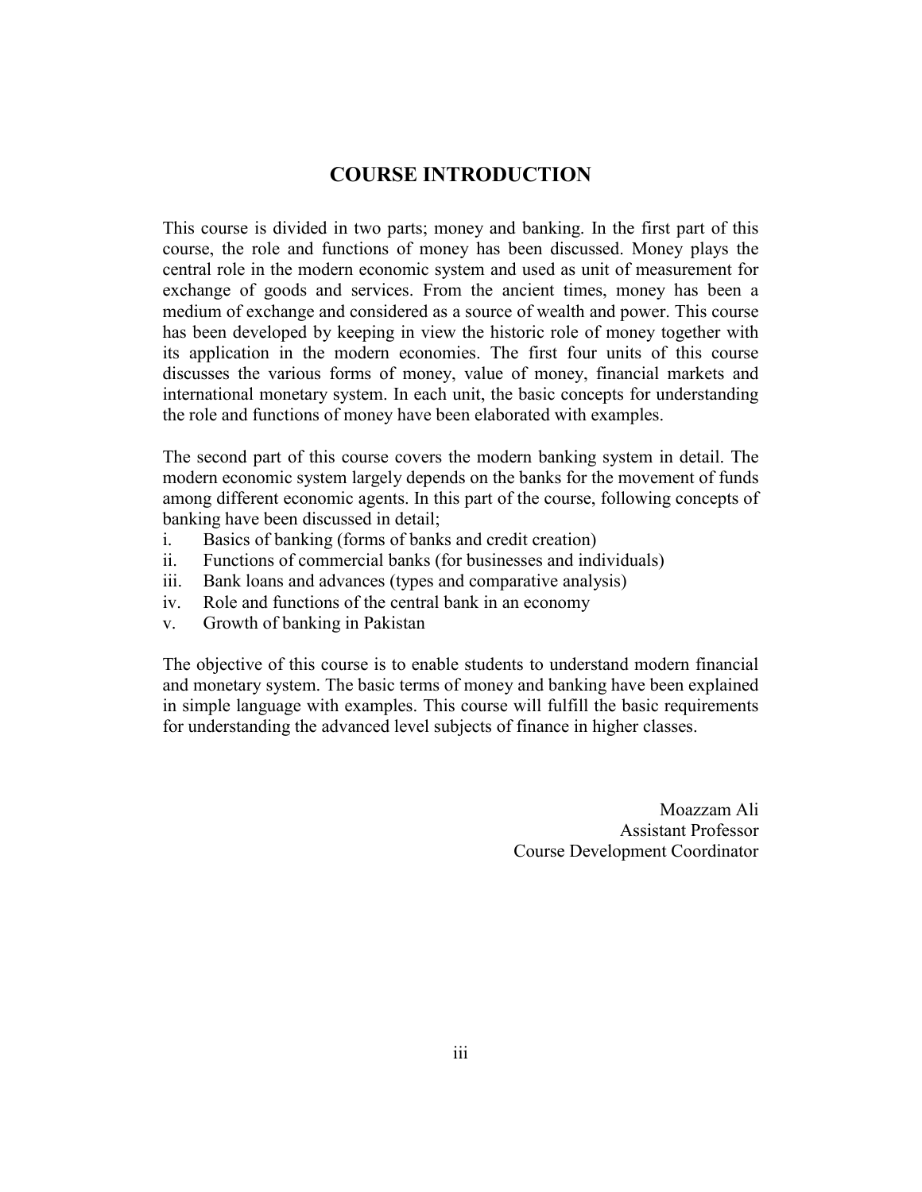# COURSE INTRODUCTION

This course is divided in two parts; money and banking. In the first part of this course, the role and functions of money has been discussed. Money plays the central role in the modern economic system and used as unit of measurement for exchange of goods and services. From the ancient times, money has been a medium of exchange and considered as a source of wealth and power. This course has been developed by keeping in view the historic role of money together with its application in the modern economies. The first four units of this course discusses the various forms of money, value of money, financial markets and international monetary system. In each unit, the basic concepts for understanding the role and functions of money have been elaborated with examples.

The second part of this course covers the modern banking system in detail. The modern economic system largely depends on the banks for the movement of funds among different economic agents. In this part of the course, following concepts of banking have been discussed in detail;

i. Basics of banking (forms of banks and credit creation)
ii. Functions of commercial banks (for businesses and individuals)
iii. Bank loans and advances (types and comparative analysis)
iv. Role and functions of the central bank in an economy
v. Growth of banking in Pakistan

The objective of this course is to enable students to understand modern financial and monetary system. The basic terms of money and banking have been explained in simple language with examples. This course will fulfill the basic requirements for understanding the advanced level subjects of finance in higher classes.

Moazzam Ali
Assistant Professor
Course Development Coordinator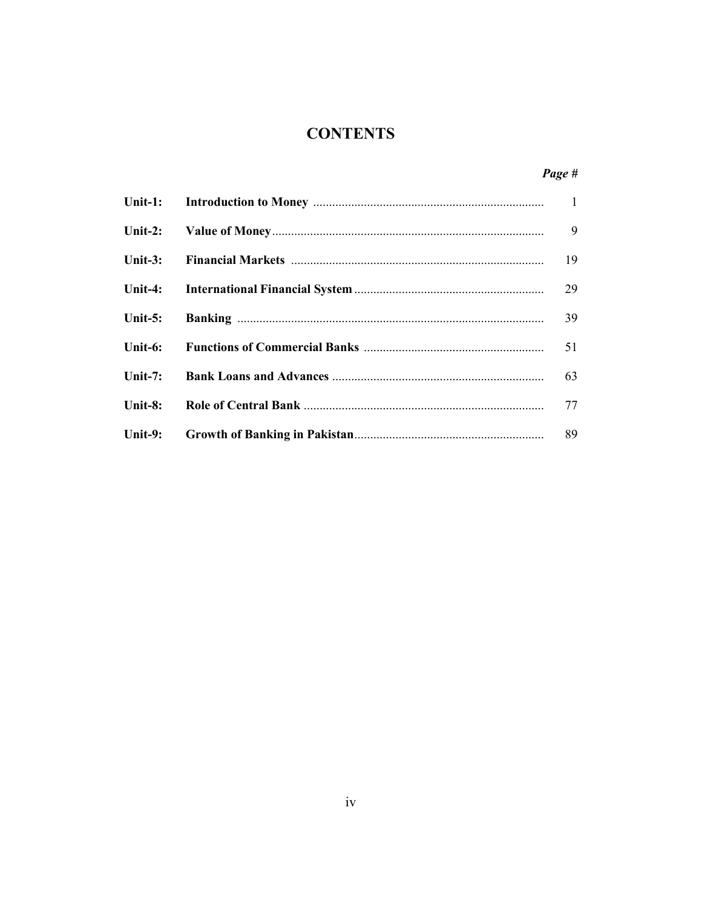# CONTENTS

| | | Page # |
|---|---|---|
| **Unit-1:** | **Introduction to Money** | 1 |
| **Unit-2:** | **Value of Money** | 9 |
| **Unit-3:** | **Financial Markets** | 19 |
| **Unit-4:** | **International Financial System** | 29 |
| **Unit-5:** | **Banking** | 39 |
| **Unit-6:** | **Functions of Commercial Banks** | 51 |
| **Unit-7:** | **Bank Loans and Advances** | 63 |
| **Unit-8:** | **Role of Central Bank** | 77 |
| **Unit-9:** | **Growth of Banking in Pakistan** | 89 |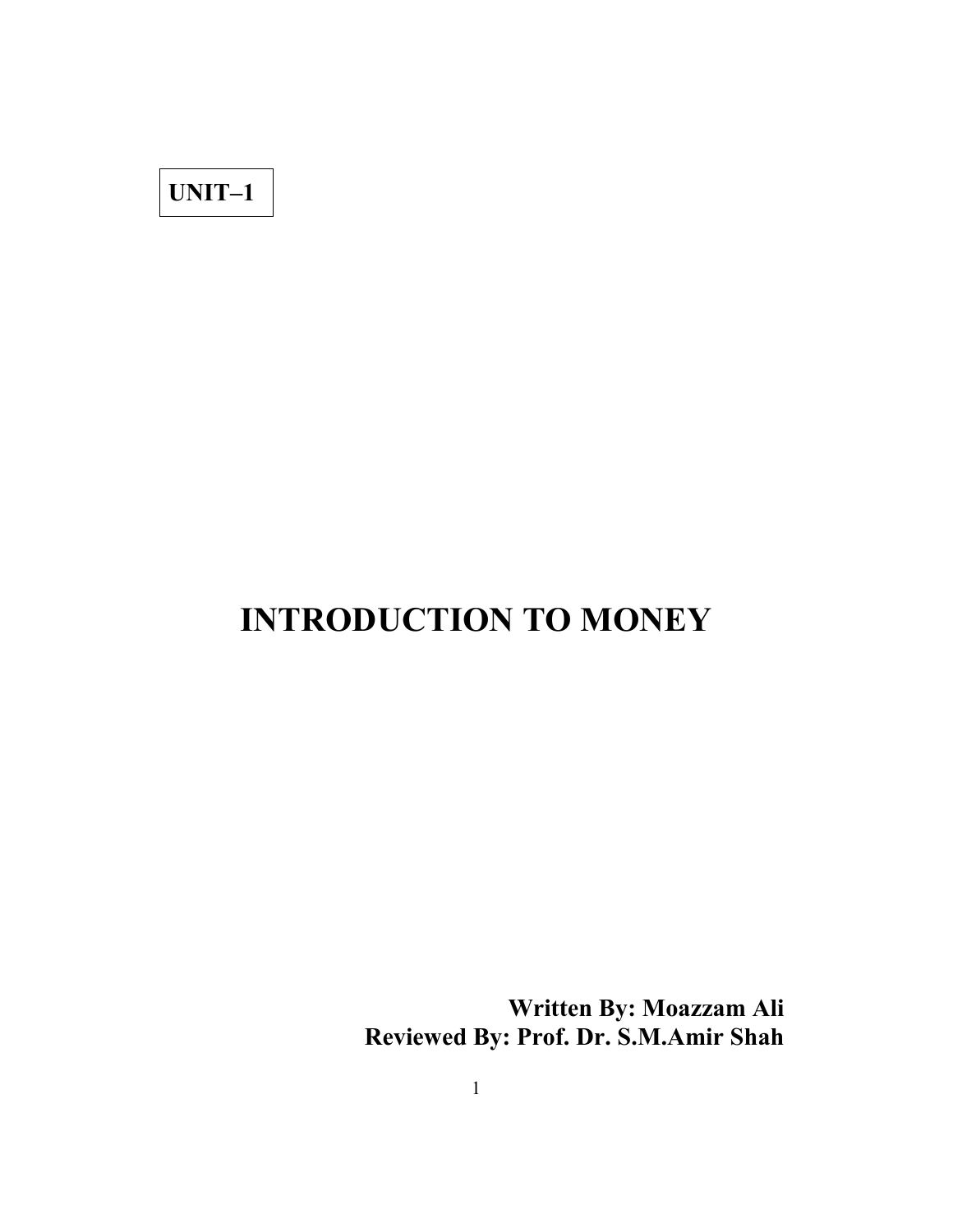**UNIT–1**

# INTRODUCTION TO MONEY

**Written By: Moazzam Ali**
**Reviewed By: Prof. Dr. S.M.Amir Shah**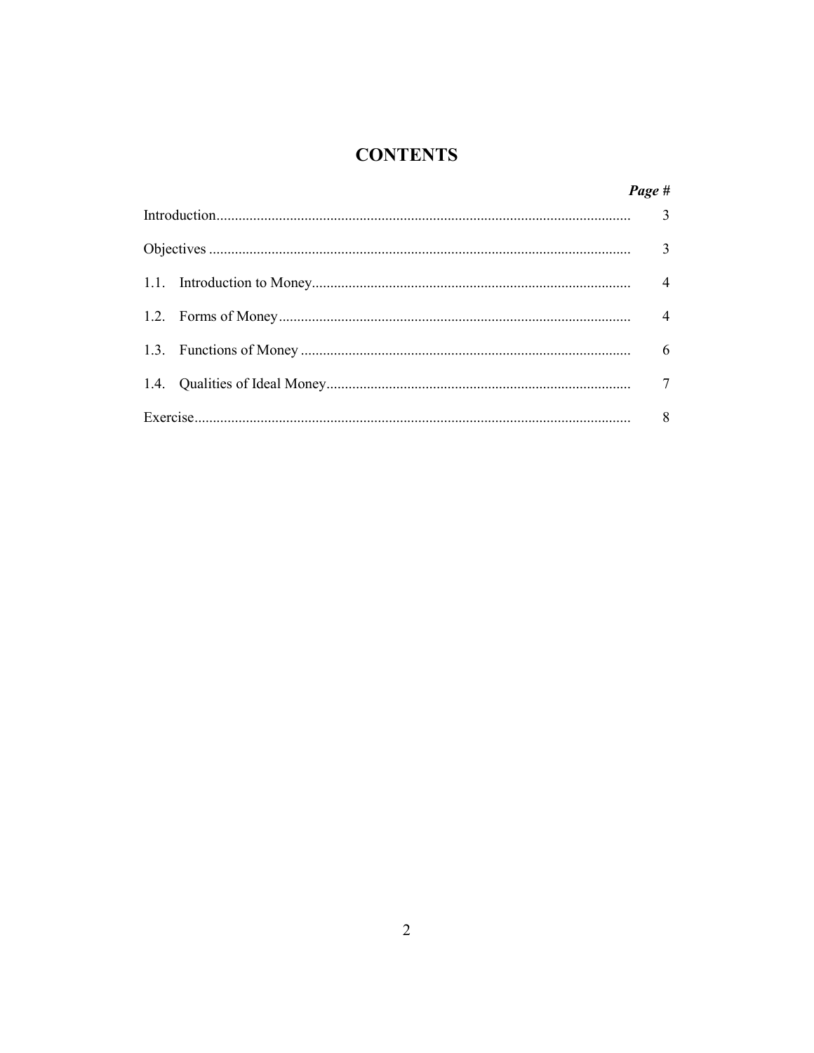# CONTENTS

| | *Page #* |
|---|---|
| Introduction | 3 |
| Objectives | 3 |
| 1.1. Introduction to Money | 4 |
| 1.2. Forms of Money | 4 |
| 1.3. Functions of Money | 6 |
| 1.4. Qualities of Ideal Money | 7 |
| Exercise | 8 |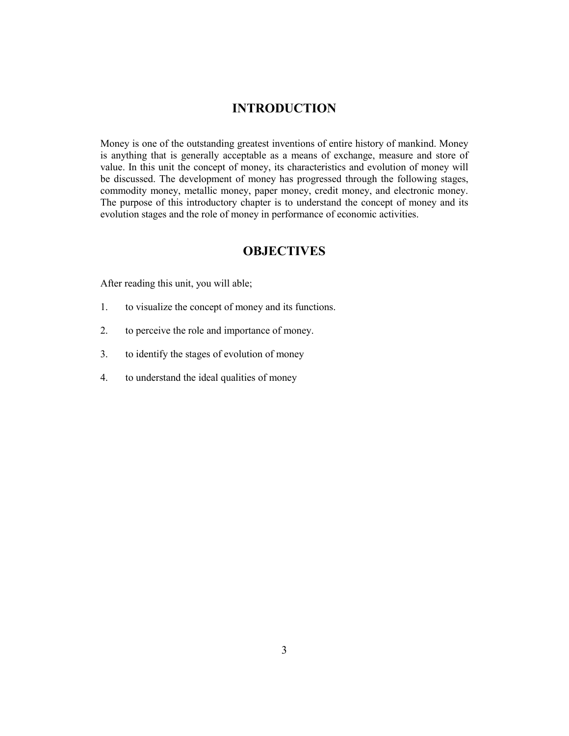## INTRODUCTION

Money is one of the outstanding greatest inventions of entire history of mankind. Money is anything that is generally acceptable as a means of exchange, measure and store of value. In this unit the concept of money, its characteristics and evolution of money will be discussed. The development of money has progressed through the following stages, commodity money, metallic money, paper money, credit money, and electronic money. The purpose of this introductory chapter is to understand the concept of money and its evolution stages and the role of money in performance of economic activities.

## OBJECTIVES

After reading this unit, you will able;

1. to visualize the concept of money and its functions.
2. to perceive the role and importance of money.
3. to identify the stages of evolution of money
4. to understand the ideal qualities of money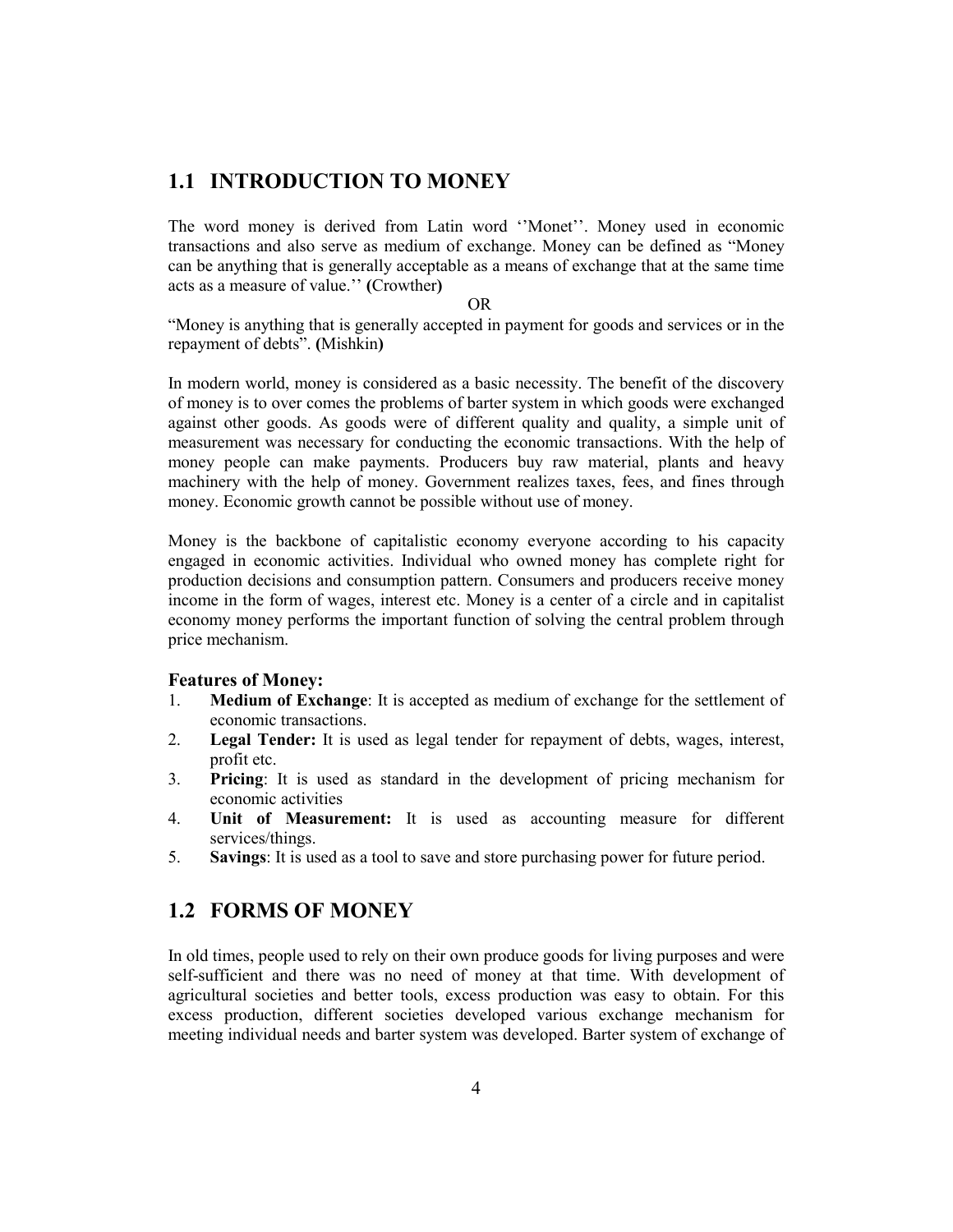## 1.1 INTRODUCTION TO MONEY

The word money is derived from Latin word ''Monet''. Money used in economic transactions and also serve as medium of exchange. Money can be defined as "Money can be anything that is generally acceptable as a means of exchange that at the same time acts as a measure of value.'' **(**Crowther**)**

OR

"Money is anything that is generally accepted in payment for goods and services or in the repayment of debts". **(**Mishkin**)**

In modern world, money is considered as a basic necessity. The benefit of the discovery of money is to over comes the problems of barter system in which goods were exchanged against other goods. As goods were of different quality and quality, a simple unit of measurement was necessary for conducting the economic transactions. With the help of money people can make payments. Producers buy raw material, plants and heavy machinery with the help of money. Government realizes taxes, fees, and fines through money. Economic growth cannot be possible without use of money.

Money is the backbone of capitalistic economy everyone according to his capacity engaged in economic activities. Individual who owned money has complete right for production decisions and consumption pattern. Consumers and producers receive money income in the form of wages, interest etc. Money is a center of a circle and in capitalist economy money performs the important function of solving the central problem through price mechanism.

**Features of Money:**

1. **Medium of Exchange**: It is accepted as medium of exchange for the settlement of economic transactions.
2. **Legal Tender:** It is used as legal tender for repayment of debts, wages, interest, profit etc.
3. **Pricing**: It is used as standard in the development of pricing mechanism for economic activities
4. **Unit of Measurement:** It is used as accounting measure for different services/things.
5. **Savings**: It is used as a tool to save and store purchasing power for future period.

## 1.2 FORMS OF MONEY

In old times, people used to rely on their own produce goods for living purposes and were self-sufficient and there was no need of money at that time. With development of agricultural societies and better tools, excess production was easy to obtain. For this excess production, different societies developed various exchange mechanism for meeting individual needs and barter system was developed. Barter system of exchange of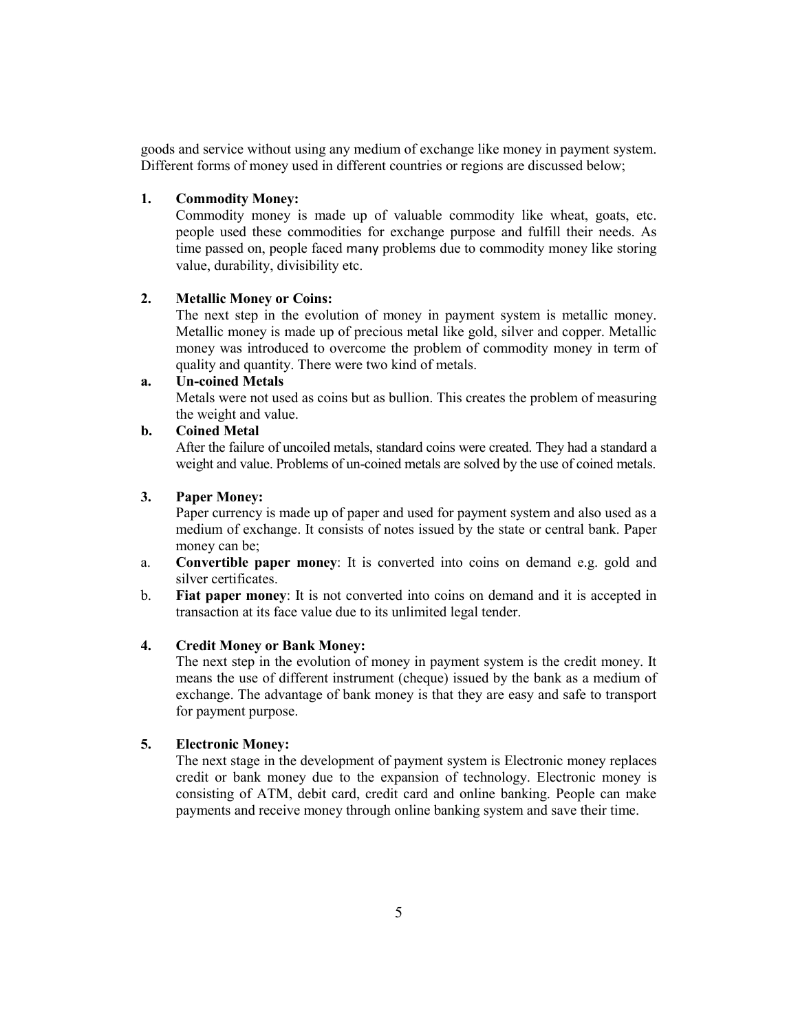goods and service without using any medium of exchange like money in payment system. Different forms of money used in different countries or regions are discussed below;

1. **Commodity Money:**

   Commodity money is made up of valuable commodity like wheat, goats, etc. people used these commodities for exchange purpose and fulfill their needs. As time passed on, people faced many problems due to commodity money like storing value, durability, divisibility etc.

2. **Metallic Money or Coins:**

   The next step in the evolution of money in payment system is metallic money. Metallic money is made up of precious metal like gold, silver and copper. Metallic money was introduced to overcome the problem of commodity money in term of quality and quantity. There were two kind of metals.

   a. **Un-coined Metals**

   Metals were not used as coins but as bullion. This creates the problem of measuring the weight and value.

   b. **Coined Metal**

   After the failure of uncoiled metals, standard coins were created. They had a standard a weight and value. Problems of un-coined metals are solved by the use of coined metals.

3. **Paper Money:**

   Paper currency is made up of paper and used for payment system and also used as a medium of exchange. It consists of notes issued by the state or central bank. Paper money can be;

   a. **Convertible paper money**: It is converted into coins on demand e.g. gold and silver certificates.

   b. **Fiat paper money**: It is not converted into coins on demand and it is accepted in transaction at its face value due to its unlimited legal tender.

4. **Credit Money or Bank Money:**

   The next step in the evolution of money in payment system is the credit money. It means the use of different instrument (cheque) issued by the bank as a medium of exchange. The advantage of bank money is that they are easy and safe to transport for payment purpose.

5. **Electronic Money:**

   The next stage in the development of payment system is Electronic money replaces credit or bank money due to the expansion of technology. Electronic money is consisting of ATM, debit card, credit card and online banking. People can make payments and receive money through online banking system and save their time.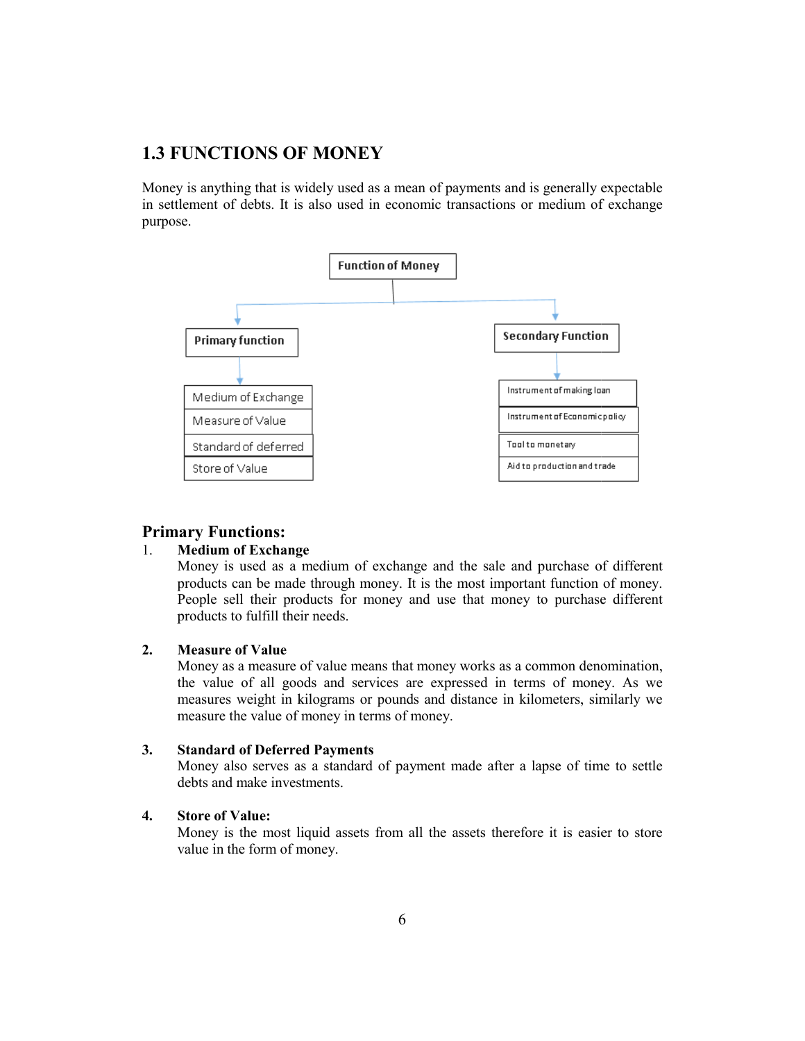## 1.3 FUNCTIONS OF MONEY

Money is anything that is widely used as a mean of payments and is generally expectable in settlement of debts. It is also used in economic transactions or medium of exchange purpose.

Function of Money

- Primary function
  - Medium of Exchange
  - Measure of Value
  - Standard of deferred
  - Store of Value
- Secondary Function
  - Instrument of making loan
  - Instrument of Economic policy
  - Tool to monetary
  - Aid to production and trade

### Primary Functions:

1. **Medium of Exchange**

   Money is used as a medium of exchange and the sale and purchase of different products can be made through money. It is the most important function of money. People sell their products for money and use that money to purchase different products to fulfill their needs.

2. **Measure of Value**

   Money as a measure of value means that money works as a common denomination, the value of all goods and services are expressed in terms of money. As we measures weight in kilograms or pounds and distance in kilometers, similarly we measure the value of money in terms of money.

3. **Standard of Deferred Payments**

   Money also serves as a standard of payment made after a lapse of time to settle debts and make investments.

4. **Store of Value:**

   Money is the most liquid assets from all the assets therefore it is easier to store value in the form of money.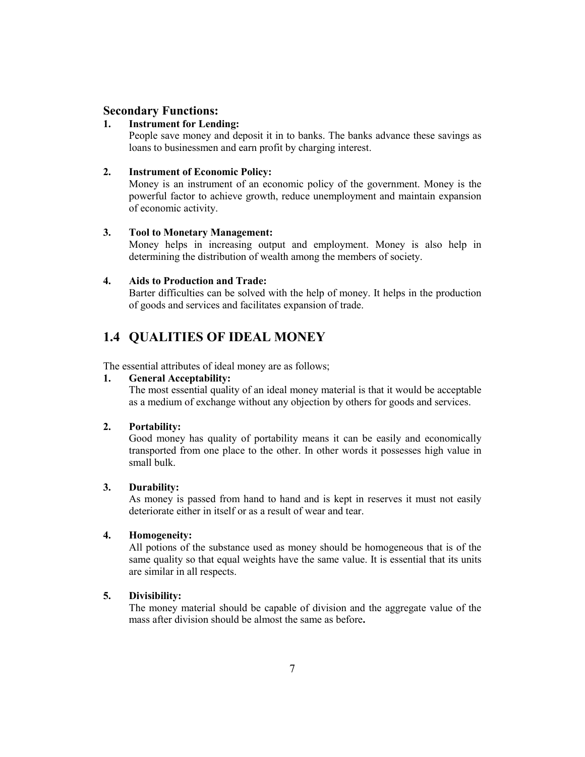### Secondary Functions:

1. **Instrument for Lending:**
   People save money and deposit it in to banks. The banks advance these savings as loans to businessmen and earn profit by charging interest.

2. **Instrument of Economic Policy:**
   Money is an instrument of an economic policy of the government. Money is the powerful factor to achieve growth, reduce unemployment and maintain expansion of economic activity.

3. **Tool to Monetary Management:**
   Money helps in increasing output and employment. Money is also help in determining the distribution of wealth among the members of society.

4. **Aids to Production and Trade:**
   Barter difficulties can be solved with the help of money. It helps in the production of goods and services and facilitates expansion of trade.

## 1.4 QUALITIES OF IDEAL MONEY

The essential attributes of ideal money are as follows;

1. **General Acceptability:**
   The most essential quality of an ideal money material is that it would be acceptable as a medium of exchange without any objection by others for goods and services.

2. **Portability:**
   Good money has quality of portability means it can be easily and economically transported from one place to the other. In other words it possesses high value in small bulk.

3. **Durability:**
   As money is passed from hand to hand and is kept in reserves it must not easily deteriorate either in itself or as a result of wear and tear.

4. **Homogeneity:**
   All potions of the substance used as money should be homogeneous that is of the same quality so that equal weights have the same value. It is essential that its units are similar in all respects.

5. **Divisibility:**
   The money material should be capable of division and the aggregate value of the mass after division should be almost the same as before**.**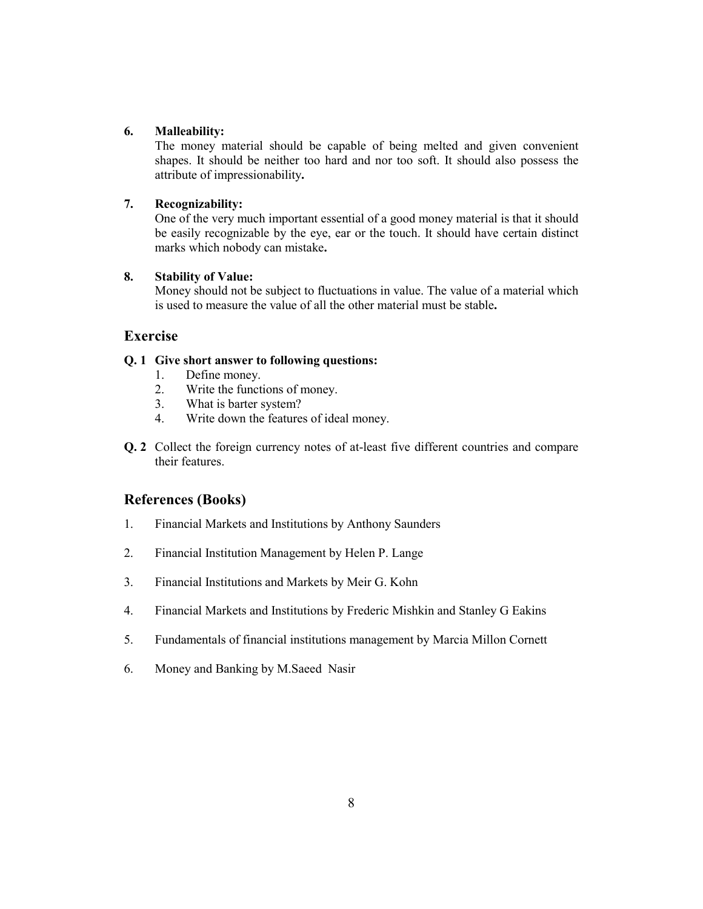6. **Malleability:**

   The money material should be capable of being melted and given convenient shapes. It should be neither too hard and nor too soft. It should also possess the attribute of impressionability**.**

7. **Recognizability:**

   One of the very much important essential of a good money material is that it should be easily recognizable by the eye, ear or the touch. It should have certain distinct marks which nobody can mistake**.**

8. **Stability of Value:**

   Money should not be subject to fluctuations in value. The value of a material which is used to measure the value of all the other material must be stable**.**

## Exercise

**Q. 1 Give short answer to following questions:**

1. Define money.
2. Write the functions of money.
3. What is barter system?
4. Write down the features of ideal money.

**Q. 2** Collect the foreign currency notes of at-least five different countries and compare their features.

## References (Books)

1. Financial Markets and Institutions by Anthony Saunders
2. Financial Institution Management by Helen P. Lange
3. Financial Institutions and Markets by Meir G. Kohn
4. Financial Markets and Institutions by Frederic Mishkin and Stanley G Eakins
5. Fundamentals of financial institutions management by Marcia Millon Cornett
6. Money and Banking by M.Saeed Nasir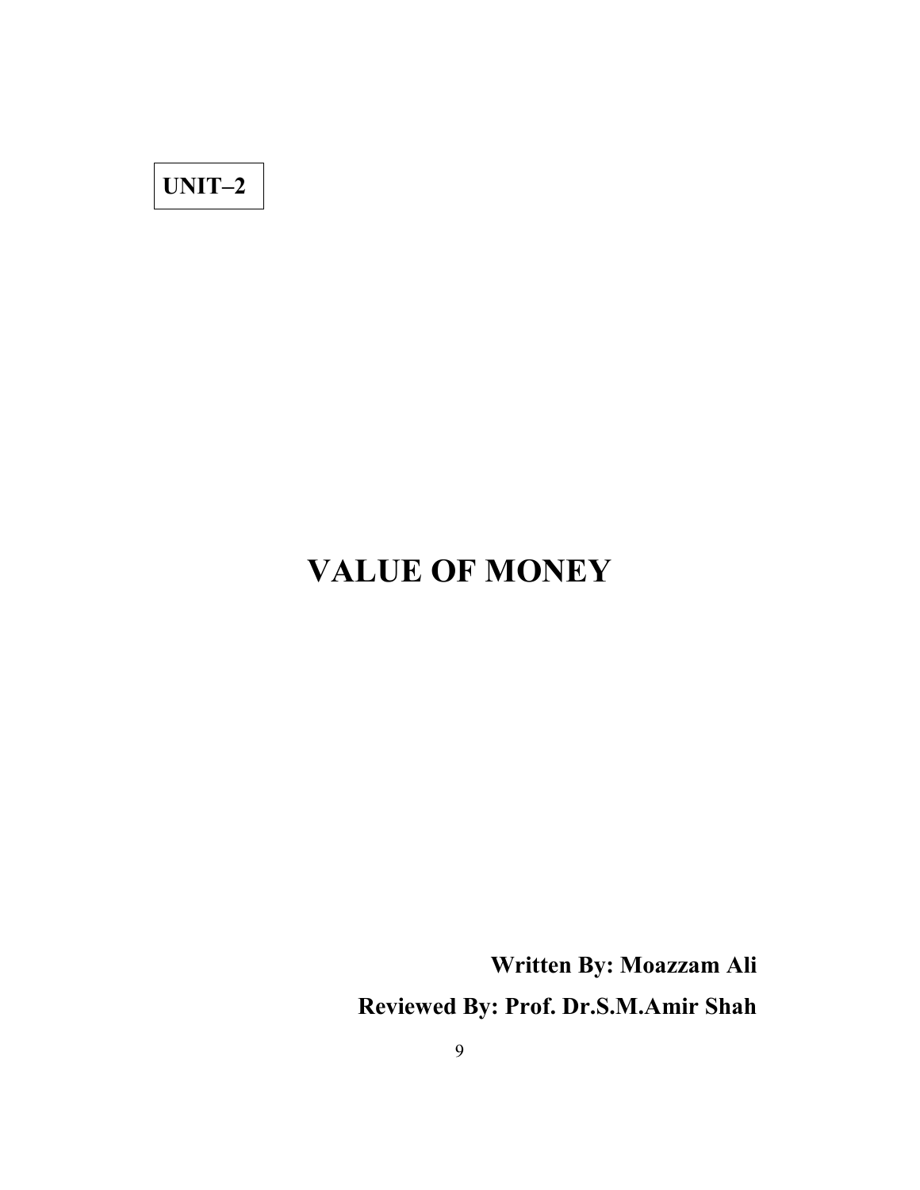**UNIT–2**

# VALUE OF MONEY

**Written By: Moazzam Ali**

**Reviewed By: Prof. Dr.S.M.Amir Shah**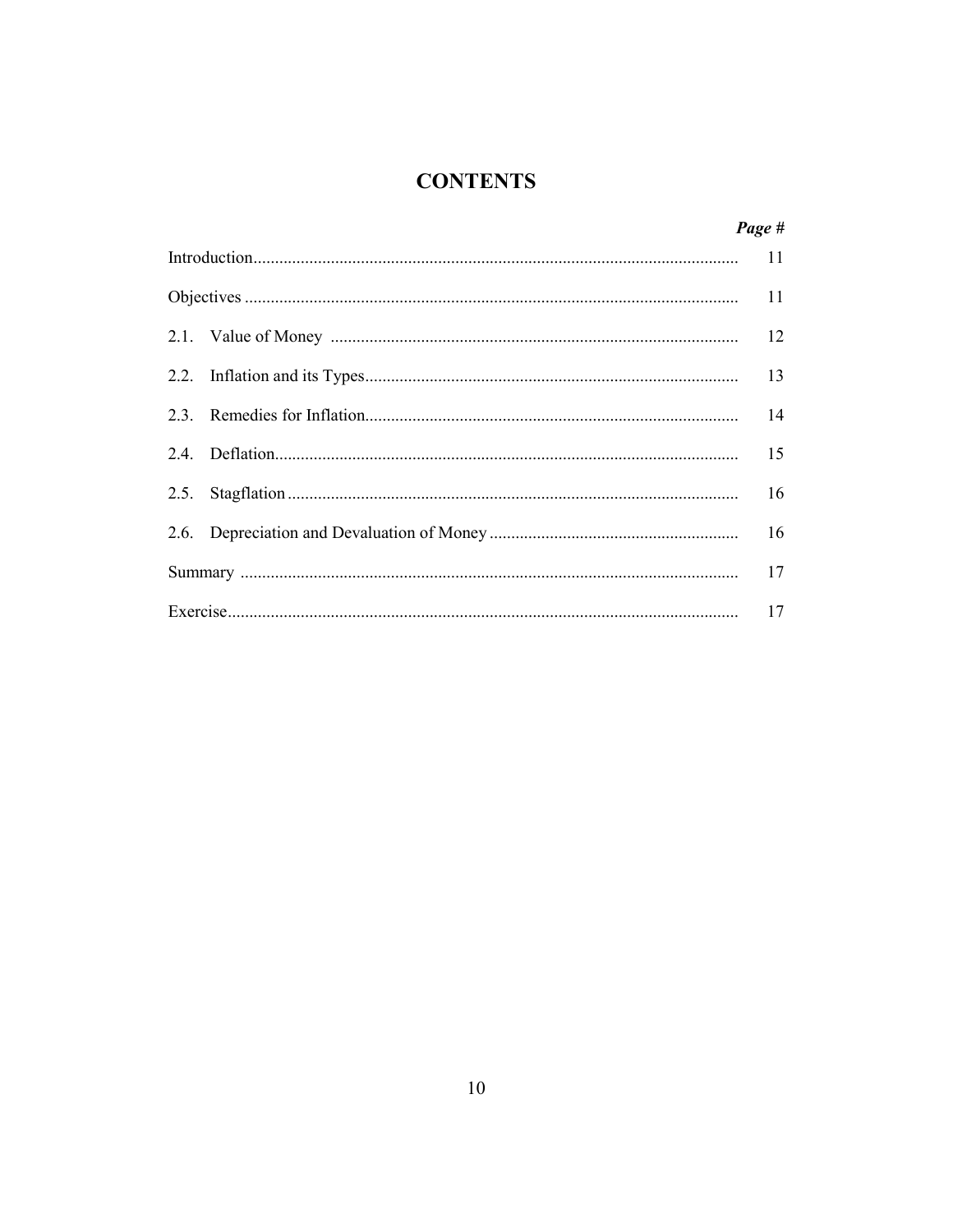# CONTENTS

| | *Page #* |
|---|---|
| Introduction | 11 |
| Objectives | 11 |
| 2.1. Value of Money | 12 |
| 2.2. Inflation and its Types | 13 |
| 2.3. Remedies for Inflation | 14 |
| 2.4. Deflation | 15 |
| 2.5. Stagflation | 16 |
| 2.6. Depreciation and Devaluation of Money | 16 |
| Summary | 17 |
| Exercise | 17 |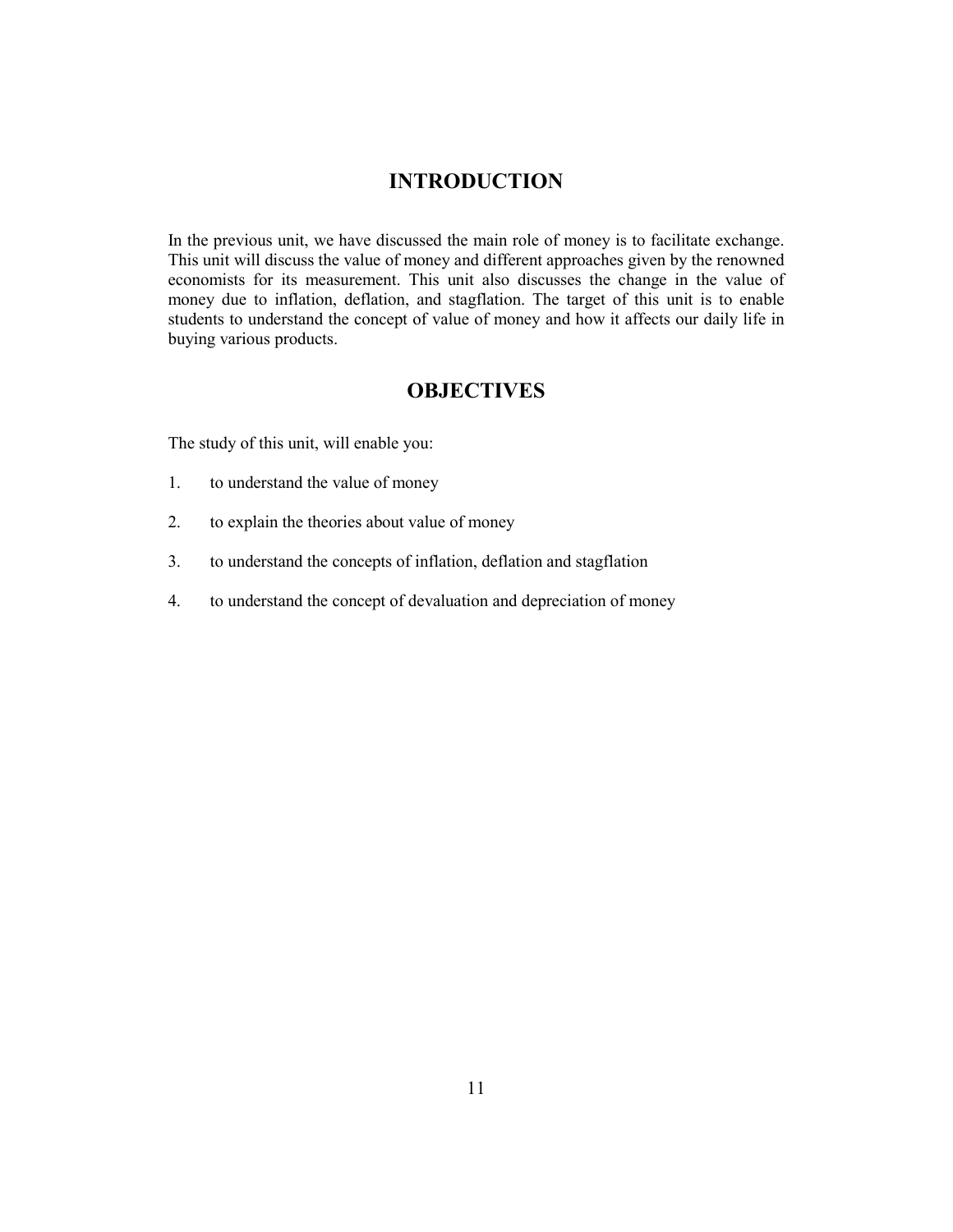## INTRODUCTION

In the previous unit, we have discussed the main role of money is to facilitate exchange. This unit will discuss the value of money and different approaches given by the renowned economists for its measurement. This unit also discusses the change in the value of money due to inflation, deflation, and stagflation. The target of this unit is to enable students to understand the concept of value of money and how it affects our daily life in buying various products.

## OBJECTIVES

The study of this unit, will enable you:

1. to understand the value of money
2. to explain the theories about value of money
3. to understand the concepts of inflation, deflation and stagflation
4. to understand the concept of devaluation and depreciation of money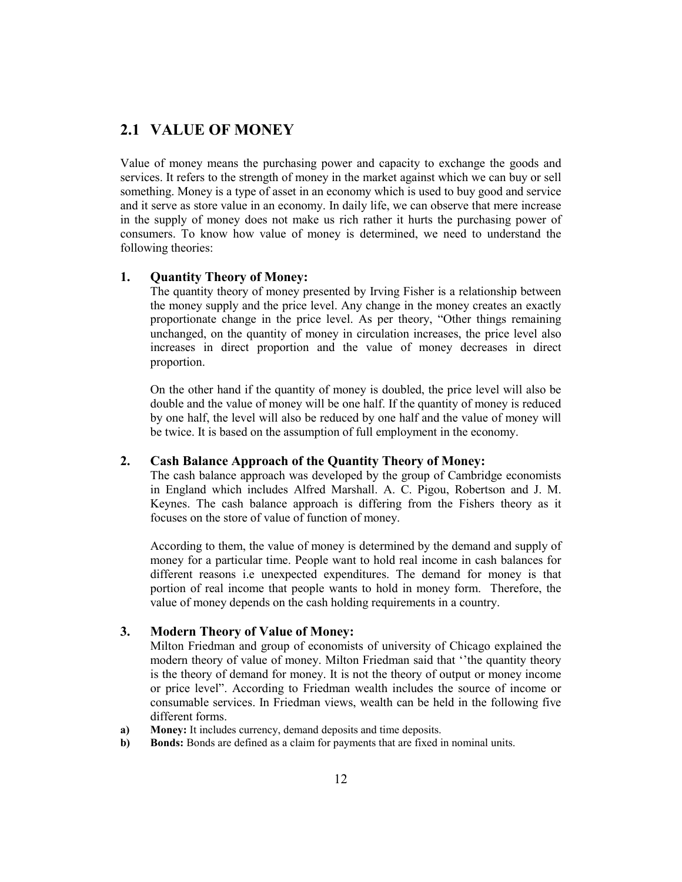## 2.1 VALUE OF MONEY

Value of money means the purchasing power and capacity to exchange the goods and services. It refers to the strength of money in the market against which we can buy or sell something. Money is a type of asset in an economy which is used to buy good and service and it serve as store value in an economy. In daily life, we can observe that mere increase in the supply of money does not make us rich rather it hurts the purchasing power of consumers. To know how value of money is determined, we need to understand the following theories:

### 1. Quantity Theory of Money:

The quantity theory of money presented by Irving Fisher is a relationship between the money supply and the price level. Any change in the money creates an exactly proportionate change in the price level. As per theory, "Other things remaining unchanged, on the quantity of money in circulation increases, the price level also increases in direct proportion and the value of money decreases in direct proportion.

On the other hand if the quantity of money is doubled, the price level will also be double and the value of money will be one half. If the quantity of money is reduced by one half, the level will also be reduced by one half and the value of money will be twice. It is based on the assumption of full employment in the economy.

### 2. Cash Balance Approach of the Quantity Theory of Money:

The cash balance approach was developed by the group of Cambridge economists in England which includes Alfred Marshall. A. C. Pigou, Robertson and J. M. Keynes. The cash balance approach is differing from the Fishers theory as it focuses on the store of value of function of money.

According to them, the value of money is determined by the demand and supply of money for a particular time. People want to hold real income in cash balances for different reasons i.e unexpected expenditures. The demand for money is that portion of real income that people wants to hold in money form. Therefore, the value of money depends on the cash holding requirements in a country.

### 3. Modern Theory of Value of Money:

Milton Friedman and group of economists of university of Chicago explained the modern theory of value of money. Milton Friedman said that ''the quantity theory is the theory of demand for money. It is not the theory of output or money income or price level". According to Friedman wealth includes the source of income or consumable services. In Friedman views, wealth can be held in the following five different forms.

a) **Money:** It includes currency, demand deposits and time deposits.

b) **Bonds:** Bonds are defined as a claim for payments that are fixed in nominal units.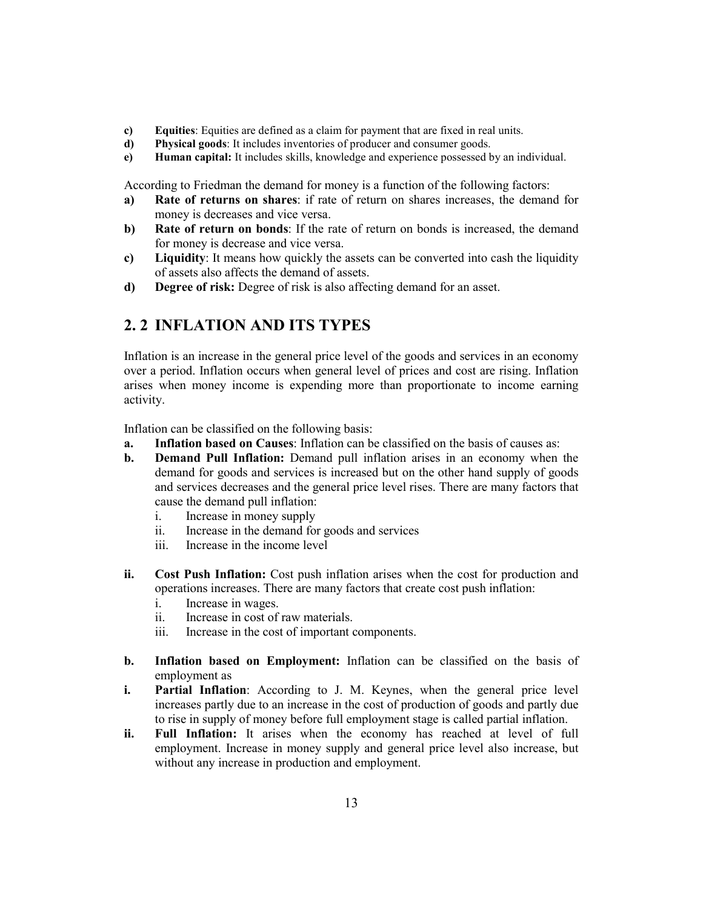- **c) Equities**: Equities are defined as a claim for payment that are fixed in real units.
- **d) Physical goods**: It includes inventories of producer and consumer goods.
- **e) Human capital:** It includes skills, knowledge and experience possessed by an individual.

According to Friedman the demand for money is a function of the following factors:

- **a) Rate of returns on shares**: if rate of return on shares increases, the demand for money is decreases and vice versa.
- **b) Rate of return on bonds**: If the rate of return on bonds is increased, the demand for money is decrease and vice versa.
- **c) Liquidity**: It means how quickly the assets can be converted into cash the liquidity of assets also affects the demand of assets.
- **d) Degree of risk:** Degree of risk is also affecting demand for an asset.

## 2. 2 INFLATION AND ITS TYPES

Inflation is an increase in the general price level of the goods and services in an economy over a period. Inflation occurs when general level of prices and cost are rising. Inflation arises when money income is expending more than proportionate to income earning activity.

Inflation can be classified on the following basis:

- **a. Inflation based on Causes**: Inflation can be classified on the basis of causes as:
- **b. Demand Pull Inflation:** Demand pull inflation arises in an economy when the demand for goods and services is increased but on the other hand supply of goods and services decreases and the general price level rises. There are many factors that cause the demand pull inflation:
  - i. Increase in money supply
  - ii. Increase in the demand for goods and services
  - iii. Increase in the income level

- **ii. Cost Push Inflation:** Cost push inflation arises when the cost for production and operations increases. There are many factors that create cost push inflation:
  - i. Increase in wages.
  - ii. Increase in cost of raw materials.
  - iii. Increase in the cost of important components.

- **b. Inflation based on Employment:** Inflation can be classified on the basis of employment as
- **i. Partial Inflation**: According to J. M. Keynes, when the general price level increases partly due to an increase in the cost of production of goods and partly due to rise in supply of money before full employment stage is called partial inflation.
- **ii. Full Inflation:** It arises when the economy has reached at level of full employment. Increase in money supply and general price level also increase, but without any increase in production and employment.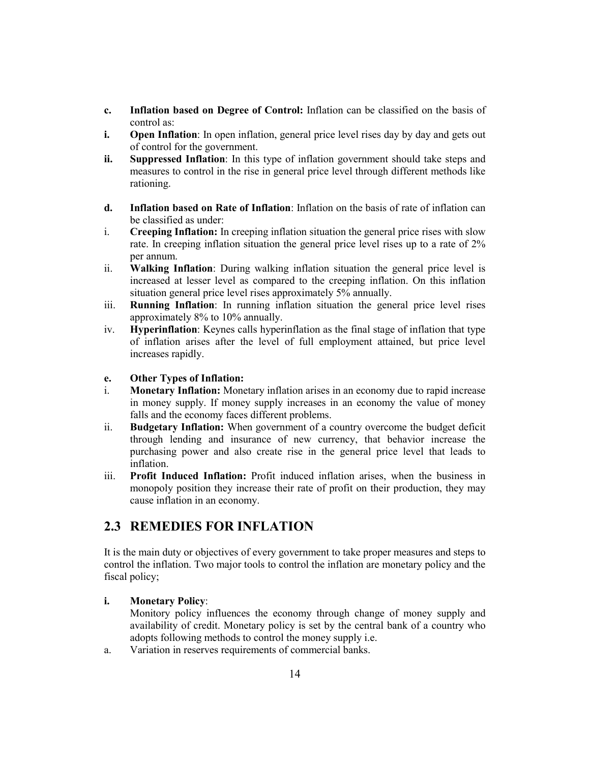**c.** **Inflation based on Degree of Control:** Inflation can be classified on the basis of control as:

**i.** **Open Inflation**: In open inflation, general price level rises day by day and gets out of control for the government.

**ii.** **Suppressed Inflation**: In this type of inflation government should take steps and measures to control in the rise in general price level through different methods like rationing.

**d.** **Inflation based on Rate of Inflation**: Inflation on the basis of rate of inflation can be classified as under:

i. **Creeping Inflation:** In creeping inflation situation the general price rises with slow rate. In creeping inflation situation the general price level rises up to a rate of 2% per annum.

ii. **Walking Inflation**: During walking inflation situation the general price level is increased at lesser level as compared to the creeping inflation. On this inflation situation general price level rises approximately 5% annually.

iii. **Running Inflation**: In running inflation situation the general price level rises approximately 8% to 10% annually.

iv. **Hyperinflation**: Keynes calls hyperinflation as the final stage of inflation that type of inflation arises after the level of full employment attained, but price level increases rapidly.

**e.** **Other Types of Inflation:**

i. **Monetary Inflation:** Monetary inflation arises in an economy due to rapid increase in money supply. If money supply increases in an economy the value of money falls and the economy faces different problems.

ii. **Budgetary Inflation:** When government of a country overcome the budget deficit through lending and insurance of new currency, that behavior increase the purchasing power and also create rise in the general price level that leads to inflation.

iii. **Profit Induced Inflation:** Profit induced inflation arises, when the business in monopoly position they increase their rate of profit on their production, they may cause inflation in an economy.

## 2.3 REMEDIES FOR INFLATION

It is the main duty or objectives of every government to take proper measures and steps to control the inflation. Two major tools to control the inflation are monetary policy and the fiscal policy;

**i.** **Monetary Policy**:

Monitory policy influences the economy through change of money supply and availability of credit. Monetary policy is set by the central bank of a country who adopts following methods to control the money supply i.e.

a. Variation in reserves requirements of commercial banks.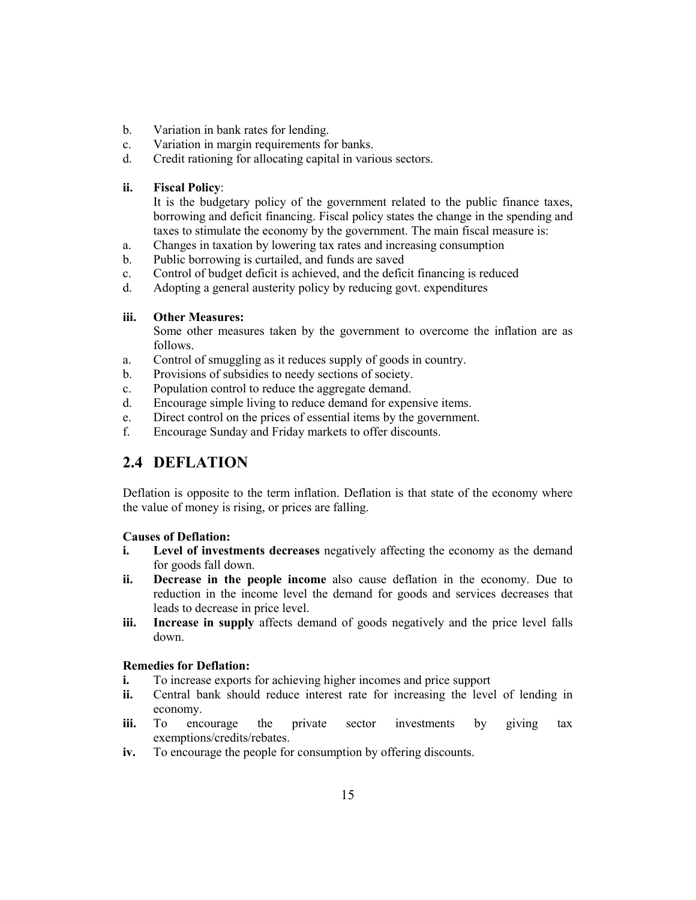b. Variation in bank rates for lending.
c. Variation in margin requirements for banks.
d. Credit rationing for allocating capital in various sectors.

**ii. Fiscal Policy**:

It is the budgetary policy of the government related to the public finance taxes, borrowing and deficit financing. Fiscal policy states the change in the spending and taxes to stimulate the economy by the government. The main fiscal measure is:

a. Changes in taxation by lowering tax rates and increasing consumption
b. Public borrowing is curtailed, and funds are saved
c. Control of budget deficit is achieved, and the deficit financing is reduced
d. Adopting a general austerity policy by reducing govt. expenditures

**iii. Other Measures:**

Some other measures taken by the government to overcome the inflation are as follows.

a. Control of smuggling as it reduces supply of goods in country.
b. Provisions of subsidies to needy sections of society.
c. Population control to reduce the aggregate demand.
d. Encourage simple living to reduce demand for expensive items.
e. Direct control on the prices of essential items by the government.
f. Encourage Sunday and Friday markets to offer discounts.

## 2.4 DEFLATION

Deflation is opposite to the term inflation. Deflation is that state of the economy where the value of money is rising, or prices are falling.

**Causes of Deflation:**

**i. Level of investments decreases** negatively affecting the economy as the demand for goods fall down.

**ii. Decrease in the people income** also cause deflation in the economy. Due to reduction in the income level the demand for goods and services decreases that leads to decrease in price level.

**iii. Increase in supply** affects demand of goods negatively and the price level falls down.

**Remedies for Deflation:**

**i.** To increase exports for achieving higher incomes and price support

**ii.** Central bank should reduce interest rate for increasing the level of lending in economy.

**iii.** To encourage the private sector investments by giving tax exemptions/credits/rebates.

**iv.** To encourage the people for consumption by offering discounts.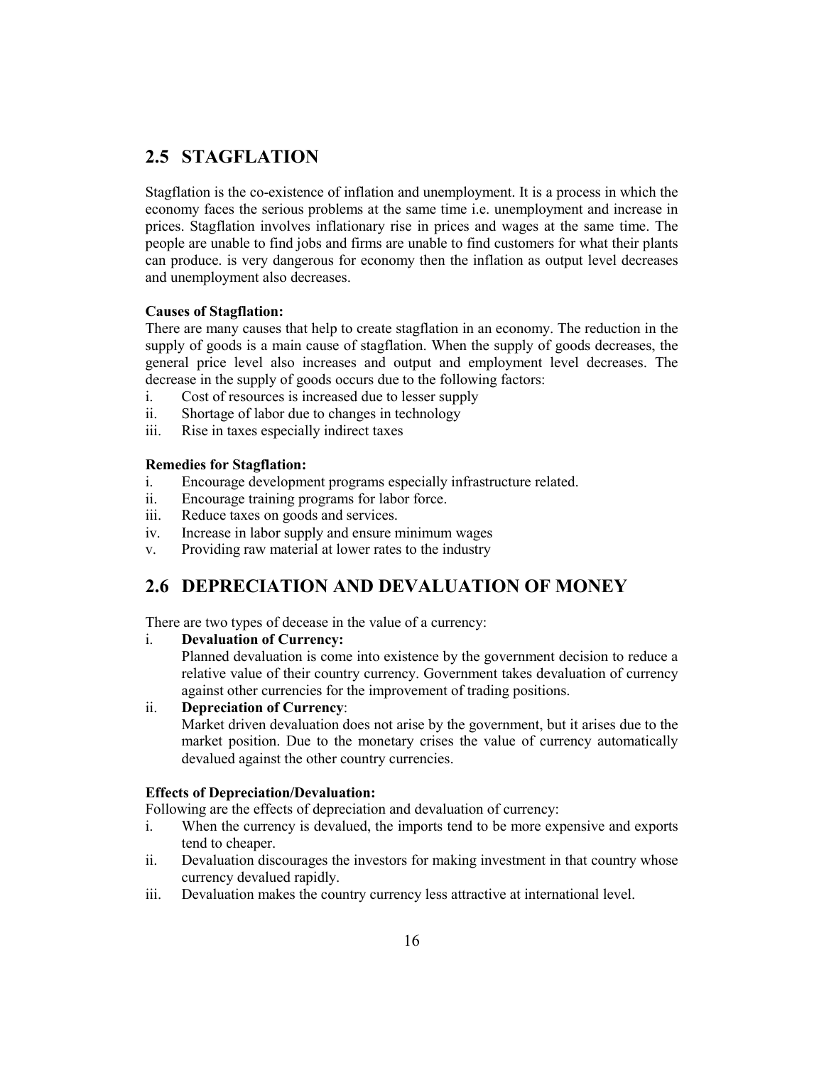## 2.5 STAGFLATION

Stagflation is the co-existence of inflation and unemployment. It is a process in which the economy faces the serious problems at the same time i.e. unemployment and increase in prices. Stagflation involves inflationary rise in prices and wages at the same time. The people are unable to find jobs and firms are unable to find customers for what their plants can produce. is very dangerous for economy then the inflation as output level decreases and unemployment also decreases.

**Causes of Stagflation:**

There are many causes that help to create stagflation in an economy. The reduction in the supply of goods is a main cause of stagflation. When the supply of goods decreases, the general price level also increases and output and employment level decreases. The decrease in the supply of goods occurs due to the following factors:

i. Cost of resources is increased due to lesser supply
ii. Shortage of labor due to changes in technology
iii. Rise in taxes especially indirect taxes

**Remedies for Stagflation:**

i. Encourage development programs especially infrastructure related.
ii. Encourage training programs for labor force.
iii. Reduce taxes on goods and services.
iv. Increase in labor supply and ensure minimum wages
v. Providing raw material at lower rates to the industry

## 2.6 DEPRECIATION AND DEVALUATION OF MONEY

There are two types of decease in the value of a currency:

i. **Devaluation of Currency:**
   Planned devaluation is come into existence by the government decision to reduce a relative value of their country currency. Government takes devaluation of currency against other currencies for the improvement of trading positions.

ii. **Depreciation of Currency**:
   Market driven devaluation does not arise by the government, but it arises due to the market position. Due to the monetary crises the value of currency automatically devalued against the other country currencies.

**Effects of Depreciation/Devaluation:**

Following are the effects of depreciation and devaluation of currency:

i. When the currency is devalued, the imports tend to be more expensive and exports tend to cheaper.
ii. Devaluation discourages the investors for making investment in that country whose currency devalued rapidly.
iii. Devaluation makes the country currency less attractive at international level.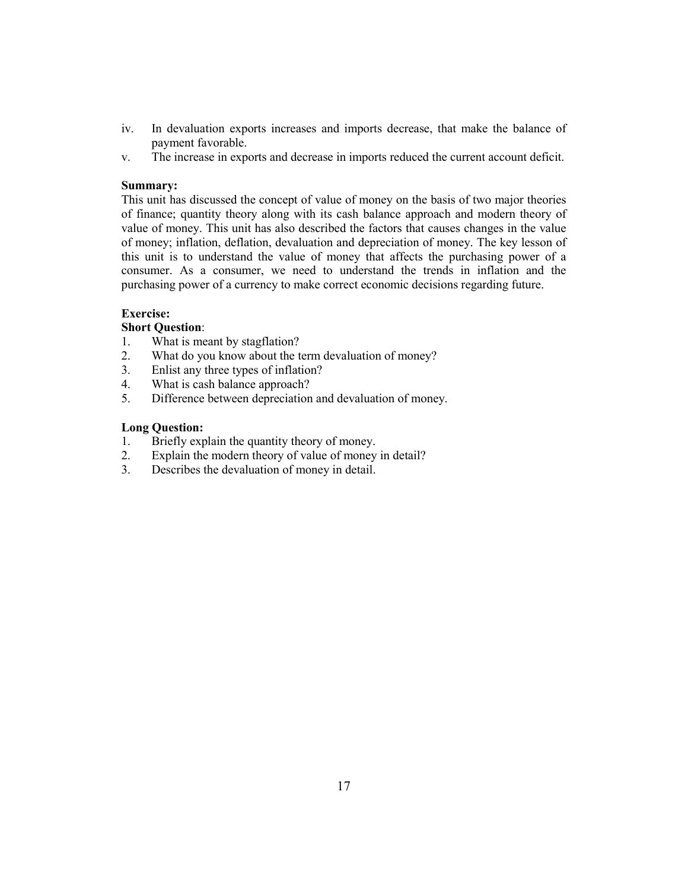iv. In devaluation exports increases and imports decrease, that make the balance of payment favorable.
v. The increase in exports and decrease in imports reduced the current account deficit.

**Summary:**
This unit has discussed the concept of value of money on the basis of two major theories of finance; quantity theory along with its cash balance approach and modern theory of value of money. This unit has also described the factors that causes changes in the value of money; inflation, deflation, devaluation and depreciation of money. The key lesson of this unit is to understand the value of money that affects the purchasing power of a consumer. As a consumer, we need to understand the trends in inflation and the purchasing power of a currency to make correct economic decisions regarding future.

**Exercise:**

**Short Question**:

1. What is meant by stagflation?
2. What do you know about the term devaluation of money?
3. Enlist any three types of inflation?
4. What is cash balance approach?
5. Difference between depreciation and devaluation of money.

**Long Question:**

1. Briefly explain the quantity theory of money.
2. Explain the modern theory of value of money in detail?
3. Describes the devaluation of money in detail.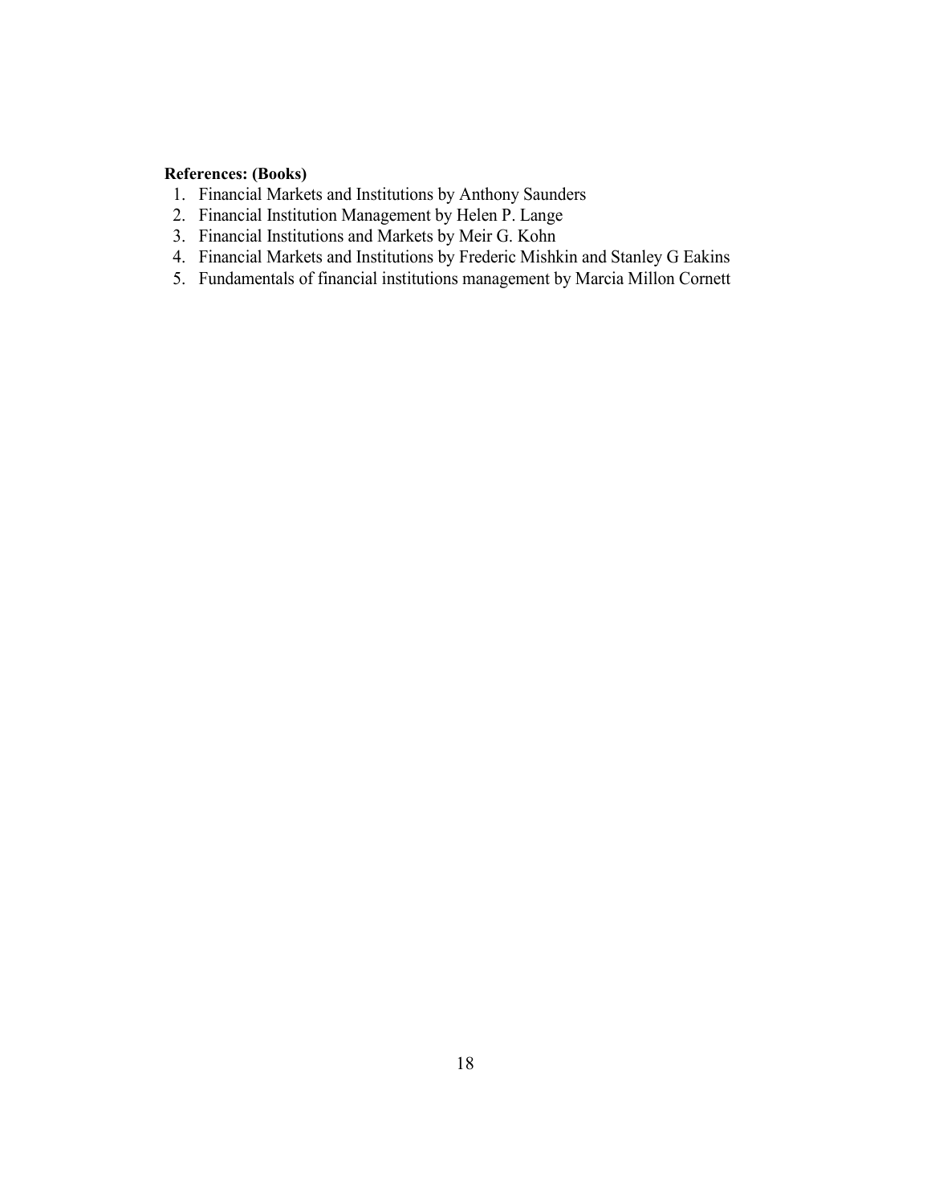**References: (Books)**

1. Financial Markets and Institutions by Anthony Saunders
2. Financial Institution Management by Helen P. Lange
3. Financial Institutions and Markets by Meir G. Kohn
4. Financial Markets and Institutions by Frederic Mishkin and Stanley G Eakins
5. Fundamentals of financial institutions management by Marcia Millon Cornett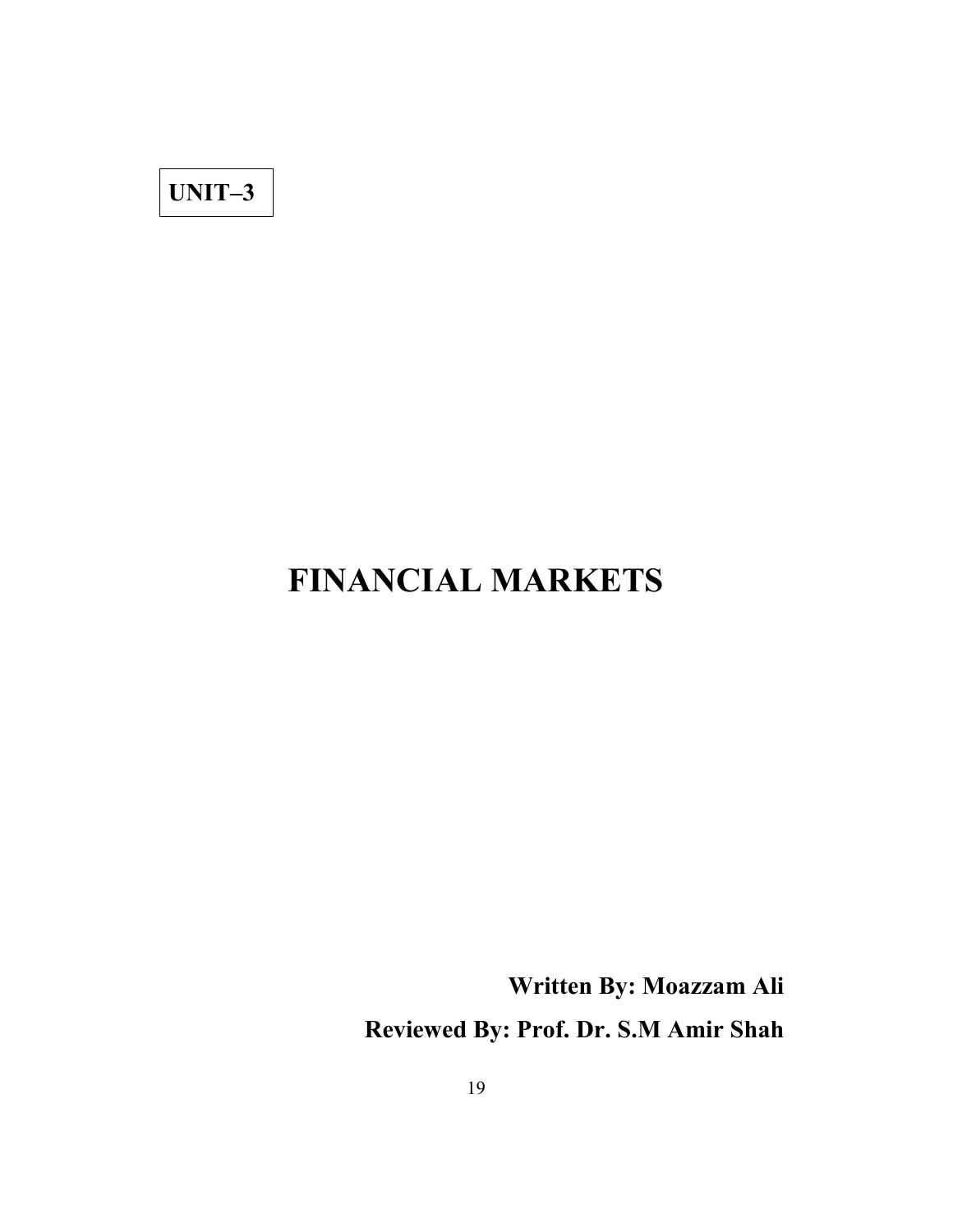**UNIT–3**

# FINANCIAL MARKETS

**Written By: Moazzam Ali**

**Reviewed By: Prof. Dr. S.M Amir Shah**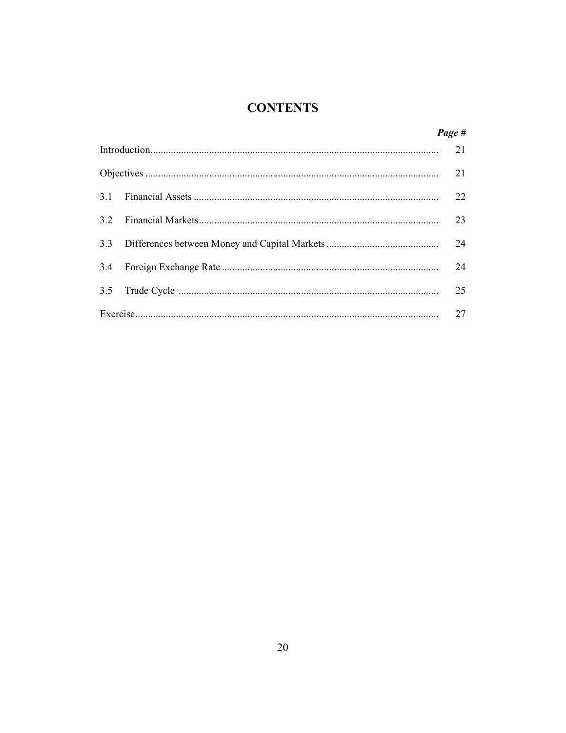# CONTENTS

| | | *Page #* |
|---|---|---|
| Introduction | | 21 |
| Objectives | | 21 |
| 3.1 | Financial Assets | 22 |
| 3.2 | Financial Markets | 23 |
| 3.3 | Differences between Money and Capital Markets | 24 |
| 3.4 | Foreign Exchange Rate | 24 |
| 3.5 | Trade Cycle | 25 |
| Exercise | | 27 |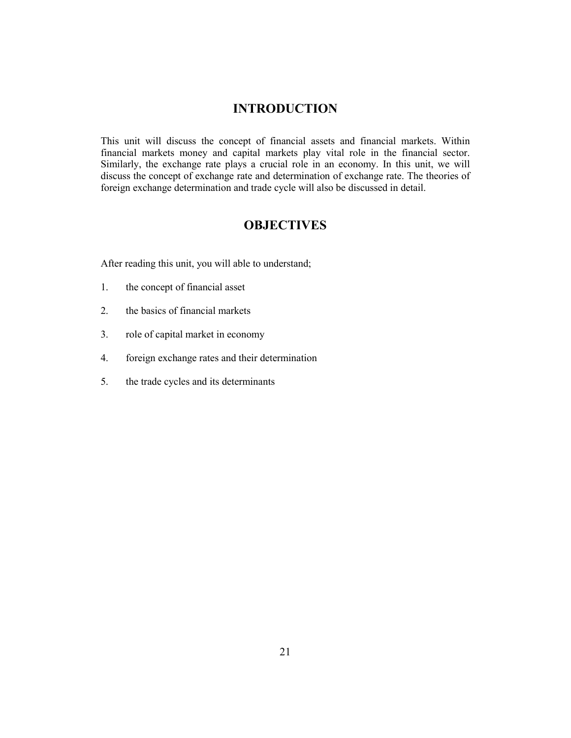## INTRODUCTION

This unit will discuss the concept of financial assets and financial markets. Within financial markets money and capital markets play vital role in the financial sector. Similarly, the exchange rate plays a crucial role in an economy. In this unit, we will discuss the concept of exchange rate and determination of exchange rate. The theories of foreign exchange determination and trade cycle will also be discussed in detail.

## OBJECTIVES

After reading this unit, you will able to understand;

1. the concept of financial asset
2. the basics of financial markets
3. role of capital market in economy
4. foreign exchange rates and their determination
5. the trade cycles and its determinants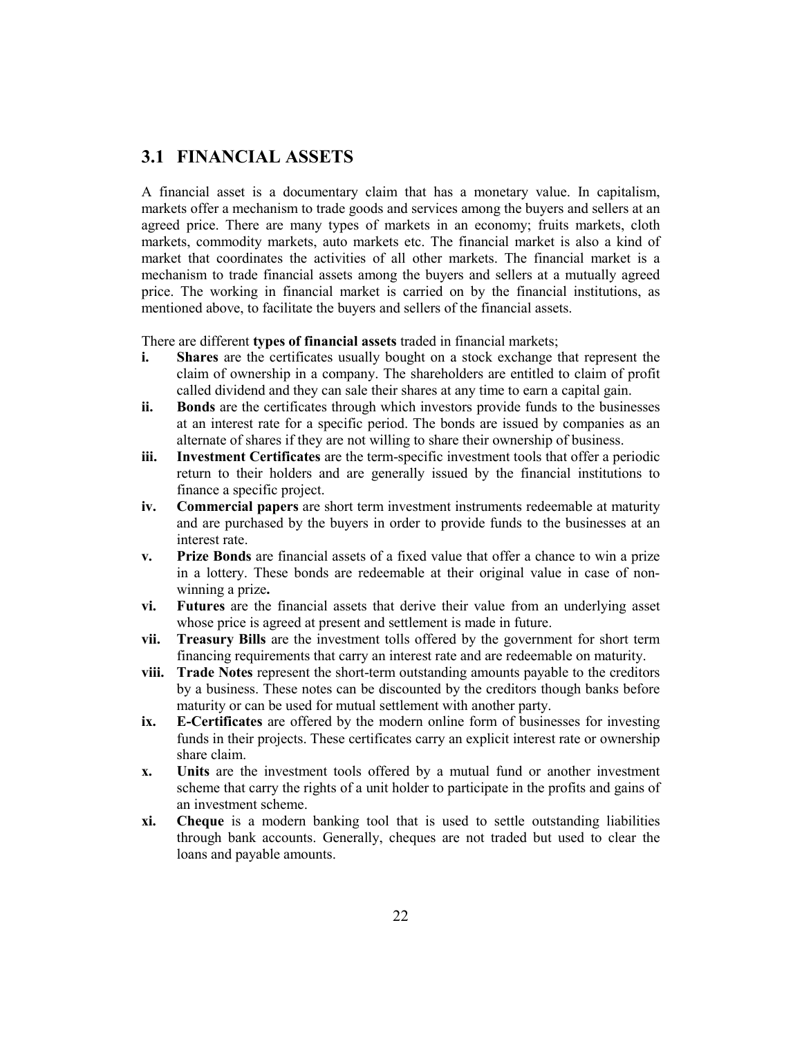## 3.1 FINANCIAL ASSETS

A financial asset is a documentary claim that has a monetary value. In capitalism, markets offer a mechanism to trade goods and services among the buyers and sellers at an agreed price. There are many types of markets in an economy; fruits markets, cloth markets, commodity markets, auto markets etc. The financial market is also a kind of market that coordinates the activities of all other markets. The financial market is a mechanism to trade financial assets among the buyers and sellers at a mutually agreed price. The working in financial market is carried on by the financial institutions, as mentioned above, to facilitate the buyers and sellers of the financial assets.

There are different **types of financial assets** traded in financial markets;

- **i. Shares** are the certificates usually bought on a stock exchange that represent the claim of ownership in a company. The shareholders are entitled to claim of profit called dividend and they can sale their shares at any time to earn a capital gain.
- **ii. Bonds** are the certificates through which investors provide funds to the businesses at an interest rate for a specific period. The bonds are issued by companies as an alternate of shares if they are not willing to share their ownership of business.
- **iii. Investment Certificates** are the term-specific investment tools that offer a periodic return to their holders and are generally issued by the financial institutions to finance a specific project.
- **iv. Commercial papers** are short term investment instruments redeemable at maturity and are purchased by the buyers in order to provide funds to the businesses at an interest rate.
- **v. Prize Bonds** are financial assets of a fixed value that offer a chance to win a prize in a lottery. These bonds are redeemable at their original value in case of non-winning a prize**.**
- **vi. Futures** are the financial assets that derive their value from an underlying asset whose price is agreed at present and settlement is made in future.
- **vii. Treasury Bills** are the investment tolls offered by the government for short term financing requirements that carry an interest rate and are redeemable on maturity.
- **viii. Trade Notes** represent the short-term outstanding amounts payable to the creditors by a business. These notes can be discounted by the creditors though banks before maturity or can be used for mutual settlement with another party.
- **ix. E-Certificates** are offered by the modern online form of businesses for investing funds in their projects. These certificates carry an explicit interest rate or ownership share claim.
- **x. Units** are the investment tools offered by a mutual fund or another investment scheme that carry the rights of a unit holder to participate in the profits and gains of an investment scheme.
- **xi. Cheque** is a modern banking tool that is used to settle outstanding liabilities through bank accounts. Generally, cheques are not traded but used to clear the loans and payable amounts.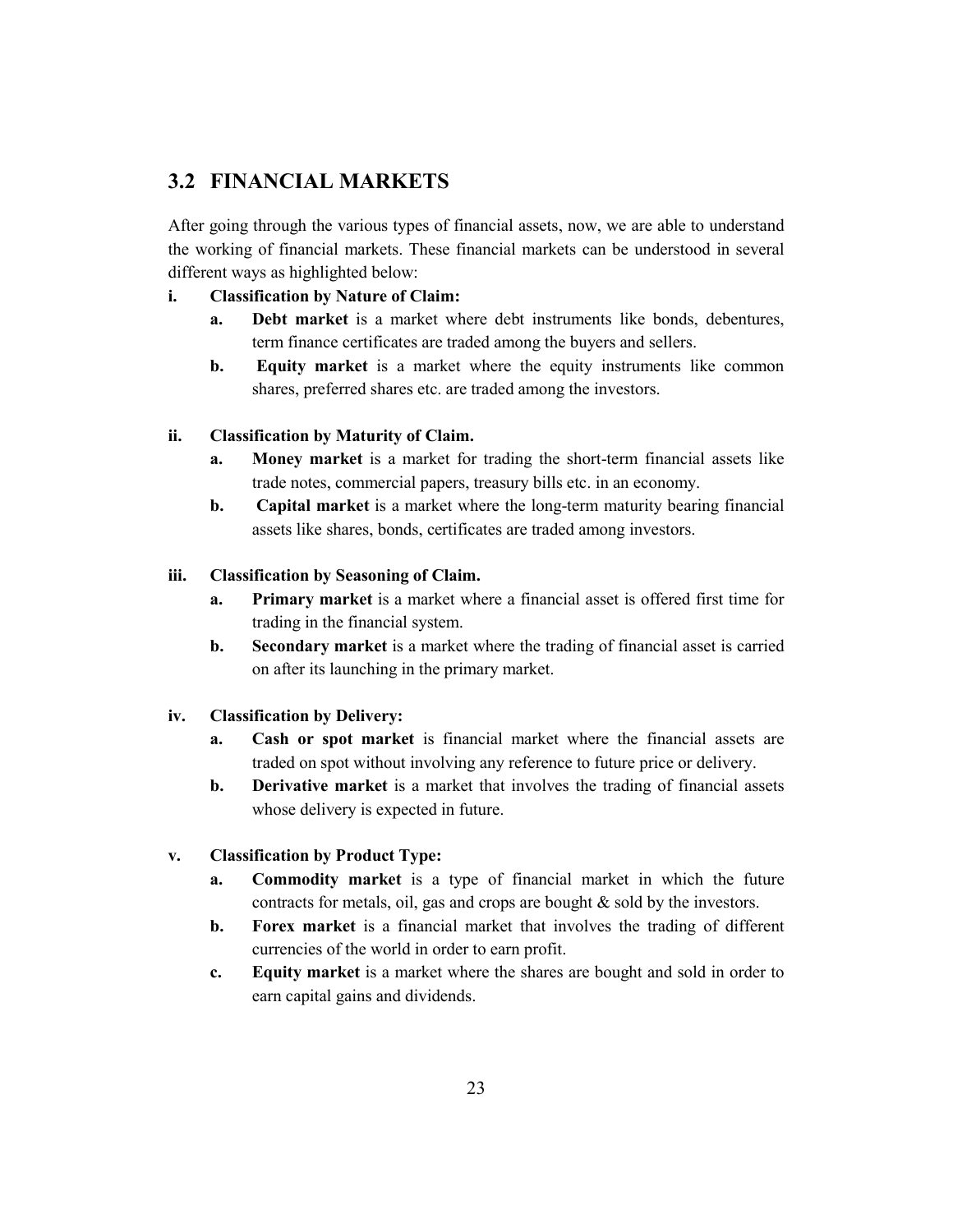## 3.2 FINANCIAL MARKETS

After going through the various types of financial assets, now, we are able to understand the working of financial markets. These financial markets can be understood in several different ways as highlighted below:

**i. Classification by Nature of Claim:**

- **a. Debt market** is a market where debt instruments like bonds, debentures, term finance certificates are traded among the buyers and sellers.
- **b. Equity market** is a market where the equity instruments like common shares, preferred shares etc. are traded among the investors.

**ii. Classification by Maturity of Claim.**

- **a. Money market** is a market for trading the short-term financial assets like trade notes, commercial papers, treasury bills etc. in an economy.
- **b. Capital market** is a market where the long-term maturity bearing financial assets like shares, bonds, certificates are traded among investors.

**iii. Classification by Seasoning of Claim.**

- **a. Primary market** is a market where a financial asset is offered first time for trading in the financial system.
- **b. Secondary market** is a market where the trading of financial asset is carried on after its launching in the primary market.

**iv. Classification by Delivery:**

- **a. Cash or spot market** is financial market where the financial assets are traded on spot without involving any reference to future price or delivery.
- **b. Derivative market** is a market that involves the trading of financial assets whose delivery is expected in future.

**v. Classification by Product Type:**

- **a. Commodity market** is a type of financial market in which the future contracts for metals, oil, gas and crops are bought & sold by the investors.
- **b. Forex market** is a financial market that involves the trading of different currencies of the world in order to earn profit.
- **c. Equity market** is a market where the shares are bought and sold in order to earn capital gains and dividends.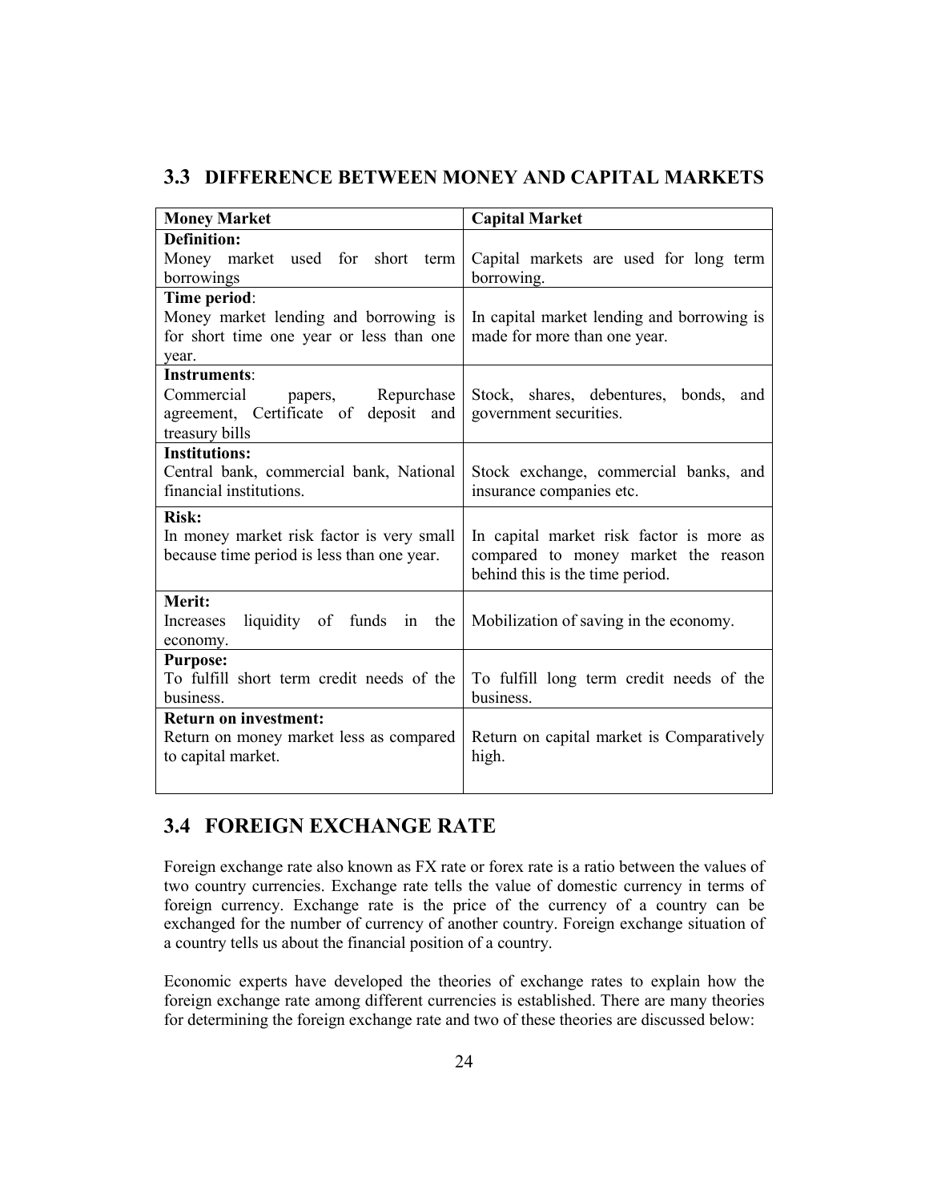## 3.3 DIFFERENCE BETWEEN MONEY AND CAPITAL MARKETS

| Money Market | Capital Market |
|---|---|
| **Definition:** Money market used for short term borrowings | Capital markets are used for long term borrowing. |
| **Time period**: Money market lending and borrowing is for short time one year or less than one year. | In capital market lending and borrowing is made for more than one year. |
| **Instruments**: Commercial papers, Repurchase agreement, Certificate of deposit and treasury bills | Stock, shares, debentures, bonds, and government securities. |
| **Institutions:** Central bank, commercial bank, National financial institutions. | Stock exchange, commercial banks, and insurance companies etc. |
| **Risk:** In money market risk factor is very small because time period is less than one year. | In capital market risk factor is more as compared to money market the reason behind this is the time period. |
| **Merit:** Increases liquidity of funds in the economy. | Mobilization of saving in the economy. |
| **Purpose:** To fulfill short term credit needs of the business. | To fulfill long term credit needs of the business. |
| **Return on investment:** Return on money market less as compared to capital market. | Return on capital market is Comparatively high. |

## 3.4 FOREIGN EXCHANGE RATE

Foreign exchange rate also known as FX rate or forex rate is a ratio between the values of two country currencies. Exchange rate tells the value of domestic currency in terms of foreign currency. Exchange rate is the price of the currency of a country can be exchanged for the number of currency of another country. Foreign exchange situation of a country tells us about the financial position of a country.

Economic experts have developed the theories of exchange rates to explain how the foreign exchange rate among different currencies is established. There are many theories for determining the foreign exchange rate and two of these theories are discussed below: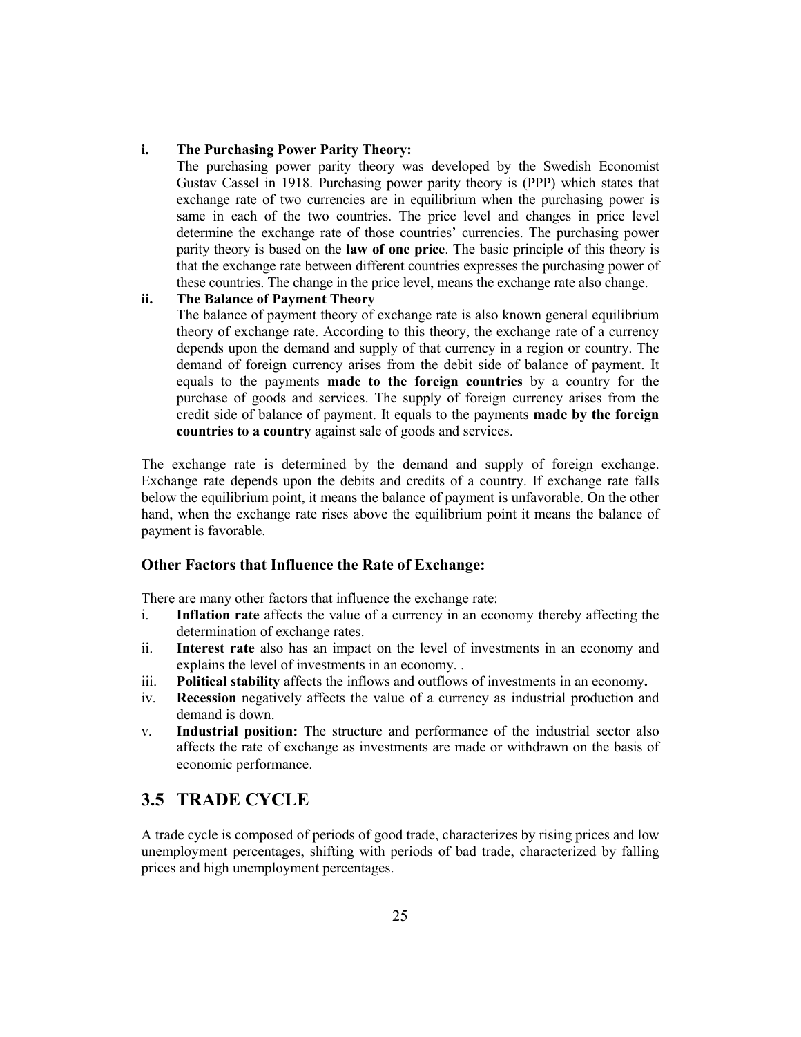i. **The Purchasing Power Parity Theory:**

   The purchasing power parity theory was developed by the Swedish Economist Gustav Cassel in 1918. Purchasing power parity theory is (PPP) which states that exchange rate of two currencies are in equilibrium when the purchasing power is same in each of the two countries. The price level and changes in price level determine the exchange rate of those countries' currencies. The purchasing power parity theory is based on the **law of one price**. The basic principle of this theory is that the exchange rate between different countries expresses the purchasing power of these countries. The change in the price level, means the exchange rate also change.

ii. **The Balance of Payment Theory**

   The balance of payment theory of exchange rate is also known general equilibrium theory of exchange rate. According to this theory, the exchange rate of a currency depends upon the demand and supply of that currency in a region or country. The demand of foreign currency arises from the debit side of balance of payment. It equals to the payments **made to the foreign countries** by a country for the purchase of goods and services. The supply of foreign currency arises from the credit side of balance of payment. It equals to the payments **made by the foreign countries to a country** against sale of goods and services.

The exchange rate is determined by the demand and supply of foreign exchange. Exchange rate depends upon the debits and credits of a country. If exchange rate falls below the equilibrium point, it means the balance of payment is unfavorable. On the other hand, when the exchange rate rises above the equilibrium point it means the balance of payment is favorable.

### Other Factors that Influence the Rate of Exchange:

There are many other factors that influence the exchange rate:

i. **Inflation rate** affects the value of a currency in an economy thereby affecting the determination of exchange rates.
ii. **Interest rate** also has an impact on the level of investments in an economy and explains the level of investments in an economy. .
iii. **Political stability** affects the inflows and outflows of investments in an economy**.**
iv. **Recession** negatively affects the value of a currency as industrial production and demand is down.
v. **Industrial position:** The structure and performance of the industrial sector also affects the rate of exchange as investments are made or withdrawn on the basis of economic performance.

## 3.5 TRADE CYCLE

A trade cycle is composed of periods of good trade, characterizes by rising prices and low unemployment percentages, shifting with periods of bad trade, characterized by falling prices and high unemployment percentages.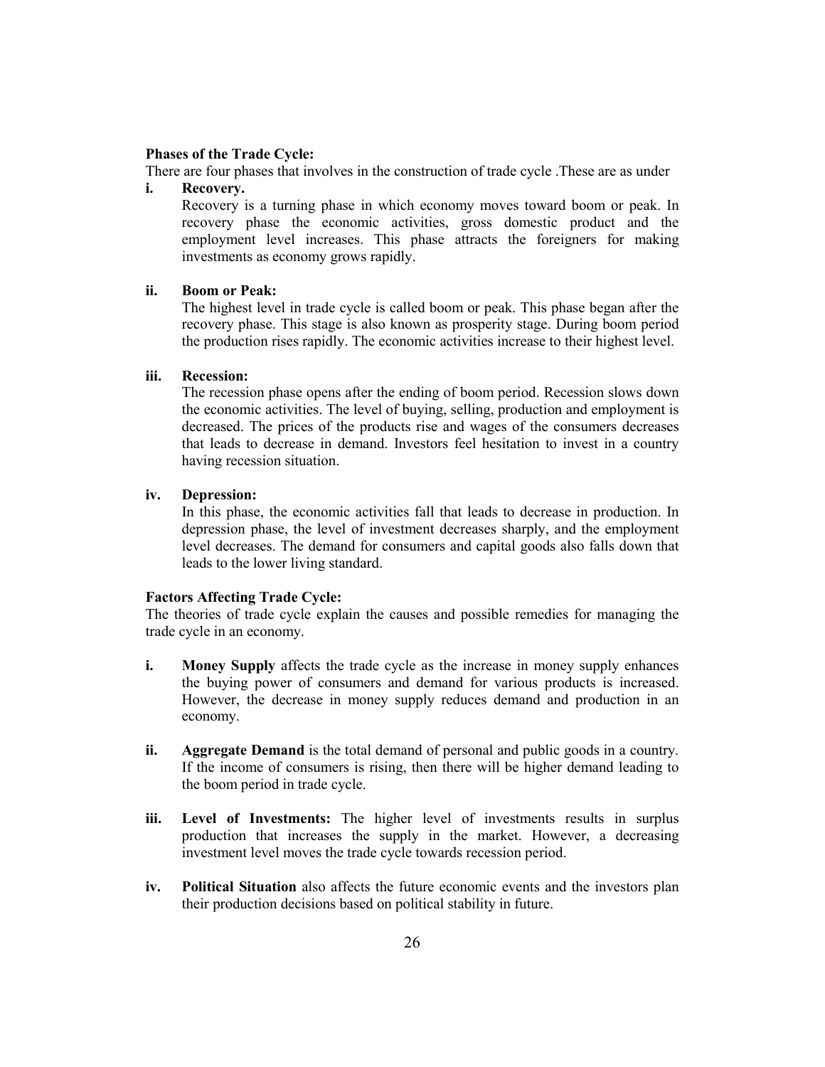**Phases of the Trade Cycle:**

There are four phases that involves in the construction of trade cycle .These are as under

i. **Recovery.**

   Recovery is a turning phase in which economy moves toward boom or peak. In recovery phase the economic activities, gross domestic product and the employment level increases. This phase attracts the foreigners for making investments as economy grows rapidly.

ii. **Boom or Peak:**

   The highest level in trade cycle is called boom or peak. This phase began after the recovery phase. This stage is also known as prosperity stage. During boom period the production rises rapidly. The economic activities increase to their highest level.

iii. **Recession:**

   The recession phase opens after the ending of boom period. Recession slows down the economic activities. The level of buying, selling, production and employment is decreased. The prices of the products rise and wages of the consumers decreases that leads to decrease in demand. Investors feel hesitation to invest in a country having recession situation.

iv. **Depression:**

   In this phase, the economic activities fall that leads to decrease in production. In depression phase, the level of investment decreases sharply, and the employment level decreases. The demand for consumers and capital goods also falls down that leads to the lower living standard.

**Factors Affecting Trade Cycle:**

The theories of trade cycle explain the causes and possible remedies for managing the trade cycle in an economy.

i. **Money Supply** affects the trade cycle as the increase in money supply enhances the buying power of consumers and demand for various products is increased. However, the decrease in money supply reduces demand and production in an economy.

ii. **Aggregate Demand** is the total demand of personal and public goods in a country. If the income of consumers is rising, then there will be higher demand leading to the boom period in trade cycle.

iii. **Level of Investments:** The higher level of investments results in surplus production that increases the supply in the market. However, a decreasing investment level moves the trade cycle towards recession period.

iv. **Political Situation** also affects the future economic events and the investors plan their production decisions based on political stability in future.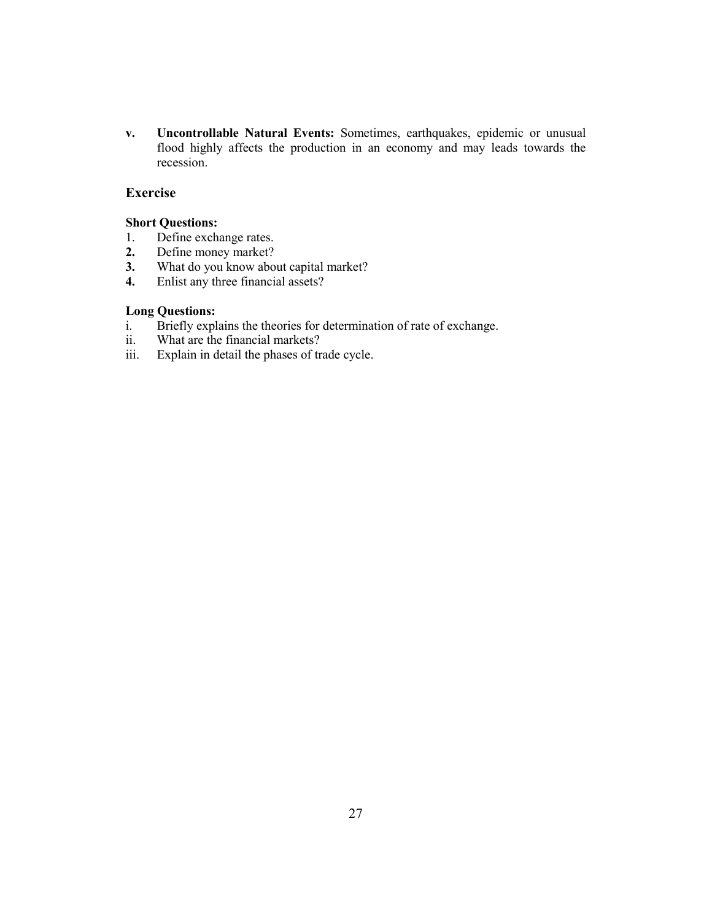v. **Uncontrollable Natural Events:** Sometimes, earthquakes, epidemic or unusual flood highly affects the production in an economy and may leads towards the recession.

## Exercise

**Short Questions:**

1. Define exchange rates.
2. Define money market?
3. What do you know about capital market?
4. Enlist any three financial assets?

**Long Questions:**

i. Briefly explains the theories for determination of rate of exchange.
ii. What are the financial markets?
iii. Explain in detail the phases of trade cycle.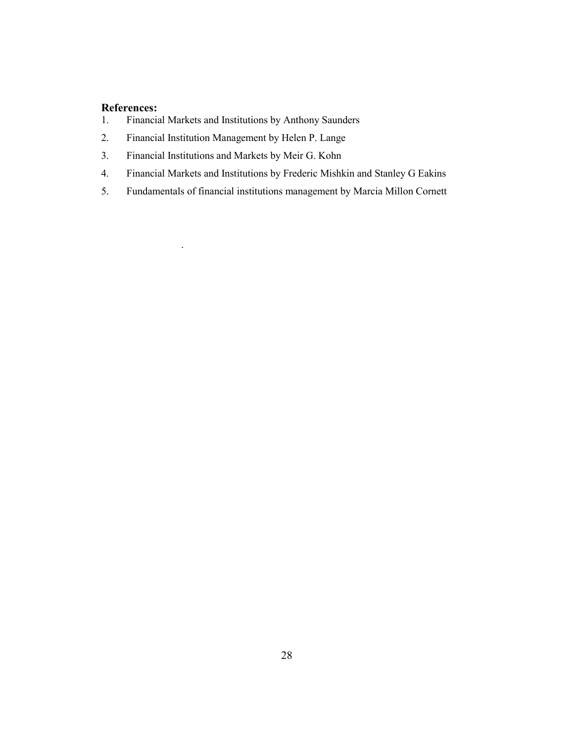**References:**

1. Financial Markets and Institutions by Anthony Saunders
2. Financial Institution Management by Helen P. Lange
3. Financial Institutions and Markets by Meir G. Kohn
4. Financial Markets and Institutions by Frederic Mishkin and Stanley G Eakins
5. Fundamentals of financial institutions management by Marcia Millon Cornett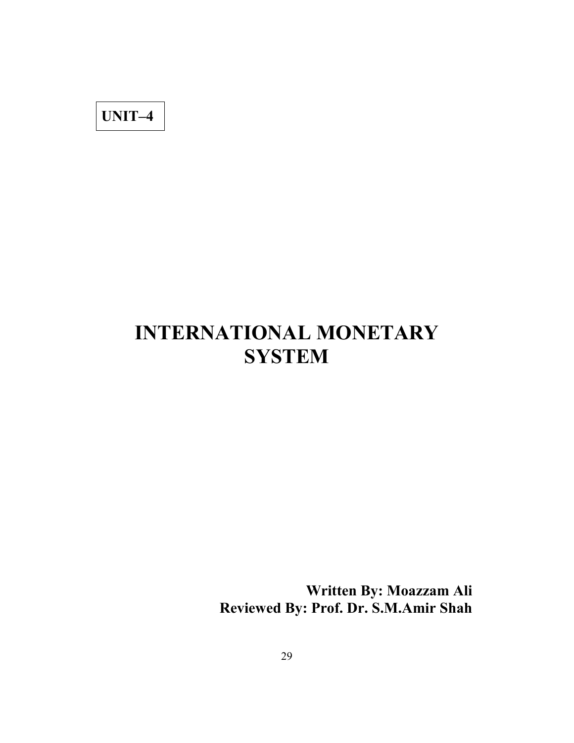**UNIT–4**

# INTERNATIONAL MONETARY SYSTEM

**Written By: Moazzam Ali**
**Reviewed By: Prof. Dr. S.M.Amir Shah**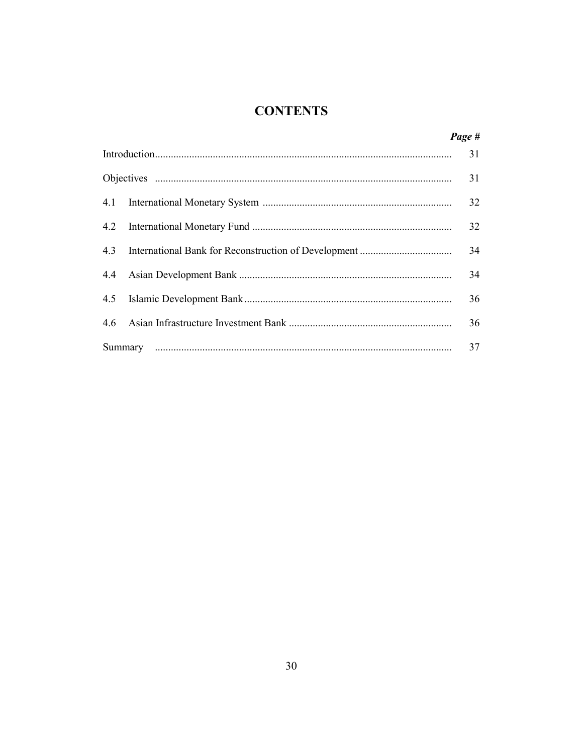# CONTENTS

| | | *Page #* |
|---|---|---|
| Introduction | | 31 |
| Objectives | | 31 |
| 4.1 | International Monetary System | 32 |
| 4.2 | International Monetary Fund | 32 |
| 4.3 | International Bank for Reconstruction of Development | 34 |
| 4.4 | Asian Development Bank | 34 |
| 4.5 | Islamic Development Bank | 36 |
| 4.6 | Asian Infrastructure Investment Bank | 36 |
| Summary | | 37 |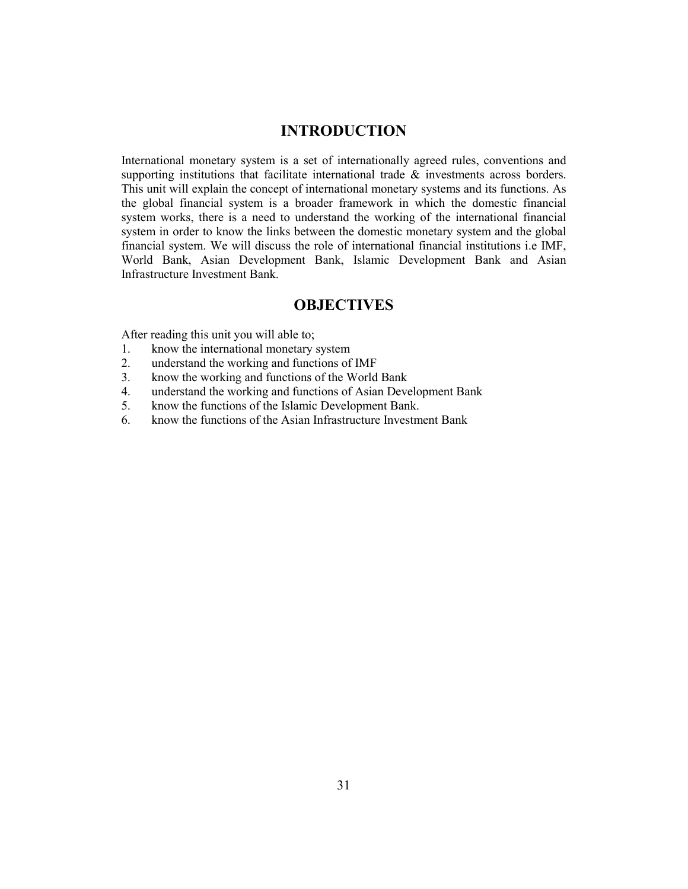## INTRODUCTION

International monetary system is a set of internationally agreed rules, conventions and supporting institutions that facilitate international trade & investments across borders. This unit will explain the concept of international monetary systems and its functions. As the global financial system is a broader framework in which the domestic financial system works, there is a need to understand the working of the international financial system in order to know the links between the domestic monetary system and the global financial system. We will discuss the role of international financial institutions i.e IMF, World Bank, Asian Development Bank, Islamic Development Bank and Asian Infrastructure Investment Bank.

## OBJECTIVES

After reading this unit you will able to;

1. know the international monetary system
2. understand the working and functions of IMF
3. know the working and functions of the World Bank
4. understand the working and functions of Asian Development Bank
5. know the functions of the Islamic Development Bank.
6. know the functions of the Asian Infrastructure Investment Bank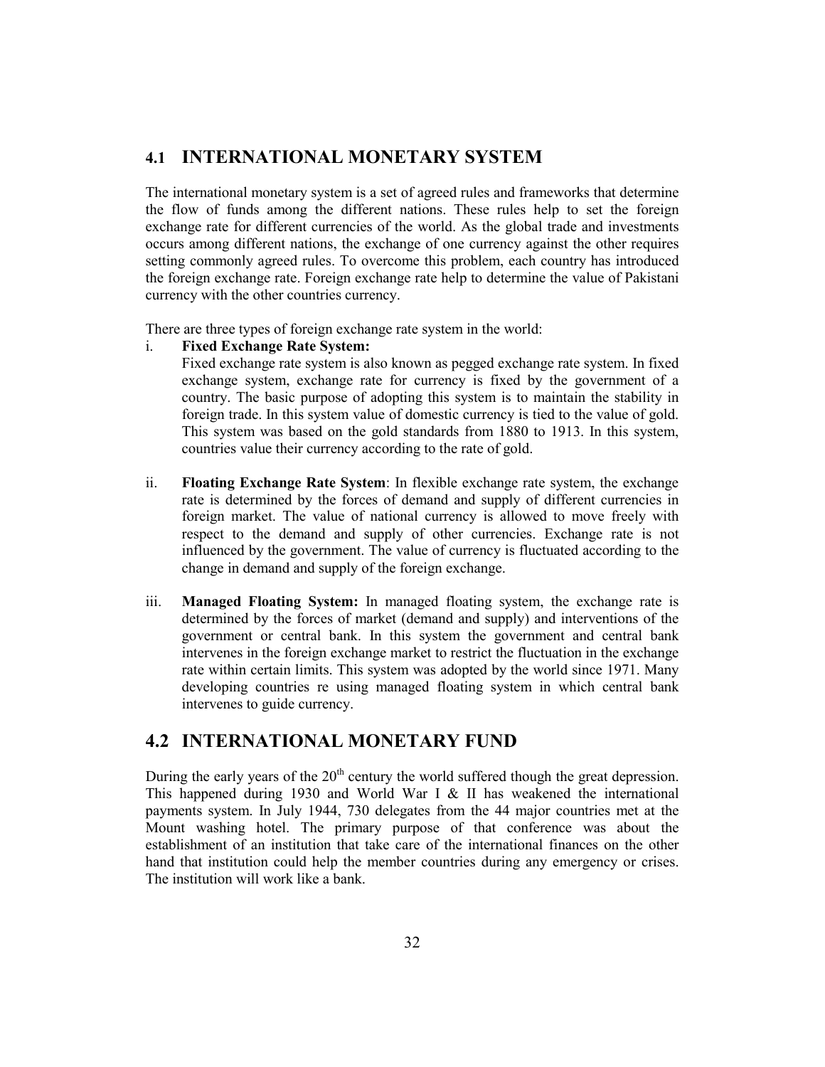## 4.1 INTERNATIONAL MONETARY SYSTEM

The international monetary system is a set of agreed rules and frameworks that determine the flow of funds among the different nations. These rules help to set the foreign exchange rate for different currencies of the world. As the global trade and investments occurs among different nations, the exchange of one currency against the other requires setting commonly agreed rules. To overcome this problem, each country has introduced the foreign exchange rate. Foreign exchange rate help to determine the value of Pakistani currency with the other countries currency.

There are three types of foreign exchange rate system in the world:

i. **Fixed Exchange Rate System:**
   Fixed exchange rate system is also known as pegged exchange rate system. In fixed exchange system, exchange rate for currency is fixed by the government of a country. The basic purpose of adopting this system is to maintain the stability in foreign trade. In this system value of domestic currency is tied to the value of gold. This system was based on the gold standards from 1880 to 1913. In this system, countries value their currency according to the rate of gold.

ii. **Floating Exchange Rate System**: In flexible exchange rate system, the exchange rate is determined by the forces of demand and supply of different currencies in foreign market. The value of national currency is allowed to move freely with respect to the demand and supply of other currencies. Exchange rate is not influenced by the government. The value of currency is fluctuated according to the change in demand and supply of the foreign exchange.

iii. **Managed Floating System:** In managed floating system, the exchange rate is determined by the forces of market (demand and supply) and interventions of the government or central bank. In this system the government and central bank intervenes in the foreign exchange market to restrict the fluctuation in the exchange rate within certain limits. This system was adopted by the world since 1971. Many developing countries re using managed floating system in which central bank intervenes to guide currency.

## 4.2 INTERNATIONAL MONETARY FUND

During the early years of the 20th century the world suffered though the great depression. This happened during 1930 and World War I & II has weakened the international payments system. In July 1944, 730 delegates from the 44 major countries met at the Mount washing hotel. The primary purpose of that conference was about the establishment of an institution that take care of the international finances on the other hand that institution could help the member countries during any emergency or crises. The institution will work like a bank.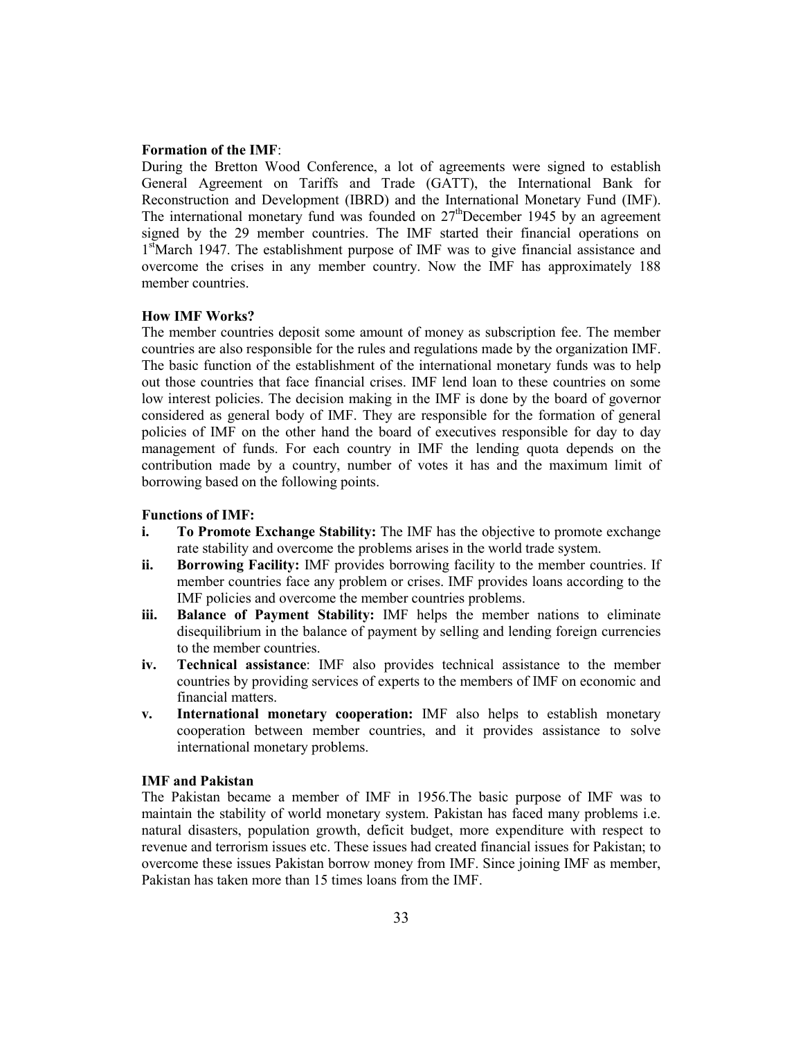**Formation of the IMF**:

During the Bretton Wood Conference, a lot of agreements were signed to establish General Agreement on Tariffs and Trade (GATT), the International Bank for Reconstruction and Development (IBRD) and the International Monetary Fund (IMF). The international monetary fund was founded on 27th December 1945 by an agreement signed by the 29 member countries. The IMF started their financial operations on 1st March 1947. The establishment purpose of IMF was to give financial assistance and overcome the crises in any member country. Now the IMF has approximately 188 member countries.

**How IMF Works?**

The member countries deposit some amount of money as subscription fee. The member countries are also responsible for the rules and regulations made by the organization IMF. The basic function of the establishment of the international monetary funds was to help out those countries that face financial crises. IMF lend loan to these countries on some low interest policies. The decision making in the IMF is done by the board of governor considered as general body of IMF. They are responsible for the formation of general policies of IMF on the other hand the board of executives responsible for day to day management of funds. For each country in IMF the lending quota depends on the contribution made by a country, number of votes it has and the maximum limit of borrowing based on the following points.

**Functions of IMF:**

- **i. To Promote Exchange Stability:** The IMF has the objective to promote exchange rate stability and overcome the problems arises in the world trade system.
- **ii. Borrowing Facility:** IMF provides borrowing facility to the member countries. If member countries face any problem or crises. IMF provides loans according to the IMF policies and overcome the member countries problems.
- **iii. Balance of Payment Stability:** IMF helps the member nations to eliminate disequilibrium in the balance of payment by selling and lending foreign currencies to the member countries.
- **iv. Technical assistance**: IMF also provides technical assistance to the member countries by providing services of experts to the members of IMF on economic and financial matters.
- **v. International monetary cooperation:** IMF also helps to establish monetary cooperation between member countries, and it provides assistance to solve international monetary problems.

**IMF and Pakistan**

The Pakistan became a member of IMF in 1956.The basic purpose of IMF was to maintain the stability of world monetary system. Pakistan has faced many problems i.e. natural disasters, population growth, deficit budget, more expenditure with respect to revenue and terrorism issues etc. These issues had created financial issues for Pakistan; to overcome these issues Pakistan borrow money from IMF. Since joining IMF as member, Pakistan has taken more than 15 times loans from the IMF.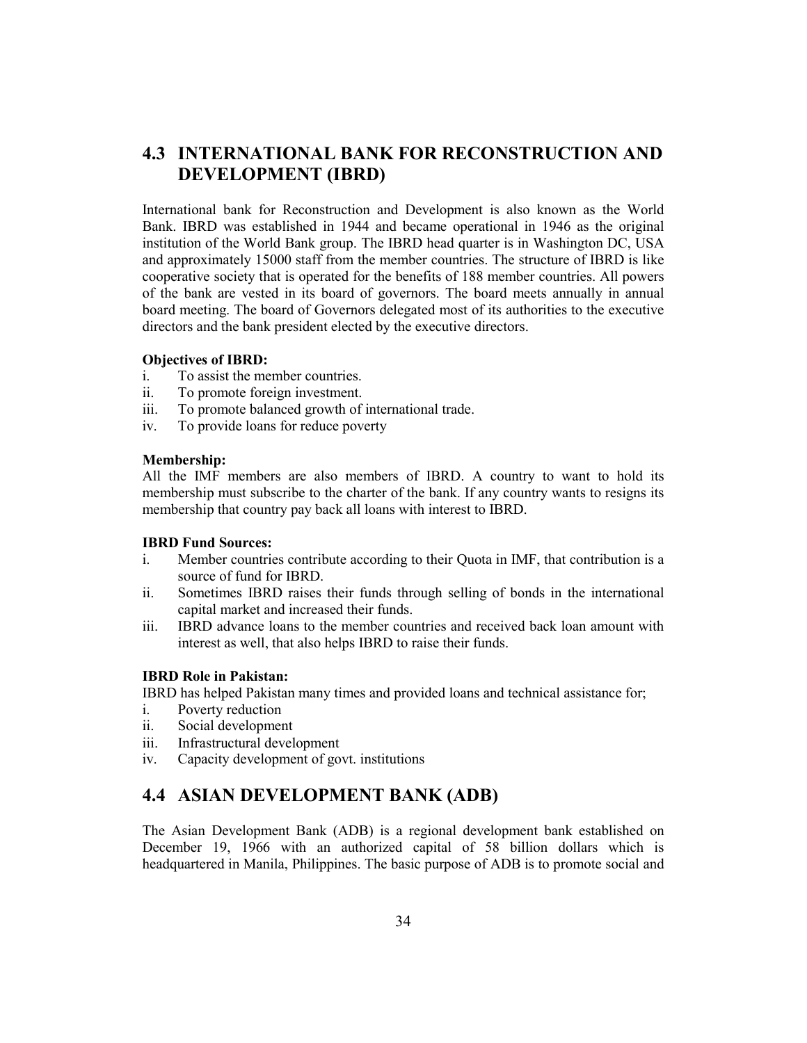## 4.3 INTERNATIONAL BANK FOR RECONSTRUCTION AND DEVELOPMENT (IBRD)

International bank for Reconstruction and Development is also known as the World Bank. IBRD was established in 1944 and became operational in 1946 as the original institution of the World Bank group. The IBRD head quarter is in Washington DC, USA and approximately 15000 staff from the member countries. The structure of IBRD is like cooperative society that is operated for the benefits of 188 member countries. All powers of the bank are vested in its board of governors. The board meets annually in annual board meeting. The board of Governors delegated most of its authorities to the executive directors and the bank president elected by the executive directors.

**Objectives of IBRD:**

i. To assist the member countries.
ii. To promote foreign investment.
iii. To promote balanced growth of international trade.
iv. To provide loans for reduce poverty

**Membership:**

All the IMF members are also members of IBRD. A country to want to hold its membership must subscribe to the charter of the bank. If any country wants to resigns its membership that country pay back all loans with interest to IBRD.

**IBRD Fund Sources:**

i. Member countries contribute according to their Quota in IMF, that contribution is a source of fund for IBRD.
ii. Sometimes IBRD raises their funds through selling of bonds in the international capital market and increased their funds.
iii. IBRD advance loans to the member countries and received back loan amount with interest as well, that also helps IBRD to raise their funds.

**IBRD Role in Pakistan:**

IBRD has helped Pakistan many times and provided loans and technical assistance for;

i. Poverty reduction
ii. Social development
iii. Infrastructural development
iv. Capacity development of govt. institutions

## 4.4 ASIAN DEVELOPMENT BANK (ADB)

The Asian Development Bank (ADB) is a regional development bank established on December 19, 1966 with an authorized capital of 58 billion dollars which is headquartered in Manila, Philippines. The basic purpose of ADB is to promote social and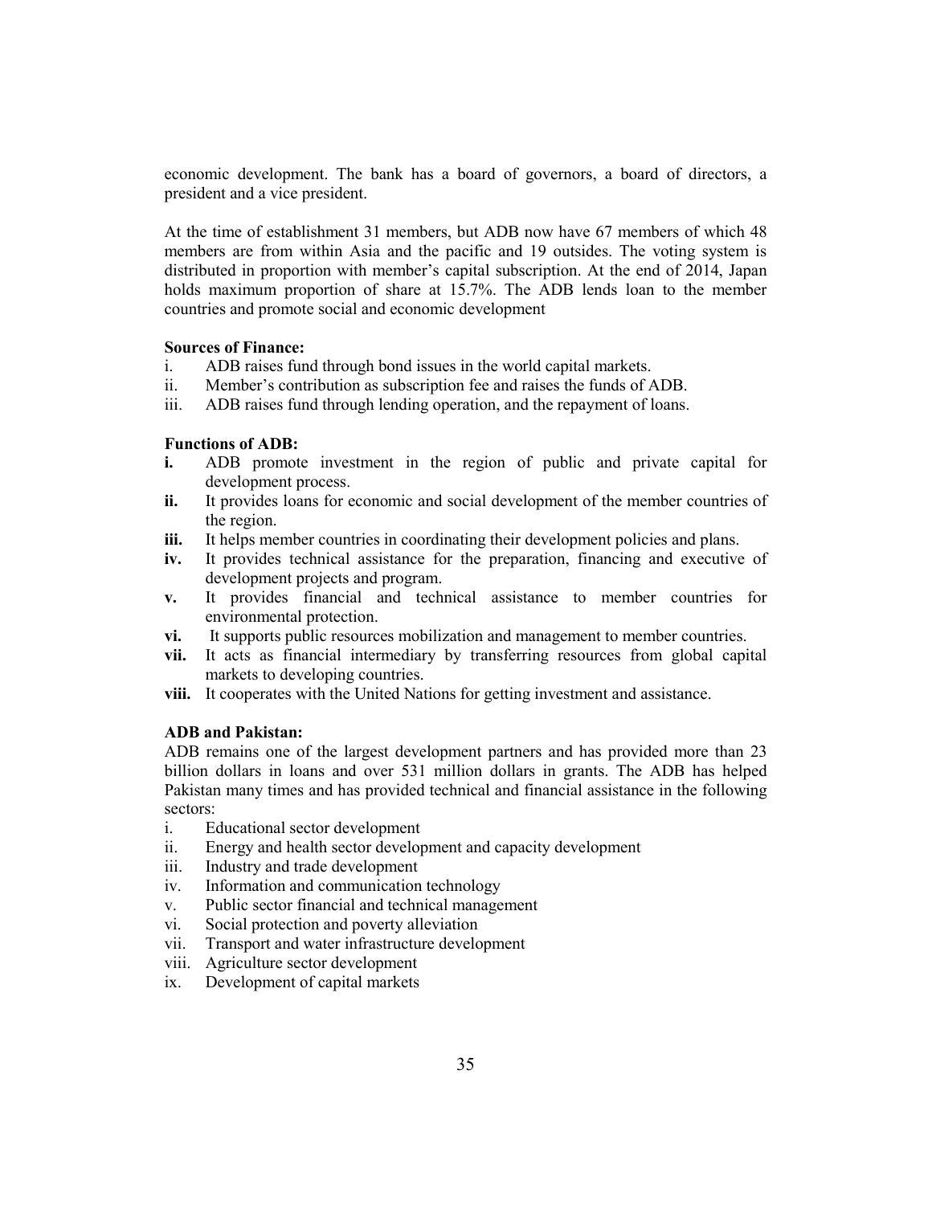economic development. The bank has a board of governors, a board of directors, a president and a vice president.

At the time of establishment 31 members, but ADB now have 67 members of which 48 members are from within Asia and the pacific and 19 outsides. The voting system is distributed in proportion with member's capital subscription. At the end of 2014, Japan holds maximum proportion of share at 15.7%. The ADB lends loan to the member countries and promote social and economic development

**Sources of Finance:**

i. ADB raises fund through bond issues in the world capital markets.
ii. Member's contribution as subscription fee and raises the funds of ADB.
iii. ADB raises fund through lending operation, and the repayment of loans.

**Functions of ADB:**

**i.** ADB promote investment in the region of public and private capital for development process.
**ii.** It provides loans for economic and social development of the member countries of the region.
**iii.** It helps member countries in coordinating their development policies and plans.
**iv.** It provides technical assistance for the preparation, financing and executive of development projects and program.
**v.** It provides financial and technical assistance to member countries for environmental protection.
**vi.** It supports public resources mobilization and management to member countries.
**vii.** It acts as financial intermediary by transferring resources from global capital markets to developing countries.
**viii.** It cooperates with the United Nations for getting investment and assistance.

**ADB and Pakistan:**

ADB remains one of the largest development partners and has provided more than 23 billion dollars in loans and over 531 million dollars in grants. The ADB has helped Pakistan many times and has provided technical and financial assistance in the following sectors:

i. Educational sector development
ii. Energy and health sector development and capacity development
iii. Industry and trade development
iv. Information and communication technology
v. Public sector financial and technical management
vi. Social protection and poverty alleviation
vii. Transport and water infrastructure development
viii. Agriculture sector development
ix. Development of capital markets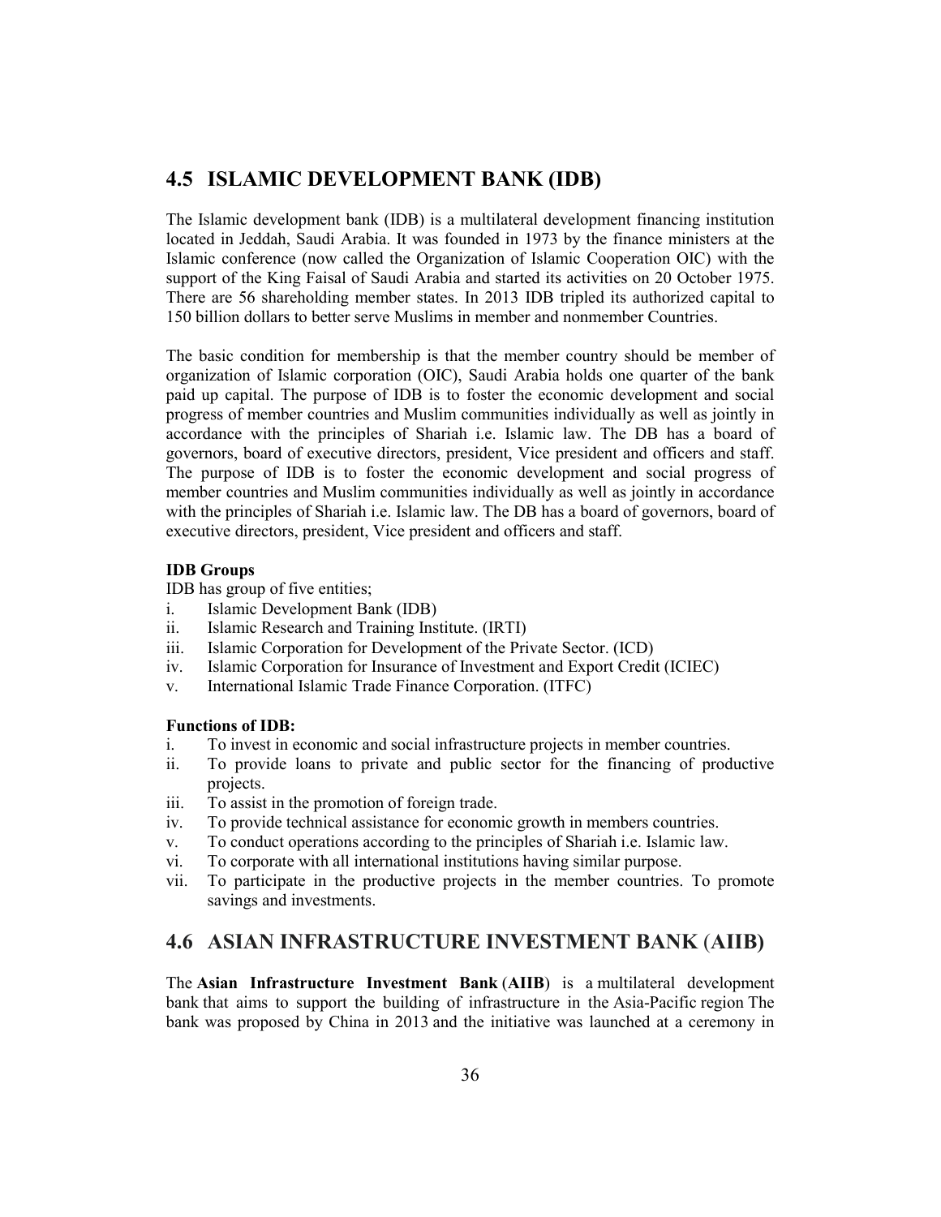## 4.5 ISLAMIC DEVELOPMENT BANK (IDB)

The Islamic development bank (IDB) is a multilateral development financing institution located in Jeddah, Saudi Arabia. It was founded in 1973 by the finance ministers at the Islamic conference (now called the Organization of Islamic Cooperation OIC) with the support of the King Faisal of Saudi Arabia and started its activities on 20 October 1975. There are 56 shareholding member states. In 2013 IDB tripled its authorized capital to 150 billion dollars to better serve Muslims in member and nonmember Countries.

The basic condition for membership is that the member country should be member of organization of Islamic corporation (OIC), Saudi Arabia holds one quarter of the bank paid up capital. The purpose of IDB is to foster the economic development and social progress of member countries and Muslim communities individually as well as jointly in accordance with the principles of Shariah i.e. Islamic law. The DB has a board of governors, board of executive directors, president, Vice president and officers and staff. The purpose of IDB is to foster the economic development and social progress of member countries and Muslim communities individually as well as jointly in accordance with the principles of Shariah i.e. Islamic law. The DB has a board of governors, board of executive directors, president, Vice president and officers and staff.

**IDB Groups**

IDB has group of five entities;

i. Islamic Development Bank (IDB)
ii. Islamic Research and Training Institute. (IRTI)
iii. Islamic Corporation for Development of the Private Sector. (ICD)
iv. Islamic Corporation for Insurance of Investment and Export Credit (ICIEC)
v. International Islamic Trade Finance Corporation. (ITFC)

**Functions of IDB:**

i. To invest in economic and social infrastructure projects in member countries.
ii. To provide loans to private and public sector for the financing of productive projects.
iii. To assist in the promotion of foreign trade.
iv. To provide technical assistance for economic growth in members countries.
v. To conduct operations according to the principles of Shariah i.e. Islamic law.
vi. To corporate with all international institutions having similar purpose.
vii. To participate in the productive projects in the member countries. To promote savings and investments.

## 4.6 ASIAN INFRASTRUCTURE INVESTMENT BANK (AIIB)

The **Asian Infrastructure Investment Bank** (**AIIB**) is a multilateral development bank that aims to support the building of infrastructure in the Asia-Pacific region The bank was proposed by China in 2013 and the initiative was launched at a ceremony in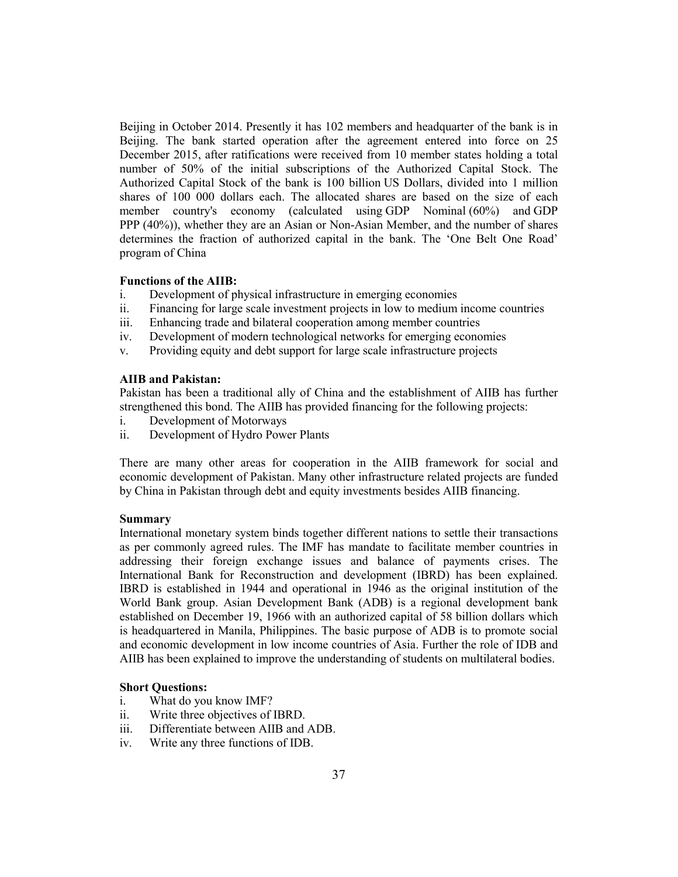Beijing in October 2014. Presently it has 102 members and headquarter of the bank is in Beijing. The bank started operation after the agreement entered into force on 25 December 2015, after ratifications were received from 10 member states holding a total number of 50% of the initial subscriptions of the Authorized Capital Stock. The Authorized Capital Stock of the bank is 100 billion US Dollars, divided into 1 million shares of 100 000 dollars each. The allocated shares are based on the size of each member country's economy (calculated using GDP Nominal (60%) and GDP PPP (40%)), whether they are an Asian or Non-Asian Member, and the number of shares determines the fraction of authorized capital in the bank. The 'One Belt One Road' program of China

**Functions of the AIIB:**

i. Development of physical infrastructure in emerging economies
ii. Financing for large scale investment projects in low to medium income countries
iii. Enhancing trade and bilateral cooperation among member countries
iv. Development of modern technological networks for emerging economies
v. Providing equity and debt support for large scale infrastructure projects

**AIIB and Pakistan:**

Pakistan has been a traditional ally of China and the establishment of AIIB has further strengthened this bond. The AIIB has provided financing for the following projects:

i. Development of Motorways
ii. Development of Hydro Power Plants

There are many other areas for cooperation in the AIIB framework for social and economic development of Pakistan. Many other infrastructure related projects are funded by China in Pakistan through debt and equity investments besides AIIB financing.

**Summary**

International monetary system binds together different nations to settle their transactions as per commonly agreed rules. The IMF has mandate to facilitate member countries in addressing their foreign exchange issues and balance of payments crises. The International Bank for Reconstruction and development (IBRD) has been explained. IBRD is established in 1944 and operational in 1946 as the original institution of the World Bank group. Asian Development Bank (ADB) is a regional development bank established on December 19, 1966 with an authorized capital of 58 billion dollars which is headquartered in Manila, Philippines. The basic purpose of ADB is to promote social and economic development in low income countries of Asia. Further the role of IDB and AIIB has been explained to improve the understanding of students on multilateral bodies.

**Short Questions:**

i. What do you know IMF?
ii. Write three objectives of IBRD.
iii. Differentiate between AIIB and ADB.
iv. Write any three functions of IDB.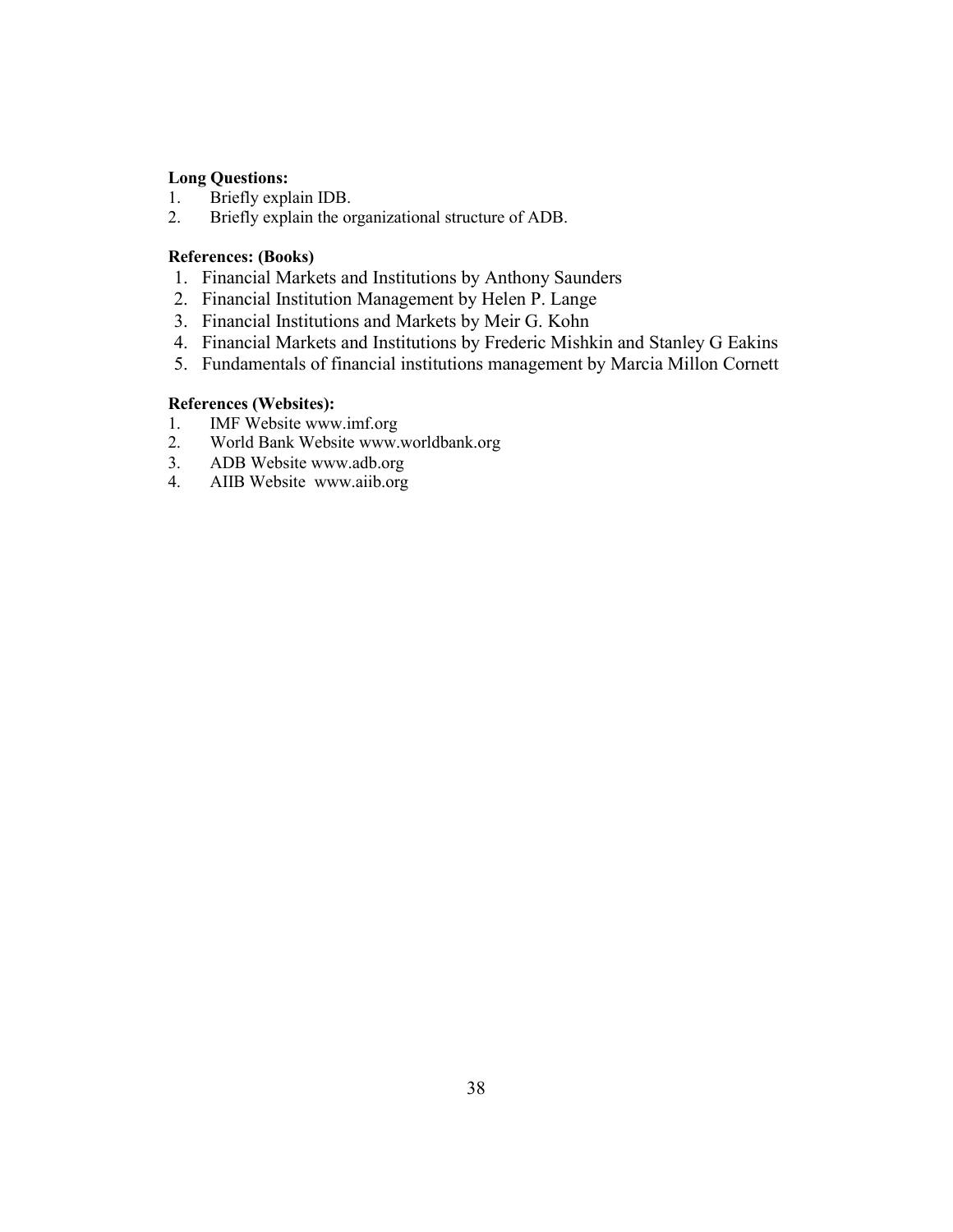**Long Questions:**

1. Briefly explain IDB.
2. Briefly explain the organizational structure of ADB.

**References: (Books)**

1. Financial Markets and Institutions by Anthony Saunders
2. Financial Institution Management by Helen P. Lange
3. Financial Institutions and Markets by Meir G. Kohn
4. Financial Markets and Institutions by Frederic Mishkin and Stanley G Eakins
5. Fundamentals of financial institutions management by Marcia Millon Cornett

**References (Websites):**

1. IMF Website www.imf.org
2. World Bank Website www.worldbank.org
3. ADB Website www.adb.org
4. AIIB Website www.aiib.org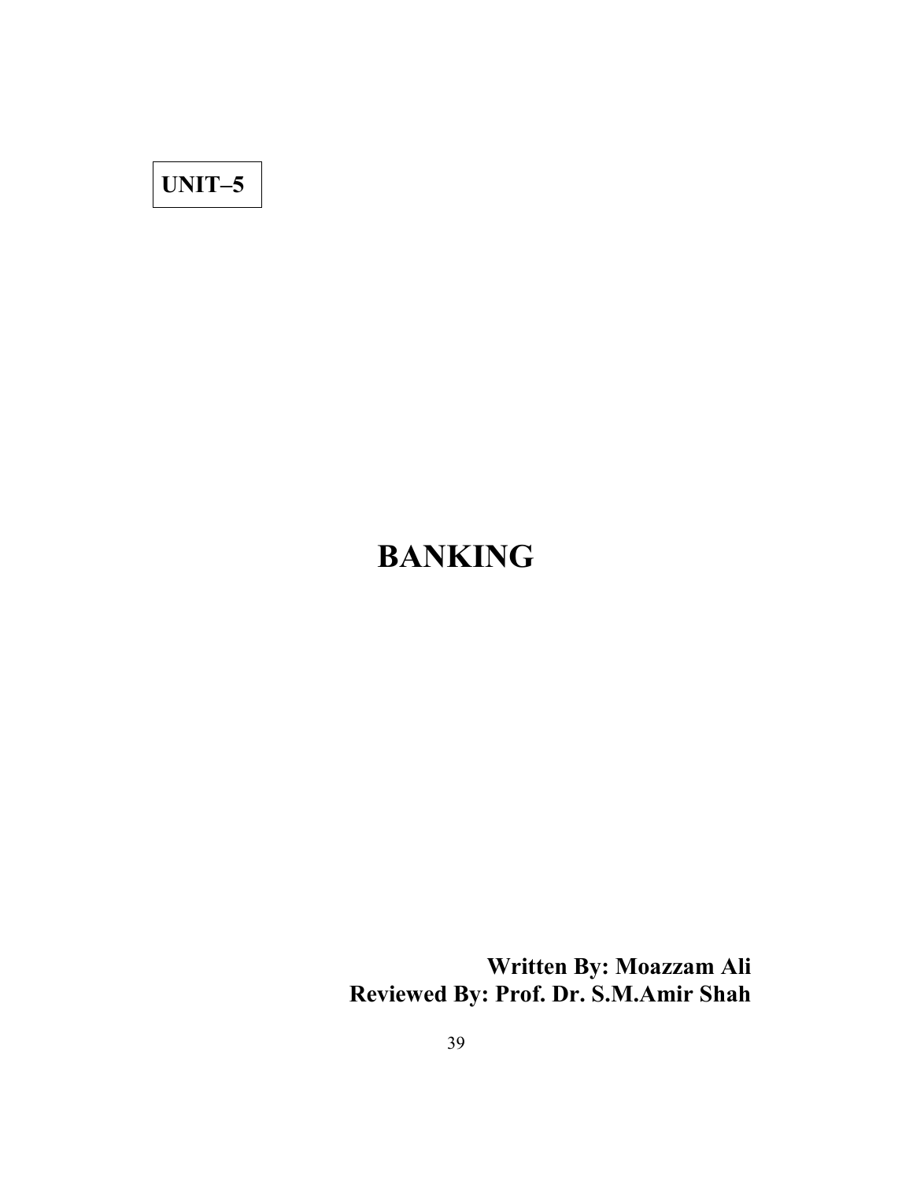**UNIT–5**

# BANKING

**Written By: Moazzam Ali**
**Reviewed By: Prof. Dr. S.M.Amir Shah**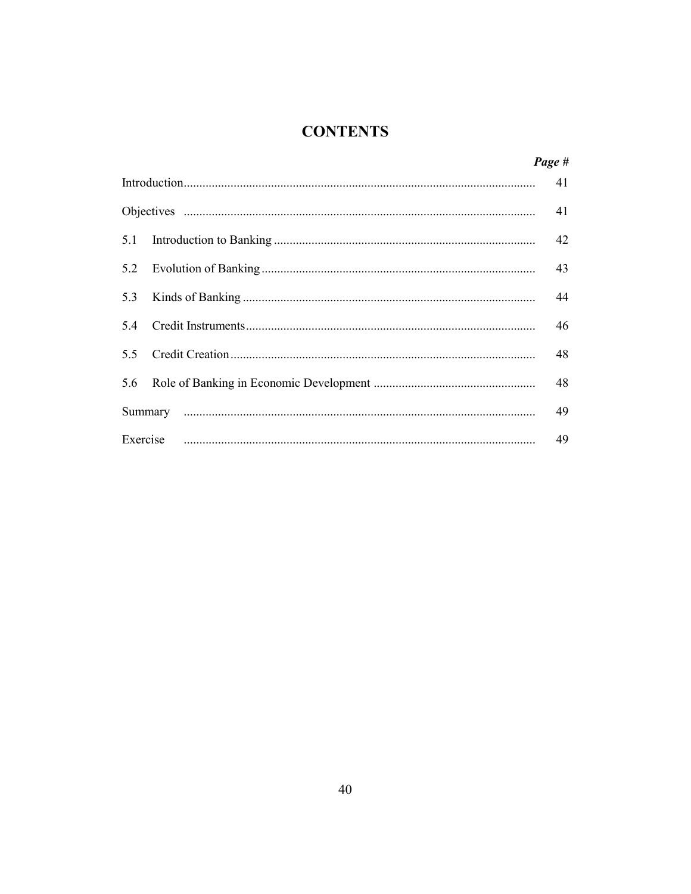# CONTENTS

| | | *Page #* |
|---|---|---|
| Introduction | | 41 |
| Objectives | | 41 |
| 5.1 | Introduction to Banking | 42 |
| 5.2 | Evolution of Banking | 43 |
| 5.3 | Kinds of Banking | 44 |
| 5.4 | Credit Instruments | 46 |
| 5.5 | Credit Creation | 48 |
| 5.6 | Role of Banking in Economic Development | 48 |
| Summary | | 49 |
| Exercise | | 49 |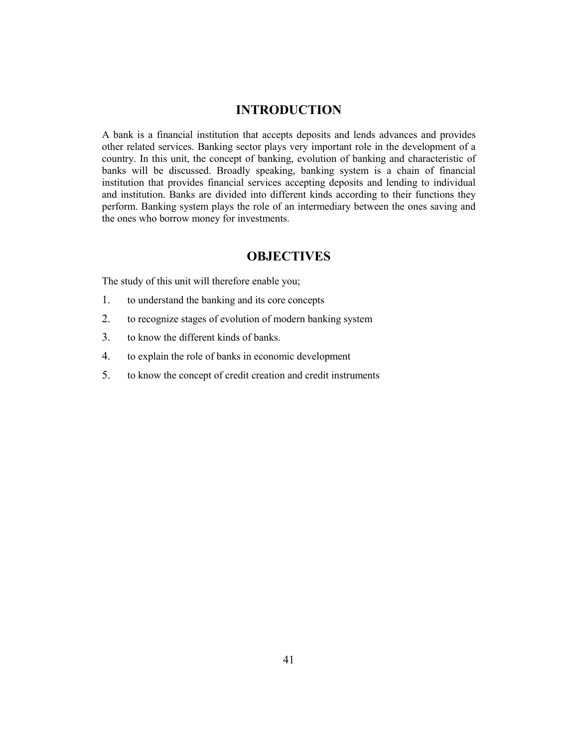## INTRODUCTION

A bank is a financial institution that accepts deposits and lends advances and provides other related services. Banking sector plays very important role in the development of a country. In this unit, the concept of banking, evolution of banking and characteristic of banks will be discussed. Broadly speaking, banking system is a chain of financial institution that provides financial services accepting deposits and lending to individual and institution. Banks are divided into different kinds according to their functions they perform. Banking system plays the role of an intermediary between the ones saving and the ones who borrow money for investments.

## OBJECTIVES

The study of this unit will therefore enable you;

1. to understand the banking and its core concepts
2. to recognize stages of evolution of modern banking system
3. to know the different kinds of banks.
4. to explain the role of banks in economic development
5. to know the concept of credit creation and credit instruments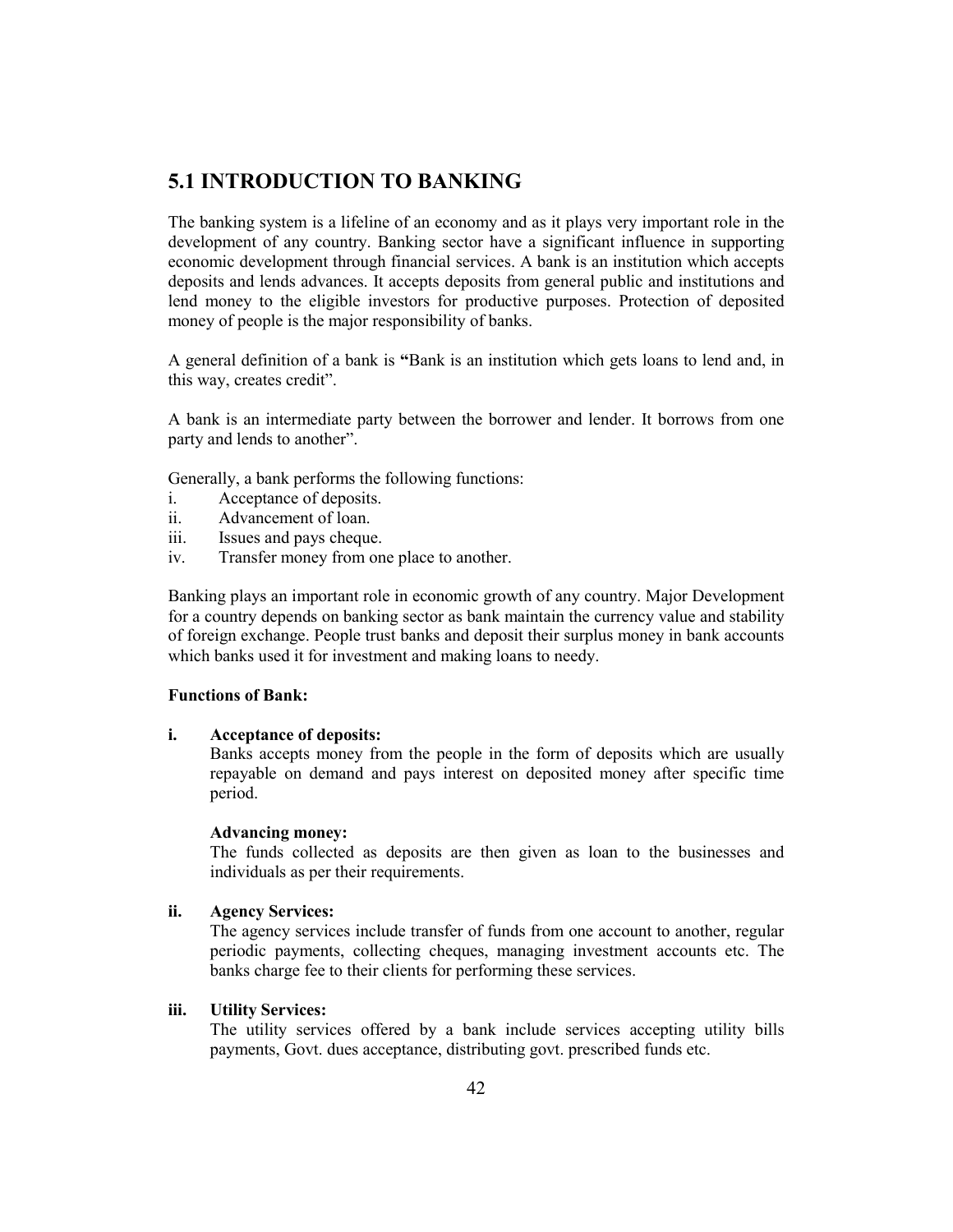## 5.1 INTRODUCTION TO BANKING

The banking system is a lifeline of an economy and as it plays very important role in the development of any country. Banking sector have a significant influence in supporting economic development through financial services. A bank is an institution which accepts deposits and lends advances. It accepts deposits from general public and institutions and lend money to the eligible investors for productive purposes. Protection of deposited money of people is the major responsibility of banks.

A general definition of a bank is **"**Bank is an institution which gets loans to lend and, in this way, creates credit".

A bank is an intermediate party between the borrower and lender. It borrows from one party and lends to another".

Generally, a bank performs the following functions:

i. Acceptance of deposits.
ii. Advancement of loan.
iii. Issues and pays cheque.
iv. Transfer money from one place to another.

Banking plays an important role in economic growth of any country. Major Development for a country depends on banking sector as bank maintain the currency value and stability of foreign exchange. People trust banks and deposit their surplus money in bank accounts which banks used it for investment and making loans to needy.

**Functions of Bank:**

**i. Acceptance of deposits:**

Banks accepts money from the people in the form of deposits which are usually repayable on demand and pays interest on deposited money after specific time period.

**Advancing money:**

The funds collected as deposits are then given as loan to the businesses and individuals as per their requirements.

**ii. Agency Services:**

The agency services include transfer of funds from one account to another, regular periodic payments, collecting cheques, managing investment accounts etc. The banks charge fee to their clients for performing these services.

**iii. Utility Services:**

The utility services offered by a bank include services accepting utility bills payments, Govt. dues acceptance, distributing govt. prescribed funds etc.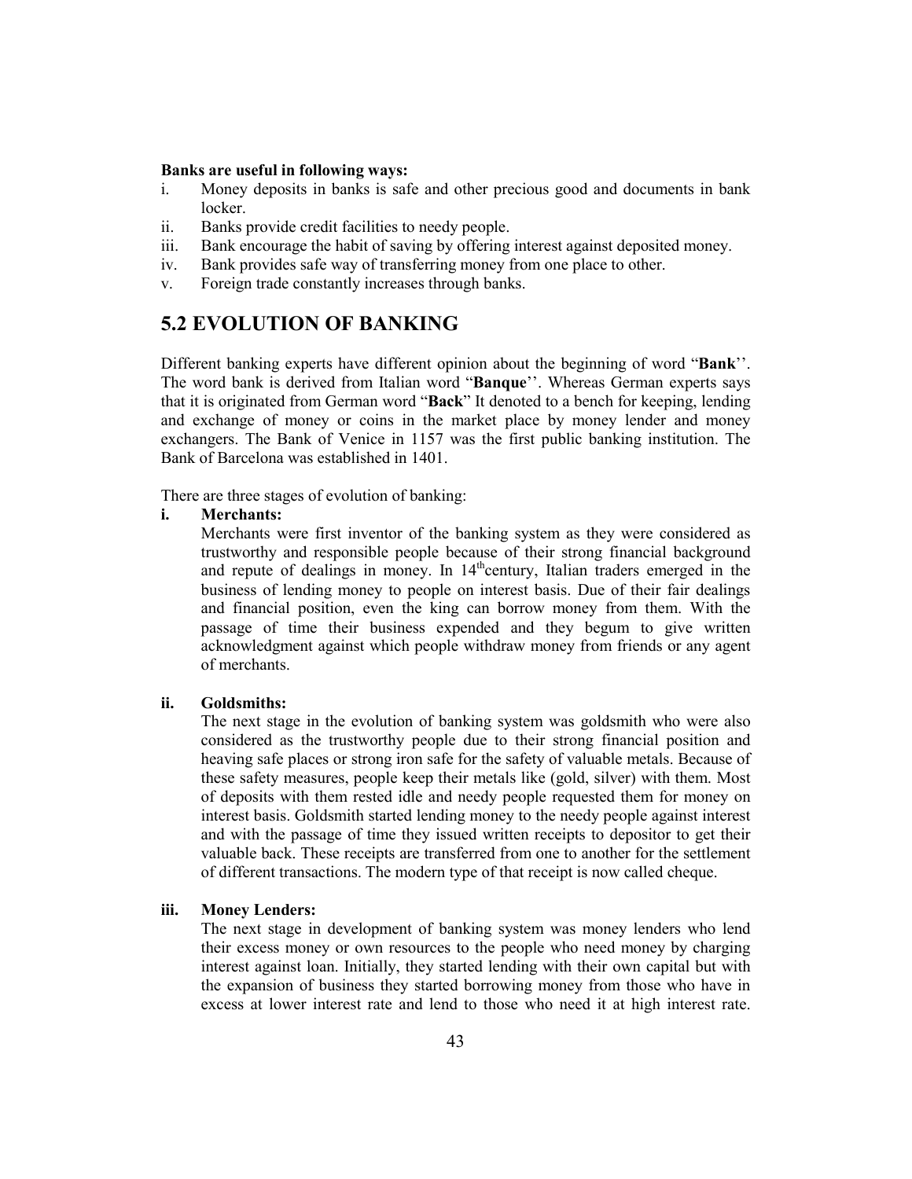**Banks are useful in following ways:**

i. Money deposits in banks is safe and other precious good and documents in bank locker.
ii. Banks provide credit facilities to needy people.
iii. Bank encourage the habit of saving by offering interest against deposited money.
iv. Bank provides safe way of transferring money from one place to other.
v. Foreign trade constantly increases through banks.

## 5.2 EVOLUTION OF BANKING

Different banking experts have different opinion about the beginning of word "**Bank**''. The word bank is derived from Italian word "**Banque**''. Whereas German experts says that it is originated from German word "**Back**" It denoted to a bench for keeping, lending and exchange of money or coins in the market place by money lender and money exchangers. The Bank of Venice in 1157 was the first public banking institution. The Bank of Barcelona was established in 1401.

There are three stages of evolution of banking:

**i. Merchants:**

Merchants were first inventor of the banking system as they were considered as trustworthy and responsible people because of their strong financial background and repute of dealings in money. In 14th century, Italian traders emerged in the business of lending money to people on interest basis. Due of their fair dealings and financial position, even the king can borrow money from them. With the passage of time their business expended and they begum to give written acknowledgment against which people withdraw money from friends or any agent of merchants.

**ii. Goldsmiths:**

The next stage in the evolution of banking system was goldsmith who were also considered as the trustworthy people due to their strong financial position and heaving safe places or strong iron safe for the safety of valuable metals. Because of these safety measures, people keep their metals like (gold, silver) with them. Most of deposits with them rested idle and needy people requested them for money on interest basis. Goldsmith started lending money to the needy people against interest and with the passage of time they issued written receipts to depositor to get their valuable back. These receipts are transferred from one to another for the settlement of different transactions. The modern type of that receipt is now called cheque.

**iii. Money Lenders:**

The next stage in development of banking system was money lenders who lend their excess money or own resources to the people who need money by charging interest against loan. Initially, they started lending with their own capital but with the expansion of business they started borrowing money from those who have in excess at lower interest rate and lend to those who need it at high interest rate.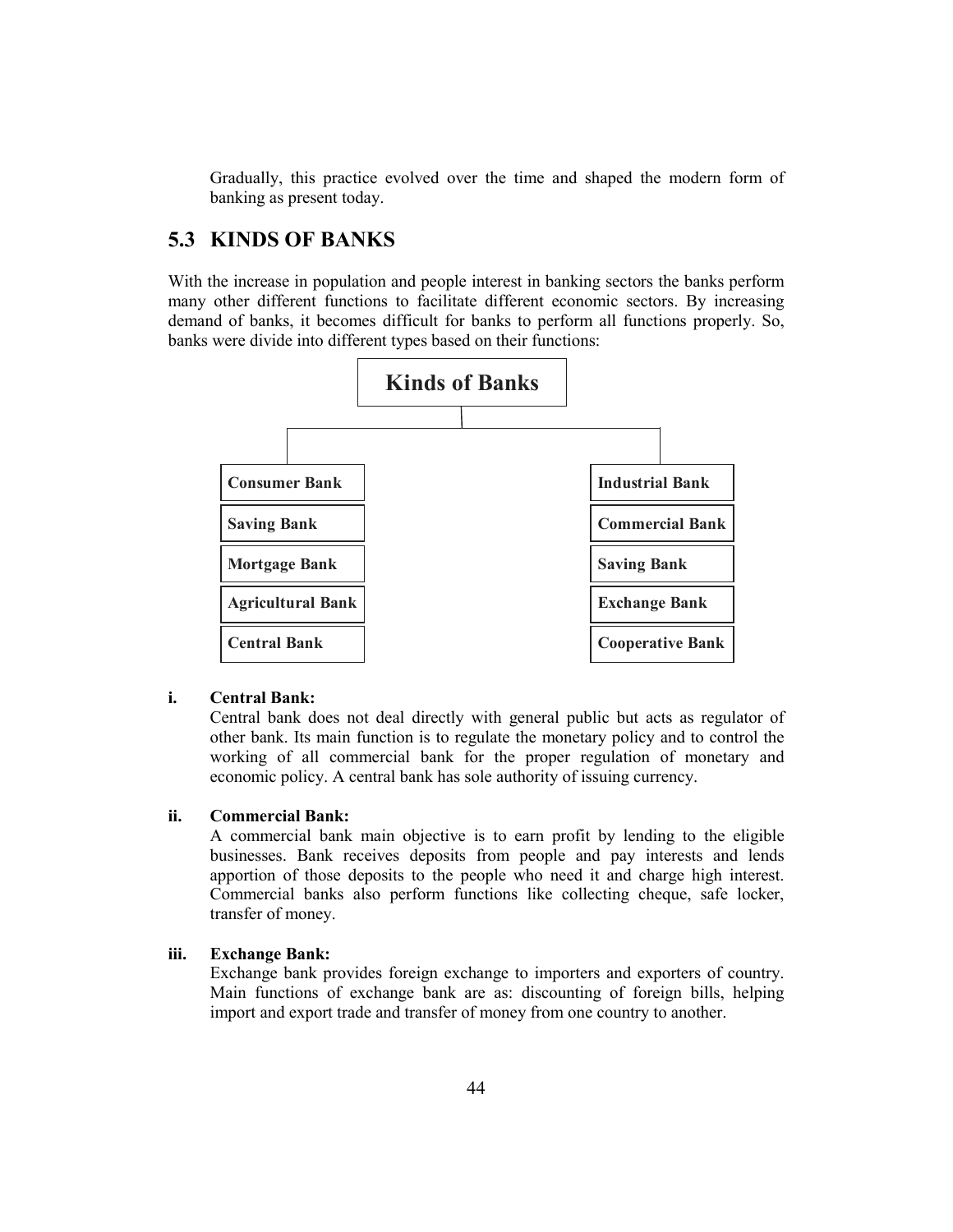Gradually, this practice evolved over the time and shaped the modern form of banking as present today.

## 5.3 KINDS OF BANKS

With the increase in population and people interest in banking sectors the banks perform many other different functions to facilitate different economic sectors. By increasing demand of banks, it becomes difficult for banks to perform all functions properly. So, banks were divide into different types based on their functions:

**Kinds of Banks**

| | |
|---|---|
| **Consumer Bank** | **Industrial Bank** |
| **Saving Bank** | **Commercial Bank** |
| **Mortgage Bank** | **Saving Bank** |
| **Agricultural Bank** | **Exchange Bank** |
| **Central Bank** | **Cooperative Bank** |

**i. Central Bank:**

Central bank does not deal directly with general public but acts as regulator of other bank. Its main function is to regulate the monetary policy and to control the working of all commercial bank for the proper regulation of monetary and economic policy. A central bank has sole authority of issuing currency.

**ii. Commercial Bank:**

A commercial bank main objective is to earn profit by lending to the eligible businesses. Bank receives deposits from people and pay interests and lends apportion of those deposits to the people who need it and charge high interest. Commercial banks also perform functions like collecting cheque, safe locker, transfer of money.

**iii. Exchange Bank:**

Exchange bank provides foreign exchange to importers and exporters of country. Main functions of exchange bank are as: discounting of foreign bills, helping import and export trade and transfer of money from one country to another.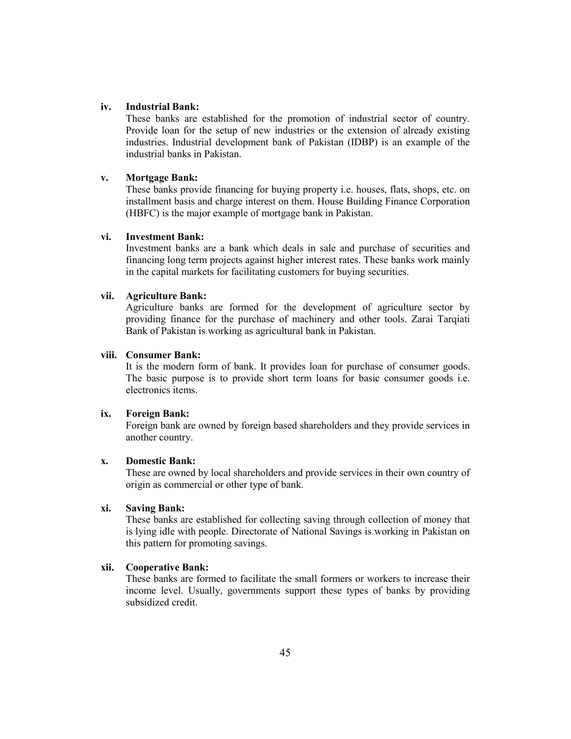**iv. Industrial Bank:**

These banks are established for the promotion of industrial sector of country. Provide loan for the setup of new industries or the extension of already existing industries. Industrial development bank of Pakistan (IDBP) is an example of the industrial banks in Pakistan.

**v. Mortgage Bank:**

These banks provide financing for buying property i.e. houses, flats, shops, etc. on installment basis and charge interest on them. House Building Finance Corporation (HBFC) is the major example of mortgage bank in Pakistan.

**vi. Investment Bank:**

Investment banks are a bank which deals in sale and purchase of securities and financing long term projects against higher interest rates. These banks work mainly in the capital markets for facilitating customers for buying securities.

**vii. Agriculture Bank:**

Agriculture banks are formed for the development of agriculture sector by providing finance for the purchase of machinery and other tools. Zarai Tarqiati Bank of Pakistan is working as agricultural bank in Pakistan.

**viii. Consumer Bank:**

It is the modern form of bank. It provides loan for purchase of consumer goods. The basic purpose is to provide short term loans for basic consumer goods i.e. electronics items.

**ix. Foreign Bank:**

Foreign bank are owned by foreign based shareholders and they provide services in another country.

**x. Domestic Bank:**

These are owned by local shareholders and provide services in their own country of origin as commercial or other type of bank.

**xi. Saving Bank:**

These banks are established for collecting saving through collection of money that is lying idle with people. Directorate of National Savings is working in Pakistan on this pattern for promoting savings.

**xii. Cooperative Bank:**

These banks are formed to facilitate the small formers or workers to increase their income level. Usually, governments support these types of banks by providing subsidized credit.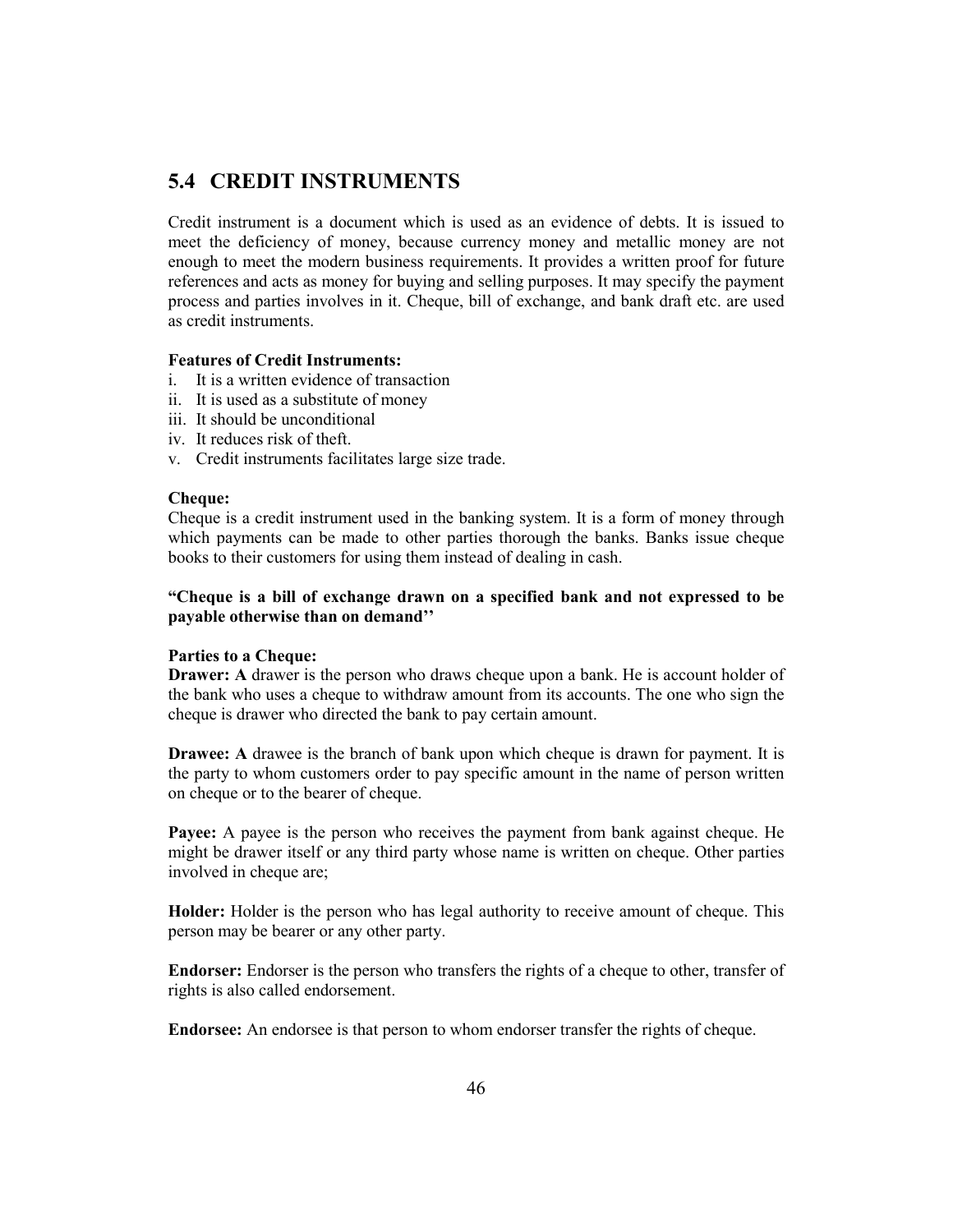## 5.4 CREDIT INSTRUMENTS

Credit instrument is a document which is used as an evidence of debts. It is issued to meet the deficiency of money, because currency money and metallic money are not enough to meet the modern business requirements. It provides a written proof for future references and acts as money for buying and selling purposes. It may specify the payment process and parties involves in it. Cheque, bill of exchange, and bank draft etc. are used as credit instruments.

**Features of Credit Instruments:**

i. It is a written evidence of transaction
ii. It is used as a substitute of money
iii. It should be unconditional
iv. It reduces risk of theft.
v. Credit instruments facilitates large size trade.

**Cheque:**
Cheque is a credit instrument used in the banking system. It is a form of money through which payments can be made to other parties thorough the banks. Banks issue cheque books to their customers for using them instead of dealing in cash.

**"Cheque is a bill of exchange drawn on a specified bank and not expressed to be payable otherwise than on demand''**

**Parties to a Cheque:**
**Drawer: A** drawer is the person who draws cheque upon a bank. He is account holder of the bank who uses a cheque to withdraw amount from its accounts. The one who sign the cheque is drawer who directed the bank to pay certain amount.

**Drawee: A** drawee is the branch of bank upon which cheque is drawn for payment. It is the party to whom customers order to pay specific amount in the name of person written on cheque or to the bearer of cheque.

**Payee:** A payee is the person who receives the payment from bank against cheque. He might be drawer itself or any third party whose name is written on cheque. Other parties involved in cheque are;

**Holder:** Holder is the person who has legal authority to receive amount of cheque. This person may be bearer or any other party.

**Endorser:** Endorser is the person who transfers the rights of a cheque to other, transfer of rights is also called endorsement.

**Endorsee:** An endorsee is that person to whom endorser transfer the rights of cheque.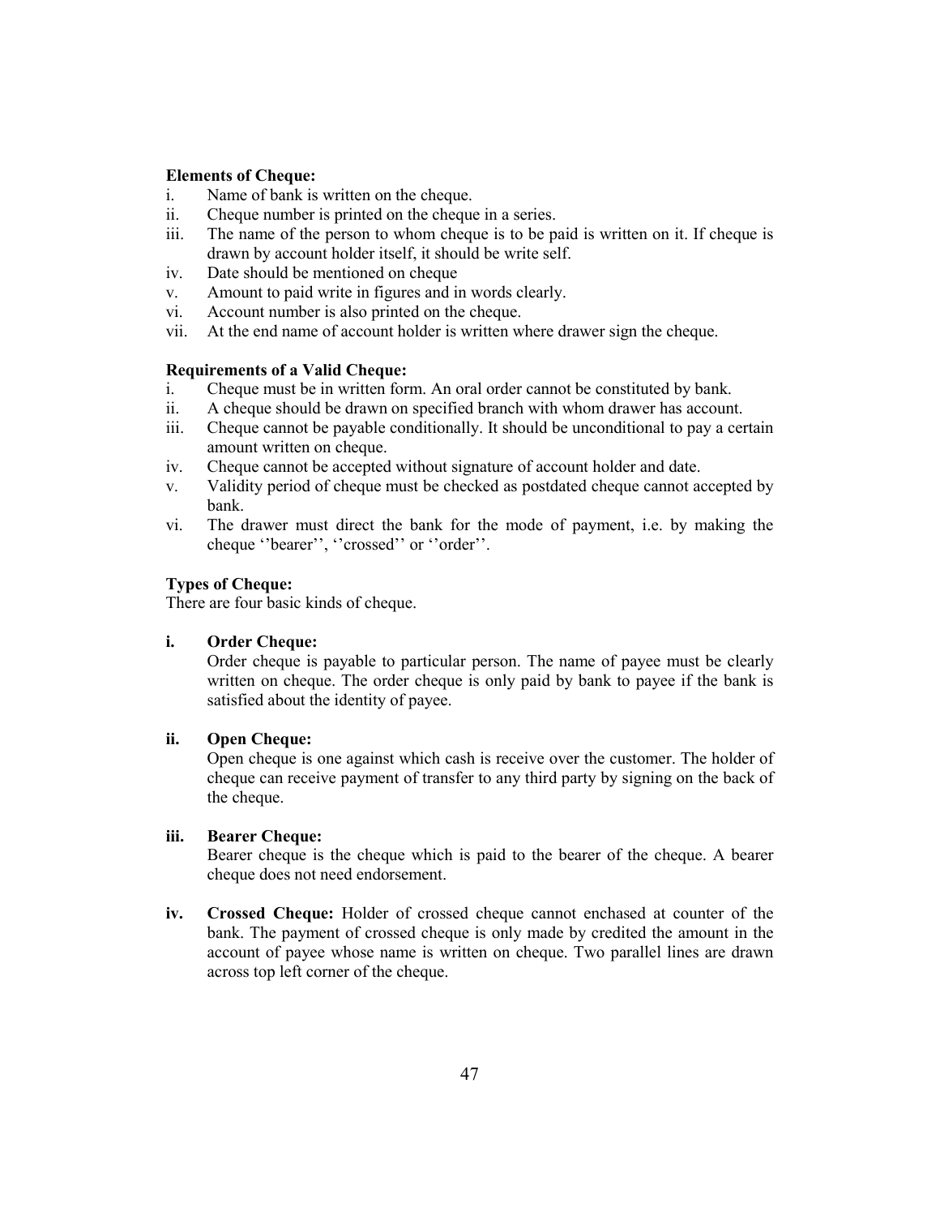**Elements of Cheque:**

i. Name of bank is written on the cheque.
ii. Cheque number is printed on the cheque in a series.
iii. The name of the person to whom cheque is to be paid is written on it. If cheque is drawn by account holder itself, it should be write self.
iv. Date should be mentioned on cheque
v. Amount to paid write in figures and in words clearly.
vi. Account number is also printed on the cheque.
vii. At the end name of account holder is written where drawer sign the cheque.

**Requirements of a Valid Cheque:**

i. Cheque must be in written form. An oral order cannot be constituted by bank.
ii. A cheque should be drawn on specified branch with whom drawer has account.
iii. Cheque cannot be payable conditionally. It should be unconditional to pay a certain amount written on cheque.
iv. Cheque cannot be accepted without signature of account holder and date.
v. Validity period of cheque must be checked as postdated cheque cannot accepted by bank.
vi. The drawer must direct the bank for the mode of payment, i.e. by making the cheque ''bearer'', ''crossed'' or ''order''.

**Types of Cheque:**

There are four basic kinds of cheque.

**i. Order Cheque:**

Order cheque is payable to particular person. The name of payee must be clearly written on cheque. The order cheque is only paid by bank to payee if the bank is satisfied about the identity of payee.

**ii. Open Cheque:**

Open cheque is one against which cash is receive over the customer. The holder of cheque can receive payment of transfer to any third party by signing on the back of the cheque.

**iii. Bearer Cheque:**

Bearer cheque is the cheque which is paid to the bearer of the cheque. A bearer cheque does not need endorsement.

**iv. Crossed Cheque:** Holder of crossed cheque cannot enchased at counter of the bank. The payment of crossed cheque is only made by credited the amount in the account of payee whose name is written on cheque. Two parallel lines are drawn across top left corner of the cheque.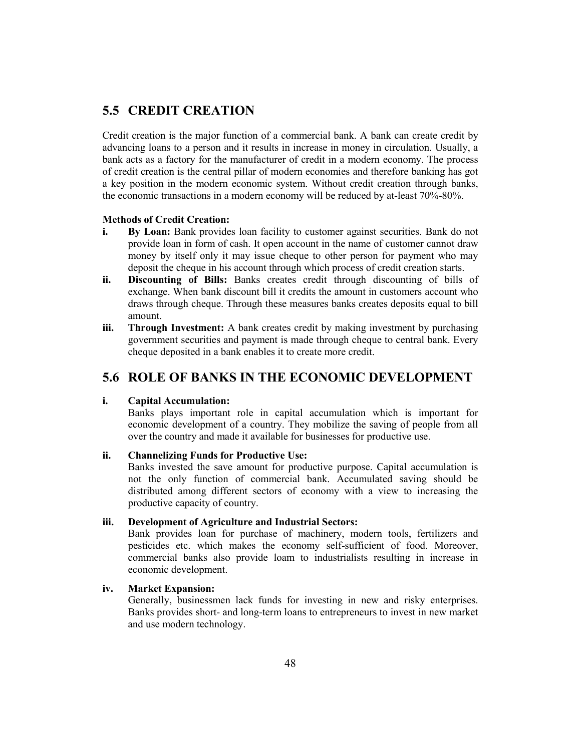## 5.5 CREDIT CREATION

Credit creation is the major function of a commercial bank. A bank can create credit by advancing loans to a person and it results in increase in money in circulation. Usually, a bank acts as a factory for the manufacturer of credit in a modern economy. The process of credit creation is the central pillar of modern economies and therefore banking has got a key position in the modern economic system. Without credit creation through banks, the economic transactions in a modern economy will be reduced by at-least 70%-80%.

**Methods of Credit Creation:**

i. **By Loan:** Bank provides loan facility to customer against securities. Bank do not provide loan in form of cash. It open account in the name of customer cannot draw money by itself only it may issue cheque to other person for payment who may deposit the cheque in his account through which process of credit creation starts.

ii. **Discounting of Bills:** Banks creates credit through discounting of bills of exchange. When bank discount bill it credits the amount in customers account who draws through cheque. Through these measures banks creates deposits equal to bill amount.

iii. **Through Investment:** A bank creates credit by making investment by purchasing government securities and payment is made through cheque to central bank. Every cheque deposited in a bank enables it to create more credit.

## 5.6 ROLE OF BANKS IN THE ECONOMIC DEVELOPMENT

i. **Capital Accumulation:**

Banks plays important role in capital accumulation which is important for economic development of a country. They mobilize the saving of people from all over the country and made it available for businesses for productive use.

ii. **Channelizing Funds for Productive Use:**

Banks invested the save amount for productive purpose. Capital accumulation is not the only function of commercial bank. Accumulated saving should be distributed among different sectors of economy with a view to increasing the productive capacity of country.

iii. **Development of Agriculture and Industrial Sectors:**

Bank provides loan for purchase of machinery, modern tools, fertilizers and pesticides etc. which makes the economy self-sufficient of food. Moreover, commercial banks also provide loam to industrialists resulting in increase in economic development.

iv. **Market Expansion:**

Generally, businessmen lack funds for investing in new and risky enterprises. Banks provides short- and long-term loans to entrepreneurs to invest in new market and use modern technology.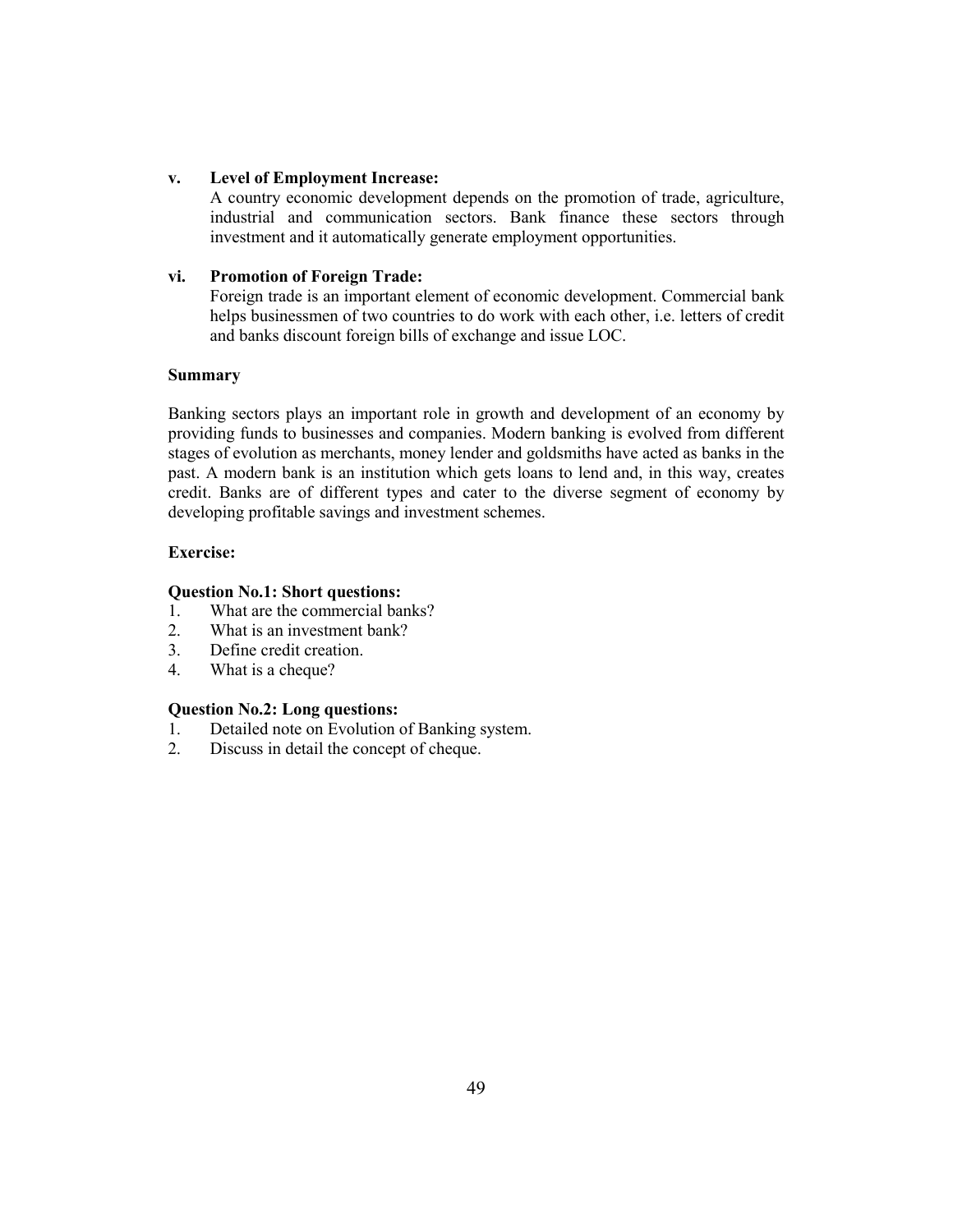**v. Level of Employment Increase:**

A country economic development depends on the promotion of trade, agriculture, industrial and communication sectors. Bank finance these sectors through investment and it automatically generate employment opportunities.

**vi. Promotion of Foreign Trade:**

Foreign trade is an important element of economic development. Commercial bank helps businessmen of two countries to do work with each other, i.e. letters of credit and banks discount foreign bills of exchange and issue LOC.

**Summary**

Banking sectors plays an important role in growth and development of an economy by providing funds to businesses and companies. Modern banking is evolved from different stages of evolution as merchants, money lender and goldsmiths have acted as banks in the past. A modern bank is an institution which gets loans to lend and, in this way, creates credit. Banks are of different types and cater to the diverse segment of economy by developing profitable savings and investment schemes.

**Exercise:**

**Question No.1: Short questions:**

1. What are the commercial banks?
2. What is an investment bank?
3. Define credit creation.
4. What is a cheque?

**Question No.2: Long questions:**

1. Detailed note on Evolution of Banking system.
2. Discuss in detail the concept of cheque.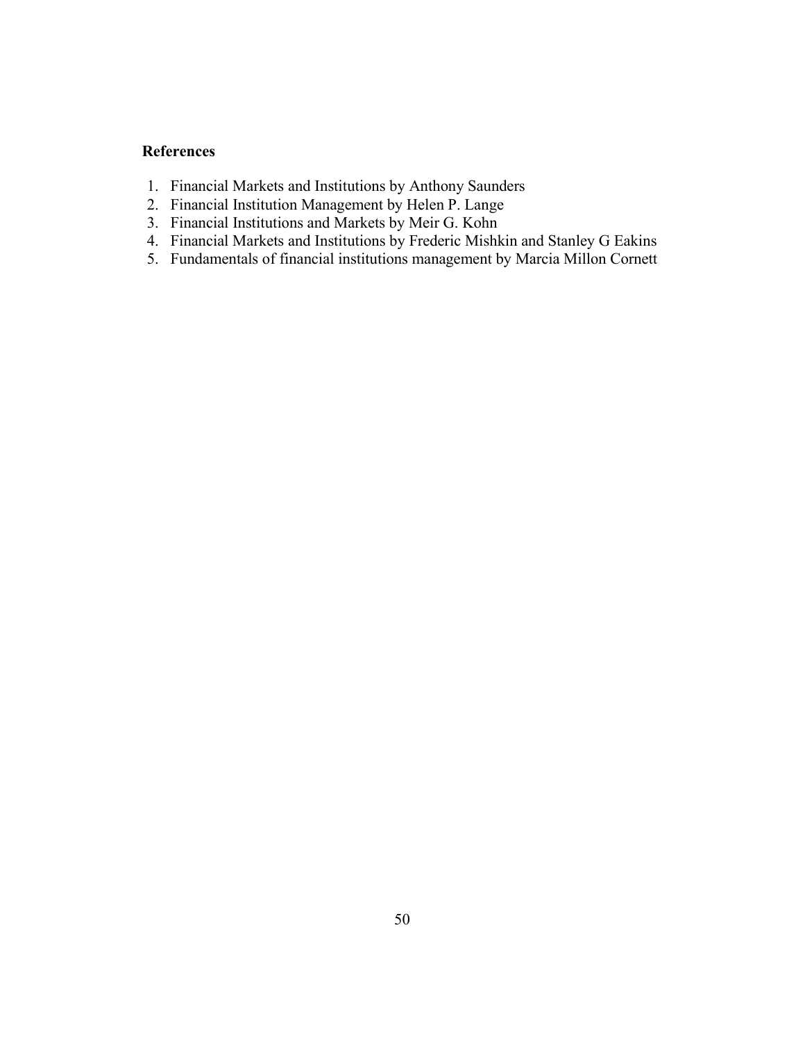**References**

1. Financial Markets and Institutions by Anthony Saunders
2. Financial Institution Management by Helen P. Lange
3. Financial Institutions and Markets by Meir G. Kohn
4. Financial Markets and Institutions by Frederic Mishkin and Stanley G Eakins
5. Fundamentals of financial institutions management by Marcia Millon Cornett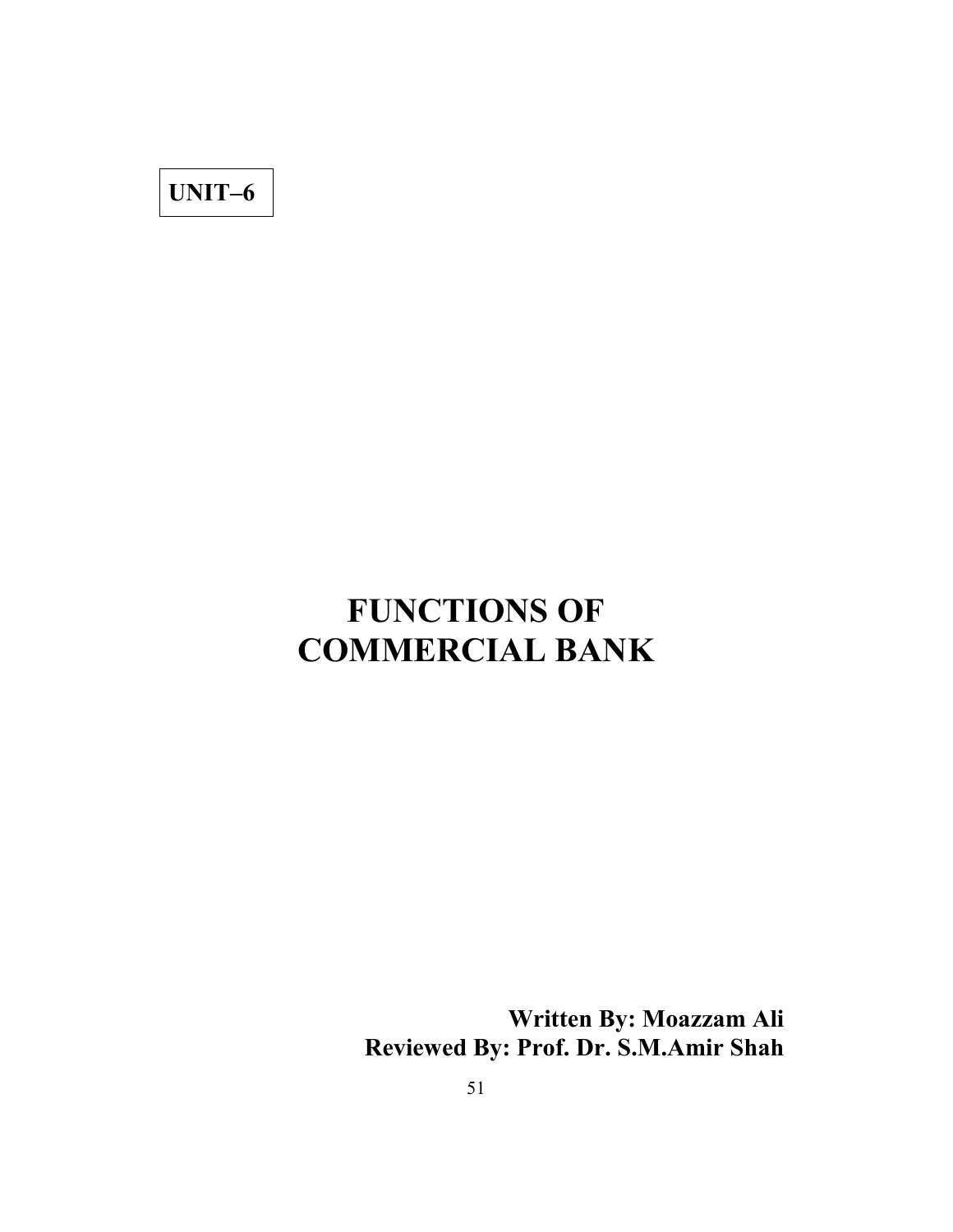**UNIT–6**

# FUNCTIONS OF COMMERCIAL BANK

**Written By: Moazzam Ali**
**Reviewed By: Prof. Dr. S.M.Amir Shah**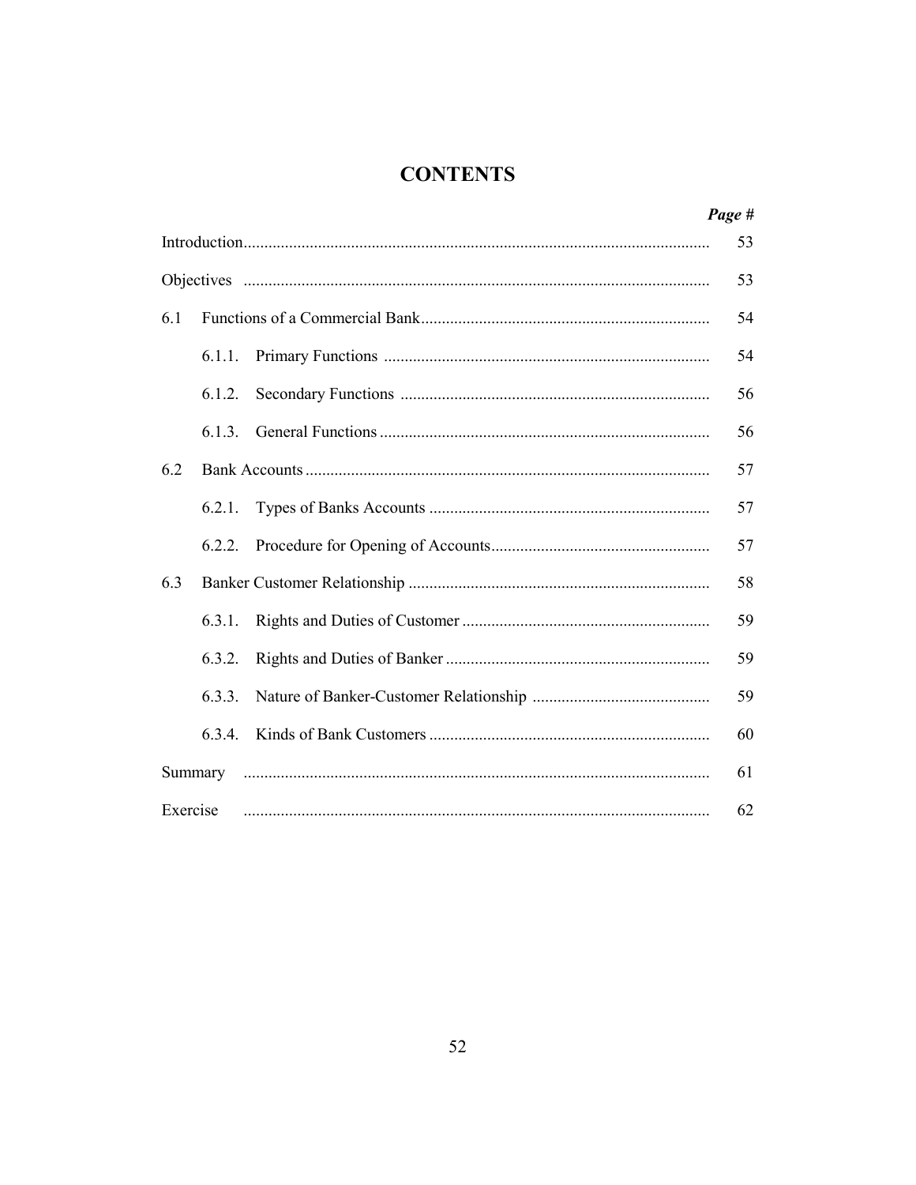# CONTENTS

| | | *Page #* |
|---|---|---|
| Introduction | | 53 |
| Objectives | | 53 |
| 6.1 | Functions of a Commercial Bank | 54 |
| | 6.1.1. Primary Functions | 54 |
| | 6.1.2. Secondary Functions | 56 |
| | 6.1.3. General Functions | 56 |
| 6.2 | Bank Accounts | 57 |
| | 6.2.1. Types of Banks Accounts | 57 |
| | 6.2.2. Procedure for Opening of Accounts | 57 |
| 6.3 | Banker Customer Relationship | 58 |
| | 6.3.1. Rights and Duties of Customer | 59 |
| | 6.3.2. Rights and Duties of Banker | 59 |
| | 6.3.3. Nature of Banker-Customer Relationship | 59 |
| | 6.3.4. Kinds of Bank Customers | 60 |
| Summary | | 61 |
| Exercise | | 62 |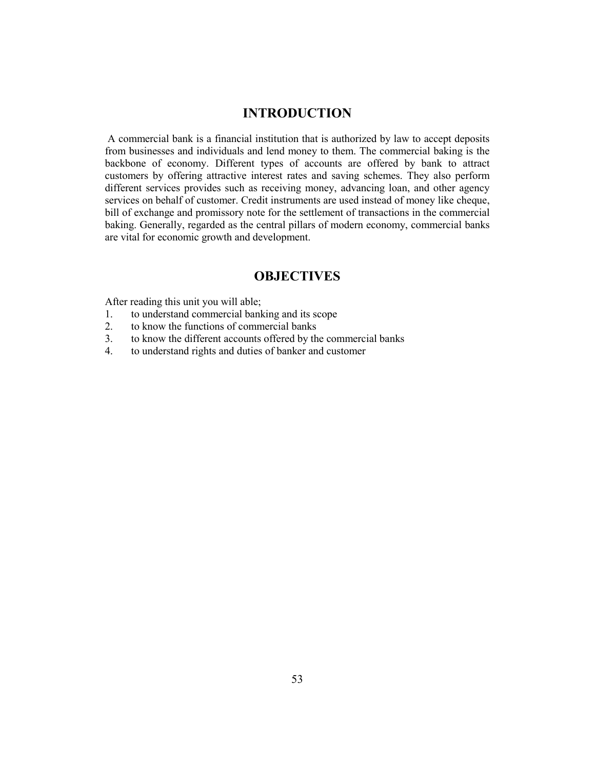## INTRODUCTION

A commercial bank is a financial institution that is authorized by law to accept deposits from businesses and individuals and lend money to them. The commercial baking is the backbone of economy. Different types of accounts are offered by bank to attract customers by offering attractive interest rates and saving schemes. They also perform different services provides such as receiving money, advancing loan, and other agency services on behalf of customer. Credit instruments are used instead of money like cheque, bill of exchange and promissory note for the settlement of transactions in the commercial baking. Generally, regarded as the central pillars of modern economy, commercial banks are vital for economic growth and development.

## OBJECTIVES

After reading this unit you will able;

1. to understand commercial banking and its scope
2. to know the functions of commercial banks
3. to know the different accounts offered by the commercial banks
4. to understand rights and duties of banker and customer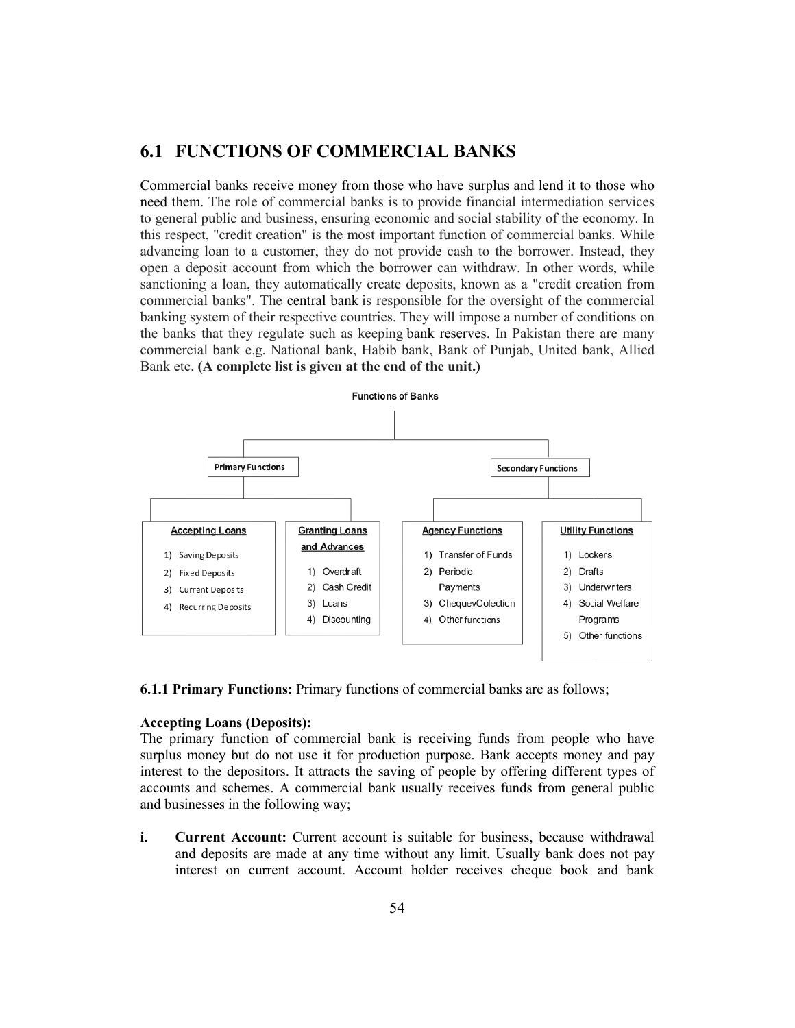## 6.1 FUNCTIONS OF COMMERCIAL BANKS

Commercial banks receive money from those who have surplus and lend it to those who need them. The role of commercial banks is to provide financial intermediation services to general public and business, ensuring economic and social stability of the economy. In this respect, "credit creation" is the most important function of commercial banks. While advancing loan to a customer, they do not provide cash to the borrower. Instead, they open a deposit account from which the borrower can withdraw. In other words, while sanctioning a loan, they automatically create deposits, known as a "credit creation from commercial banks". The central bank is responsible for the oversight of the commercial banking system of their respective countries. They will impose a number of conditions on the banks that they regulate such as keeping bank reserves. In Pakistan there are many commercial bank e.g. National bank, Habib bank, Bank of Punjab, United bank, Allied Bank etc. **(A complete list is given at the end of the unit.)**

**Functions of Banks**

- **Primary Functions**
  - **Accepting Loans**
    1) Saving Deposits
    2) Fixed Deposits
    3) Current Deposits
    4) Recurring Deposits
  - **Granting Loans and Advances**
    1) Overdraft
    2) Cash Credit
    3) Loans
    4) Discounting
- **Secondary Functions**
  - **Agency Functions**
    1) Transfer of Funds
    2) Periodic Payments
    3) ChequevColection
    4) Other functions
  - **Utility Functions**
    1) Lockers
    2) Drafts
    3) Underwriters
    4) Social Welfare Programs
    5) Other functions

**6.1.1 Primary Functions:** Primary functions of commercial banks are as follows;

**Accepting Loans (Deposits):**

The primary function of commercial bank is receiving funds from people who have surplus money but do not use it for production purpose. Bank accepts money and pay interest to the depositors. It attracts the saving of people by offering different types of accounts and schemes. A commercial bank usually receives funds from general public and businesses in the following way;

**i.** **Current Account:** Current account is suitable for business, because withdrawal and deposits are made at any time without any limit. Usually bank does not pay interest on current account. Account holder receives cheque book and bank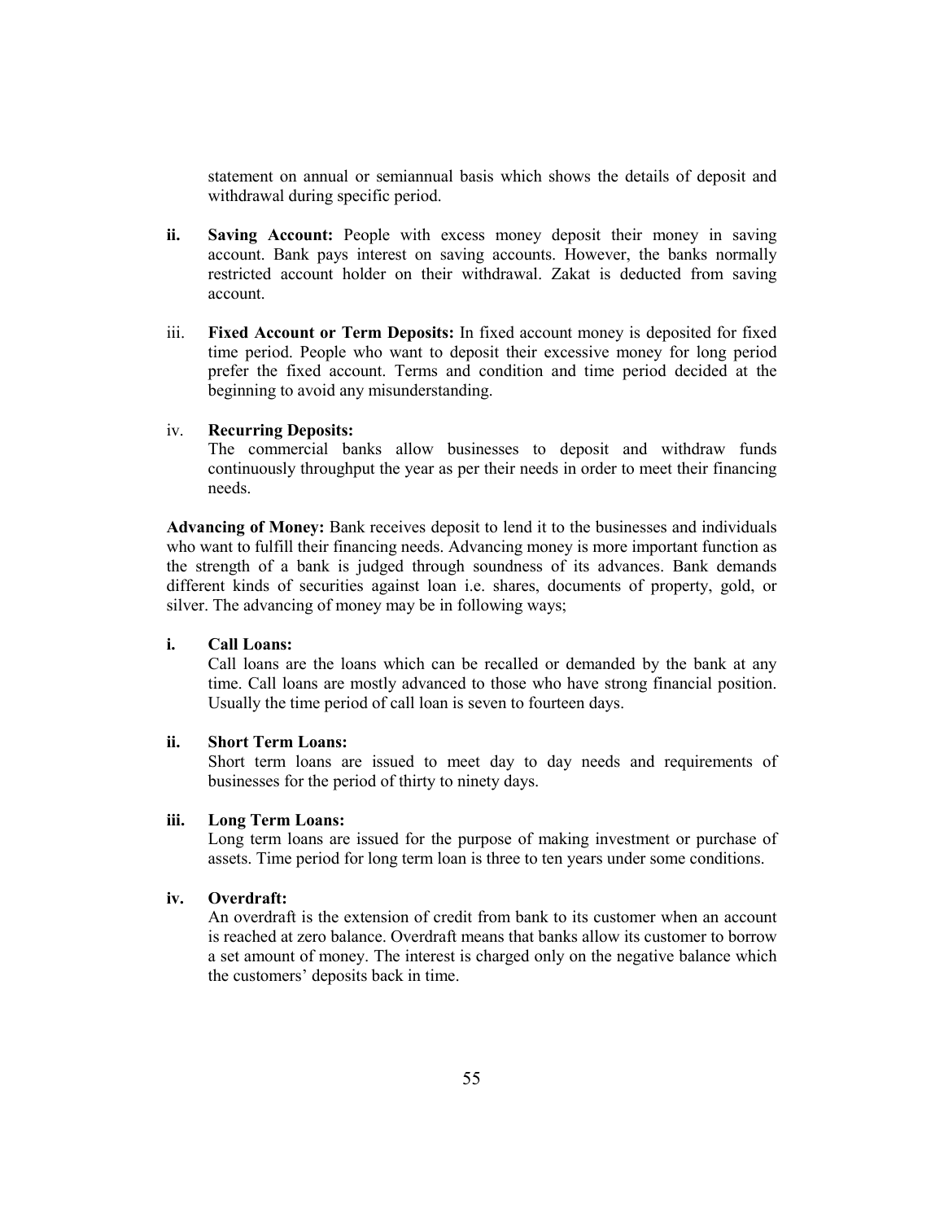statement on annual or semiannual basis which shows the details of deposit and withdrawal during specific period.

**ii. Saving Account:** People with excess money deposit their money in saving account. Bank pays interest on saving accounts. However, the banks normally restricted account holder on their withdrawal. Zakat is deducted from saving account.

iii. **Fixed Account or Term Deposits:** In fixed account money is deposited for fixed time period. People who want to deposit their excessive money for long period prefer the fixed account. Terms and condition and time period decided at the beginning to avoid any misunderstanding.

iv. **Recurring Deposits:**

The commercial banks allow businesses to deposit and withdraw funds continuously throughput the year as per their needs in order to meet their financing needs.

**Advancing of Money:** Bank receives deposit to lend it to the businesses and individuals who want to fulfill their financing needs. Advancing money is more important function as the strength of a bank is judged through soundness of its advances. Bank demands different kinds of securities against loan i.e. shares, documents of property, gold, or silver. The advancing of money may be in following ways;

**i. Call Loans:**

Call loans are the loans which can be recalled or demanded by the bank at any time. Call loans are mostly advanced to those who have strong financial position. Usually the time period of call loan is seven to fourteen days.

**ii. Short Term Loans:**

Short term loans are issued to meet day to day needs and requirements of businesses for the period of thirty to ninety days.

**iii. Long Term Loans:**

Long term loans are issued for the purpose of making investment or purchase of assets. Time period for long term loan is three to ten years under some conditions.

**iv. Overdraft:**

An overdraft is the extension of credit from bank to its customer when an account is reached at zero balance. Overdraft means that banks allow its customer to borrow a set amount of money. The interest is charged only on the negative balance which the customers' deposits back in time.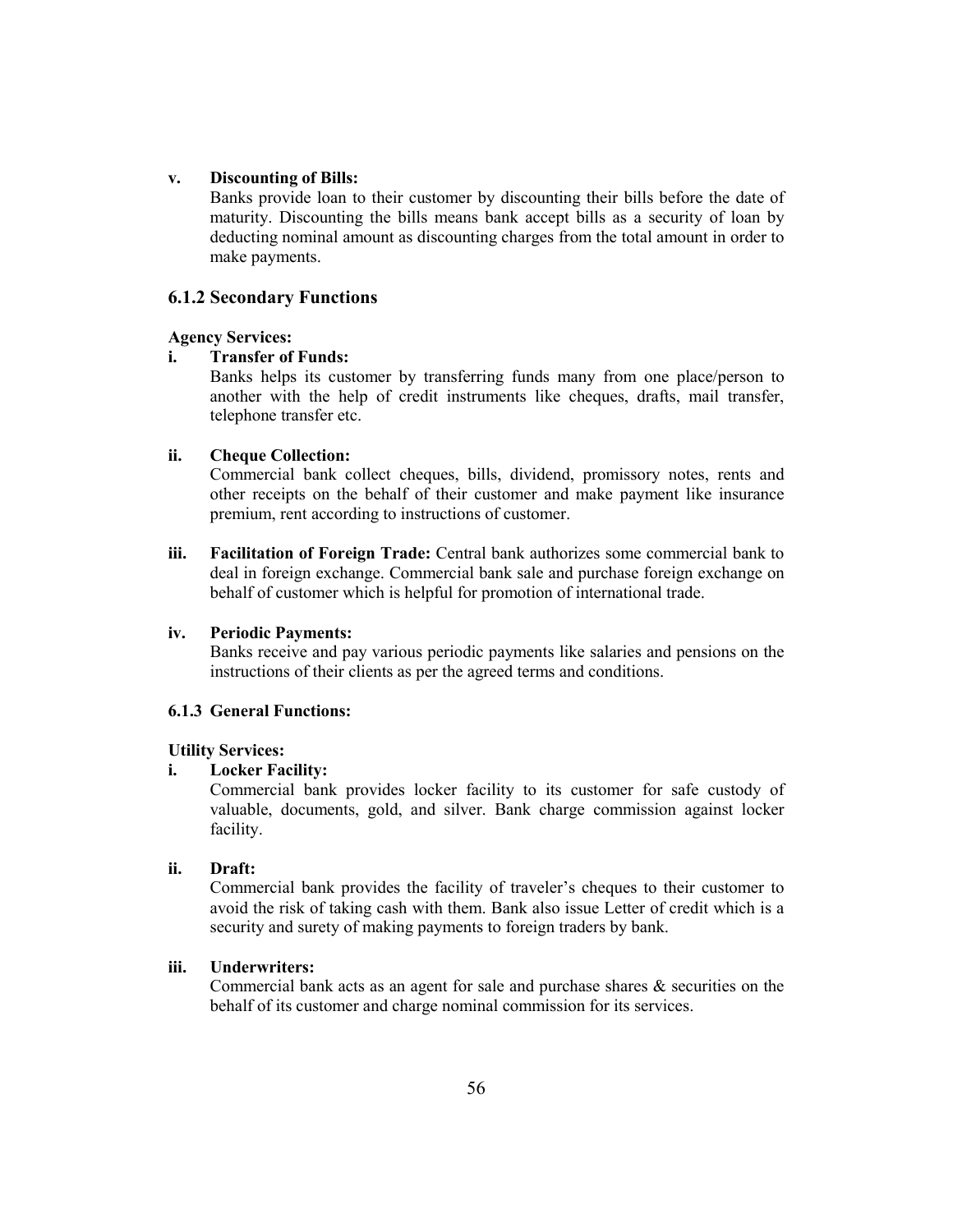v. **Discounting of Bills:**
   Banks provide loan to their customer by discounting their bills before the date of maturity. Discounting the bills means bank accept bills as a security of loan by deducting nominal amount as discounting charges from the total amount in order to make payments.

### 6.1.2 Secondary Functions

**Agency Services:**

i. **Transfer of Funds:**
   Banks helps its customer by transferring funds many from one place/person to another with the help of credit instruments like cheques, drafts, mail transfer, telephone transfer etc.

ii. **Cheque Collection:**
   Commercial bank collect cheques, bills, dividend, promissory notes, rents and other receipts on the behalf of their customer and make payment like insurance premium, rent according to instructions of customer.

iii. **Facilitation of Foreign Trade:** Central bank authorizes some commercial bank to deal in foreign exchange. Commercial bank sale and purchase foreign exchange on behalf of customer which is helpful for promotion of international trade.

iv. **Periodic Payments:**
   Banks receive and pay various periodic payments like salaries and pensions on the instructions of their clients as per the agreed terms and conditions.

#### 6.1.3 General Functions:

**Utility Services:**

i. **Locker Facility:**
   Commercial bank provides locker facility to its customer for safe custody of valuable, documents, gold, and silver. Bank charge commission against locker facility.

ii. **Draft:**
   Commercial bank provides the facility of traveler's cheques to their customer to avoid the risk of taking cash with them. Bank also issue Letter of credit which is a security and surety of making payments to foreign traders by bank.

iii. **Underwriters:**
   Commercial bank acts as an agent for sale and purchase shares & securities on the behalf of its customer and charge nominal commission for its services.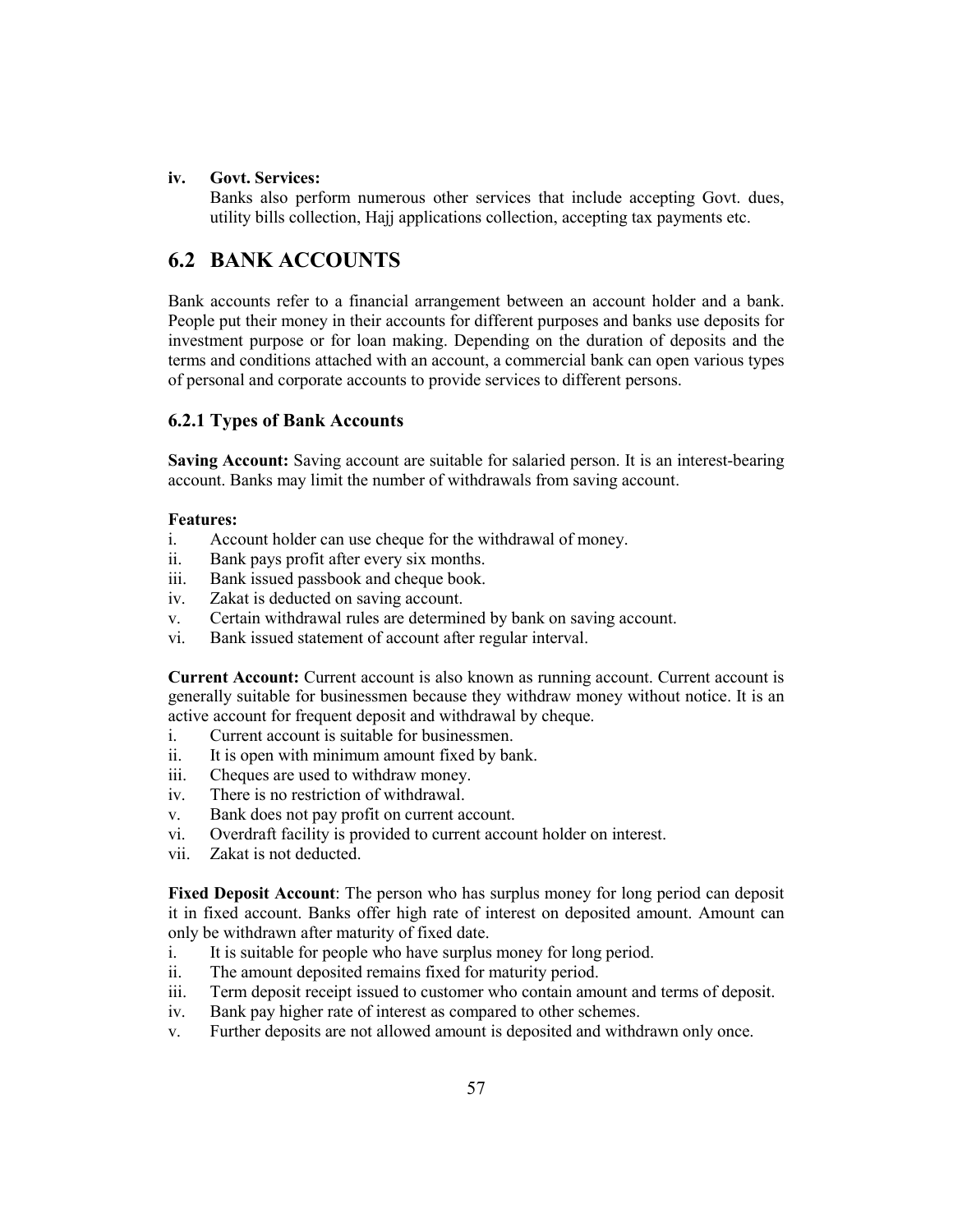**iv. Govt. Services:**

Banks also perform numerous other services that include accepting Govt. dues, utility bills collection, Hajj applications collection, accepting tax payments etc.

## 6.2 BANK ACCOUNTS

Bank accounts refer to a financial arrangement between an account holder and a bank. People put their money in their accounts for different purposes and banks use deposits for investment purpose or for loan making. Depending on the duration of deposits and the terms and conditions attached with an account, a commercial bank can open various types of personal and corporate accounts to provide services to different persons.

### 6.2.1 Types of Bank Accounts

**Saving Account:** Saving account are suitable for salaried person. It is an interest-bearing account. Banks may limit the number of withdrawals from saving account.

**Features:**

i. Account holder can use cheque for the withdrawal of money.
ii. Bank pays profit after every six months.
iii. Bank issued passbook and cheque book.
iv. Zakat is deducted on saving account.
v. Certain withdrawal rules are determined by bank on saving account.
vi. Bank issued statement of account after regular interval.

**Current Account:** Current account is also known as running account. Current account is generally suitable for businessmen because they withdraw money without notice. It is an active account for frequent deposit and withdrawal by cheque.

i. Current account is suitable for businessmen.
ii. It is open with minimum amount fixed by bank.
iii. Cheques are used to withdraw money.
iv. There is no restriction of withdrawal.
v. Bank does not pay profit on current account.
vi. Overdraft facility is provided to current account holder on interest.
vii. Zakat is not deducted.

**Fixed Deposit Account**: The person who has surplus money for long period can deposit it in fixed account. Banks offer high rate of interest on deposited amount. Amount can only be withdrawn after maturity of fixed date.

i. It is suitable for people who have surplus money for long period.
ii. The amount deposited remains fixed for maturity period.
iii. Term deposit receipt issued to customer who contain amount and terms of deposit.
iv. Bank pay higher rate of interest as compared to other schemes.
v. Further deposits are not allowed amount is deposited and withdrawn only once.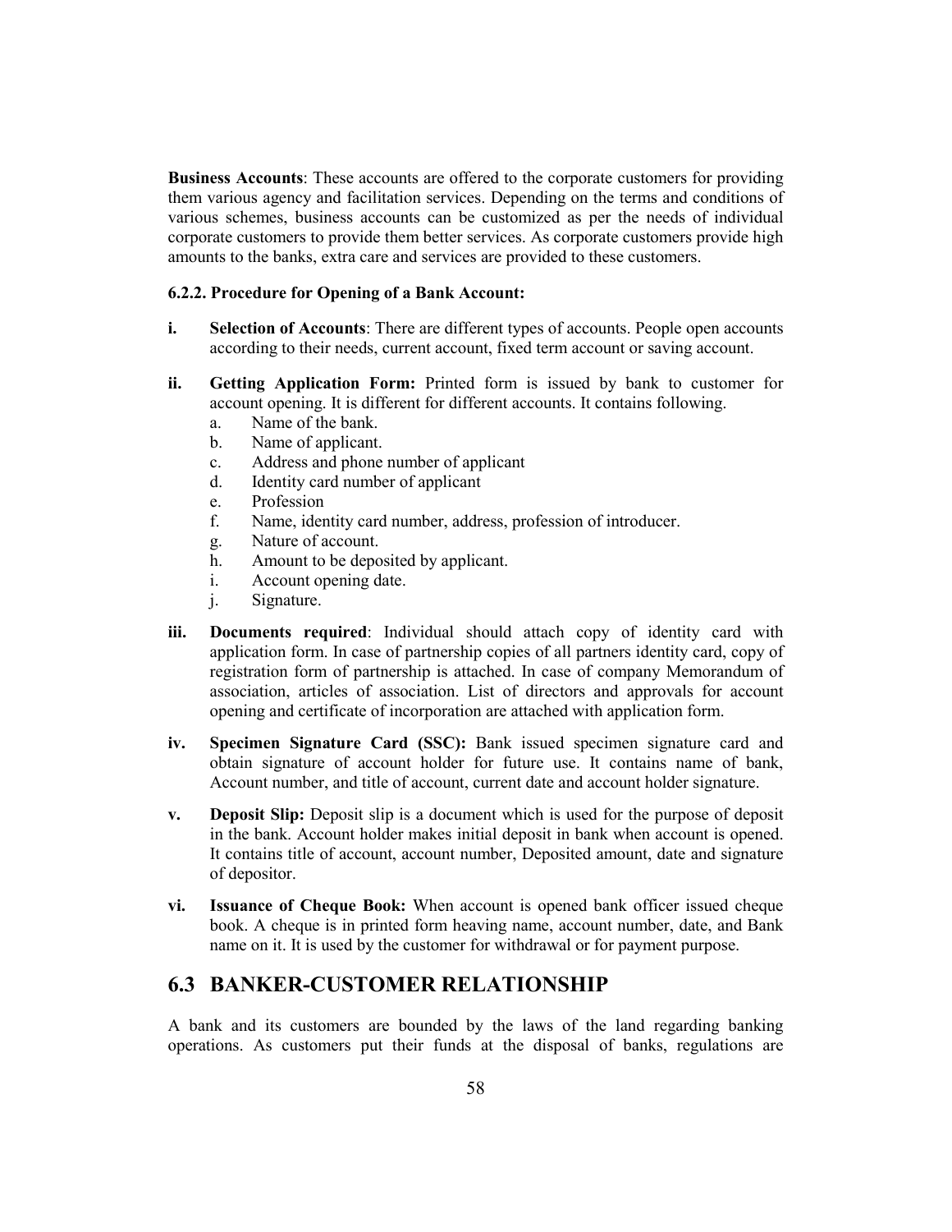**Business Accounts**: These accounts are offered to the corporate customers for providing them various agency and facilitation services. Depending on the terms and conditions of various schemes, business accounts can be customized as per the needs of individual corporate customers to provide them better services. As corporate customers provide high amounts to the banks, extra care and services are provided to these customers.

#### 6.2.2. Procedure for Opening of a Bank Account:

**i. Selection of Accounts**: There are different types of accounts. People open accounts according to their needs, current account, fixed term account or saving account.

**ii. Getting Application Form:** Printed form is issued by bank to customer for account opening. It is different for different accounts. It contains following.

a. Name of the bank.
b. Name of applicant.
c. Address and phone number of applicant
d. Identity card number of applicant
e. Profession
f. Name, identity card number, address, profession of introducer.
g. Nature of account.
h. Amount to be deposited by applicant.
i. Account opening date.
j. Signature.

**iii. Documents required**: Individual should attach copy of identity card with application form. In case of partnership copies of all partners identity card, copy of registration form of partnership is attached. In case of company Memorandum of association, articles of association. List of directors and approvals for account opening and certificate of incorporation are attached with application form.

**iv. Specimen Signature Card (SSC):** Bank issued specimen signature card and obtain signature of account holder for future use. It contains name of bank, Account number, and title of account, current date and account holder signature.

**v. Deposit Slip:** Deposit slip is a document which is used for the purpose of deposit in the bank. Account holder makes initial deposit in bank when account is opened. It contains title of account, account number, Deposited amount, date and signature of depositor.

**vi. Issuance of Cheque Book:** When account is opened bank officer issued cheque book. A cheque is in printed form heaving name, account number, date, and Bank name on it. It is used by the customer for withdrawal or for payment purpose.

## 6.3 BANKER-CUSTOMER RELATIONSHIP

A bank and its customers are bounded by the laws of the land regarding banking operations. As customers put their funds at the disposal of banks, regulations are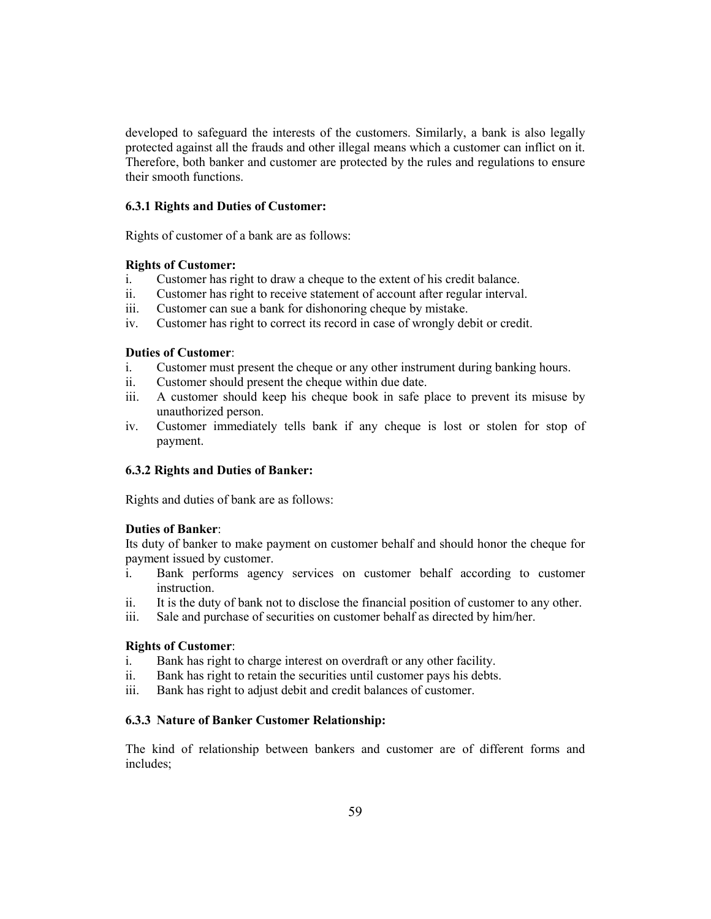developed to safeguard the interests of the customers. Similarly, a bank is also legally protected against all the frauds and other illegal means which a customer can inflict on it. Therefore, both banker and customer are protected by the rules and regulations to ensure their smooth functions.

### 6.3.1 Rights and Duties of Customer:

Rights of customer of a bank are as follows:

**Rights of Customer:**

i. Customer has right to draw a cheque to the extent of his credit balance.
ii. Customer has right to receive statement of account after regular interval.
iii. Customer can sue a bank for dishonoring cheque by mistake.
iv. Customer has right to correct its record in case of wrongly debit or credit.

**Duties of Customer**:

i. Customer must present the cheque or any other instrument during banking hours.
ii. Customer should present the cheque within due date.
iii. A customer should keep his cheque book in safe place to prevent its misuse by unauthorized person.
iv. Customer immediately tells bank if any cheque is lost or stolen for stop of payment.

### 6.3.2 Rights and Duties of Banker:

Rights and duties of bank are as follows:

**Duties of Banker**:

Its duty of banker to make payment on customer behalf and should honor the cheque for payment issued by customer.

i. Bank performs agency services on customer behalf according to customer instruction.
ii. It is the duty of bank not to disclose the financial position of customer to any other.
iii. Sale and purchase of securities on customer behalf as directed by him/her.

**Rights of Customer**:

i. Bank has right to charge interest on overdraft or any other facility.
ii. Bank has right to retain the securities until customer pays his debts.
iii. Bank has right to adjust debit and credit balances of customer.

### 6.3.3 Nature of Banker Customer Relationship:

The kind of relationship between bankers and customer are of different forms and includes;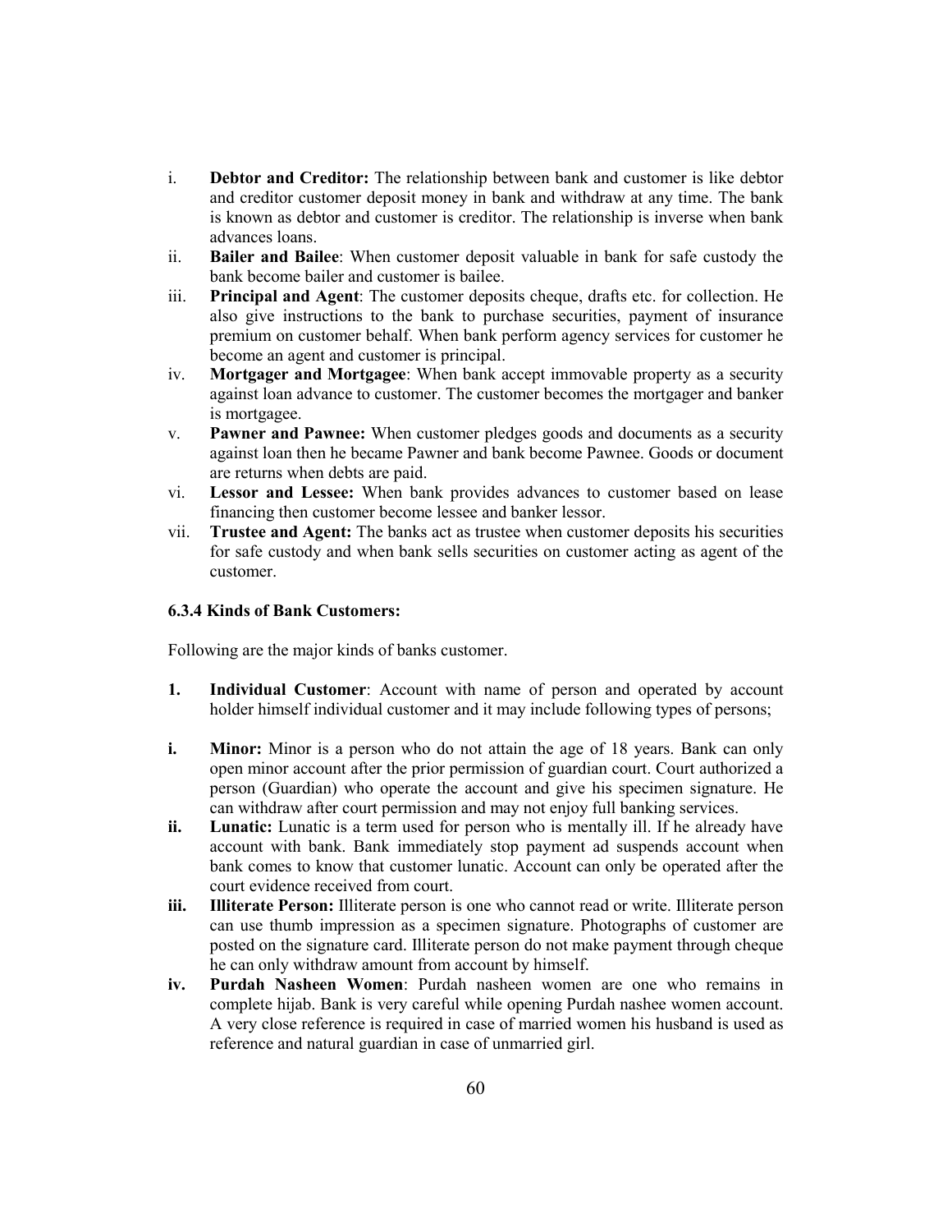i. **Debtor and Creditor:** The relationship between bank and customer is like debtor and creditor customer deposit money in bank and withdraw at any time. The bank is known as debtor and customer is creditor. The relationship is inverse when bank advances loans.
ii. **Bailer and Bailee**: When customer deposit valuable in bank for safe custody the bank become bailer and customer is bailee.
iii. **Principal and Agent**: The customer deposits cheque, drafts etc. for collection. He also give instructions to the bank to purchase securities, payment of insurance premium on customer behalf. When bank perform agency services for customer he become an agent and customer is principal.
iv. **Mortgager and Mortgagee**: When bank accept immovable property as a security against loan advance to customer. The customer becomes the mortgager and banker is mortgagee.
v. **Pawner and Pawnee:** When customer pledges goods and documents as a security against loan then he became Pawner and bank become Pawnee. Goods or document are returns when debts are paid.
vi. **Lessor and Lessee:** When bank provides advances to customer based on lease financing then customer become lessee and banker lessor.
vii. **Trustee and Agent:** The banks act as trustee when customer deposits his securities for safe custody and when bank sells securities on customer acting as agent of the customer.

#### 6.3.4 Kinds of Bank Customers:

Following are the major kinds of banks customer.

**1.** **Individual Customer**: Account with name of person and operated by account holder himself individual customer and it may include following types of persons;

**i.** **Minor:** Minor is a person who do not attain the age of 18 years. Bank can only open minor account after the prior permission of guardian court. Court authorized a person (Guardian) who operate the account and give his specimen signature. He can withdraw after court permission and may not enjoy full banking services.

**ii.** **Lunatic:** Lunatic is a term used for person who is mentally ill. If he already have account with bank. Bank immediately stop payment ad suspends account when bank comes to know that customer lunatic. Account can only be operated after the court evidence received from court.

**iii.** **Illiterate Person:** Illiterate person is one who cannot read or write. Illiterate person can use thumb impression as a specimen signature. Photographs of customer are posted on the signature card. Illiterate person do not make payment through cheque he can only withdraw amount from account by himself.

**iv.** **Purdah Nasheen Women**: Purdah nasheen women are one who remains in complete hijab. Bank is very careful while opening Purdah nashee women account. A very close reference is required in case of married women his husband is used as reference and natural guardian in case of unmarried girl.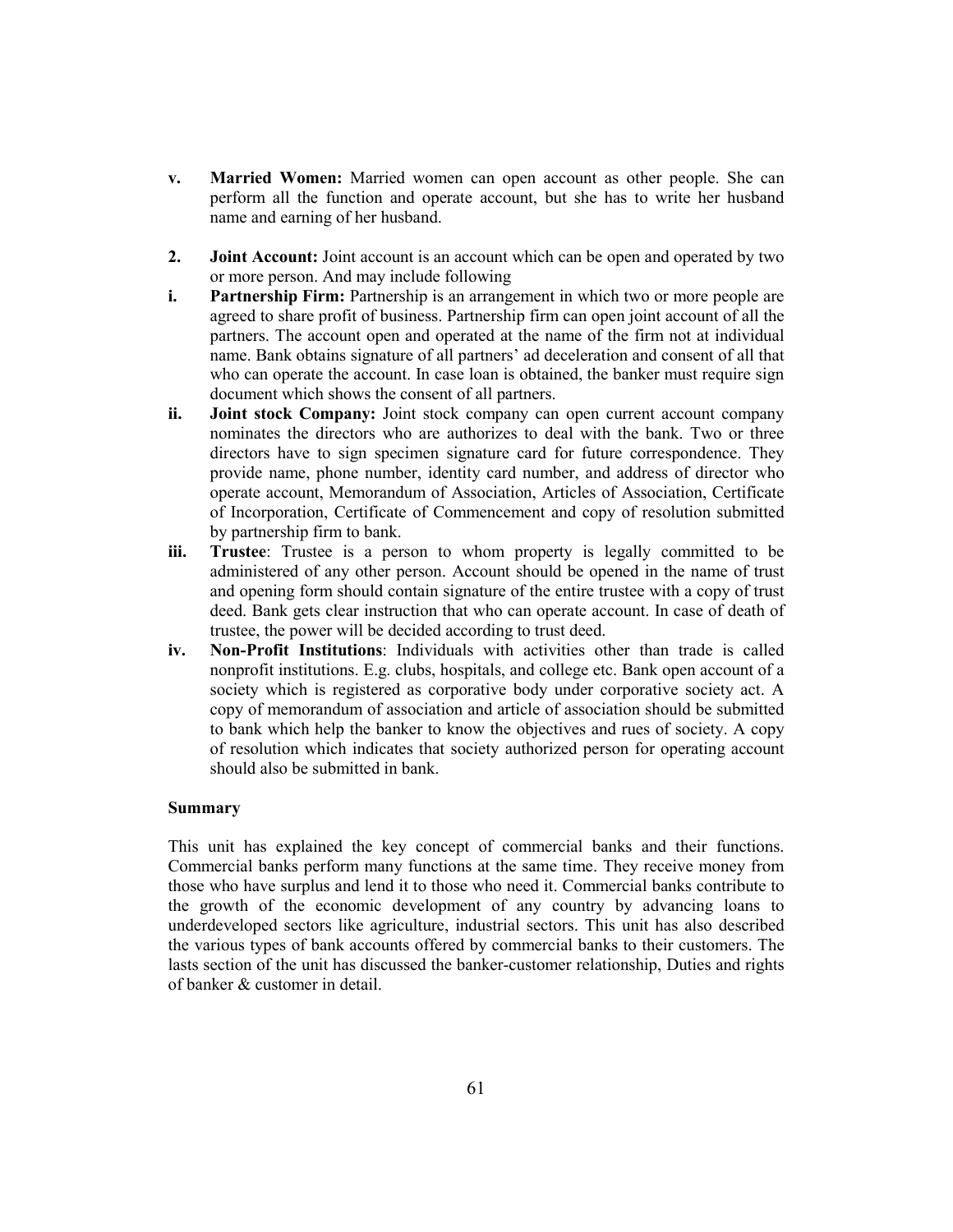- **v. Married Women:** Married women can open account as other people. She can perform all the function and operate account, but she has to write her husband name and earning of her husband.

**2. Joint Account:** Joint account is an account which can be open and operated by two or more person. And may include following

- **i. Partnership Firm:** Partnership is an arrangement in which two or more people are agreed to share profit of business. Partnership firm can open joint account of all the partners. The account open and operated at the name of the firm not at individual name. Bank obtains signature of all partners' ad deceleration and consent of all that who can operate the account. In case loan is obtained, the banker must require sign document which shows the consent of all partners.
- **ii. Joint stock Company:** Joint stock company can open current account company nominates the directors who are authorizes to deal with the bank. Two or three directors have to sign specimen signature card for future correspondence. They provide name, phone number, identity card number, and address of director who operate account, Memorandum of Association, Articles of Association, Certificate of Incorporation, Certificate of Commencement and copy of resolution submitted by partnership firm to bank.
- **iii. Trustee**: Trustee is a person to whom property is legally committed to be administered of any other person. Account should be opened in the name of trust and opening form should contain signature of the entire trustee with a copy of trust deed. Bank gets clear instruction that who can operate account. In case of death of trustee, the power will be decided according to trust deed.
- **iv. Non-Profit Institutions**: Individuals with activities other than trade is called nonprofit institutions. E.g. clubs, hospitals, and college etc. Bank open account of a society which is registered as corporative body under corporative society act. A copy of memorandum of association and article of association should be submitted to bank which help the banker to know the objectives and rues of society. A copy of resolution which indicates that society authorized person for operating account should also be submitted in bank.

**Summary**

This unit has explained the key concept of commercial banks and their functions. Commercial banks perform many functions at the same time. They receive money from those who have surplus and lend it to those who need it. Commercial banks contribute to the growth of the economic development of any country by advancing loans to underdeveloped sectors like agriculture, industrial sectors. This unit has also described the various types of bank accounts offered by commercial banks to their customers. The lasts section of the unit has discussed the banker-customer relationship, Duties and rights of banker & customer in detail.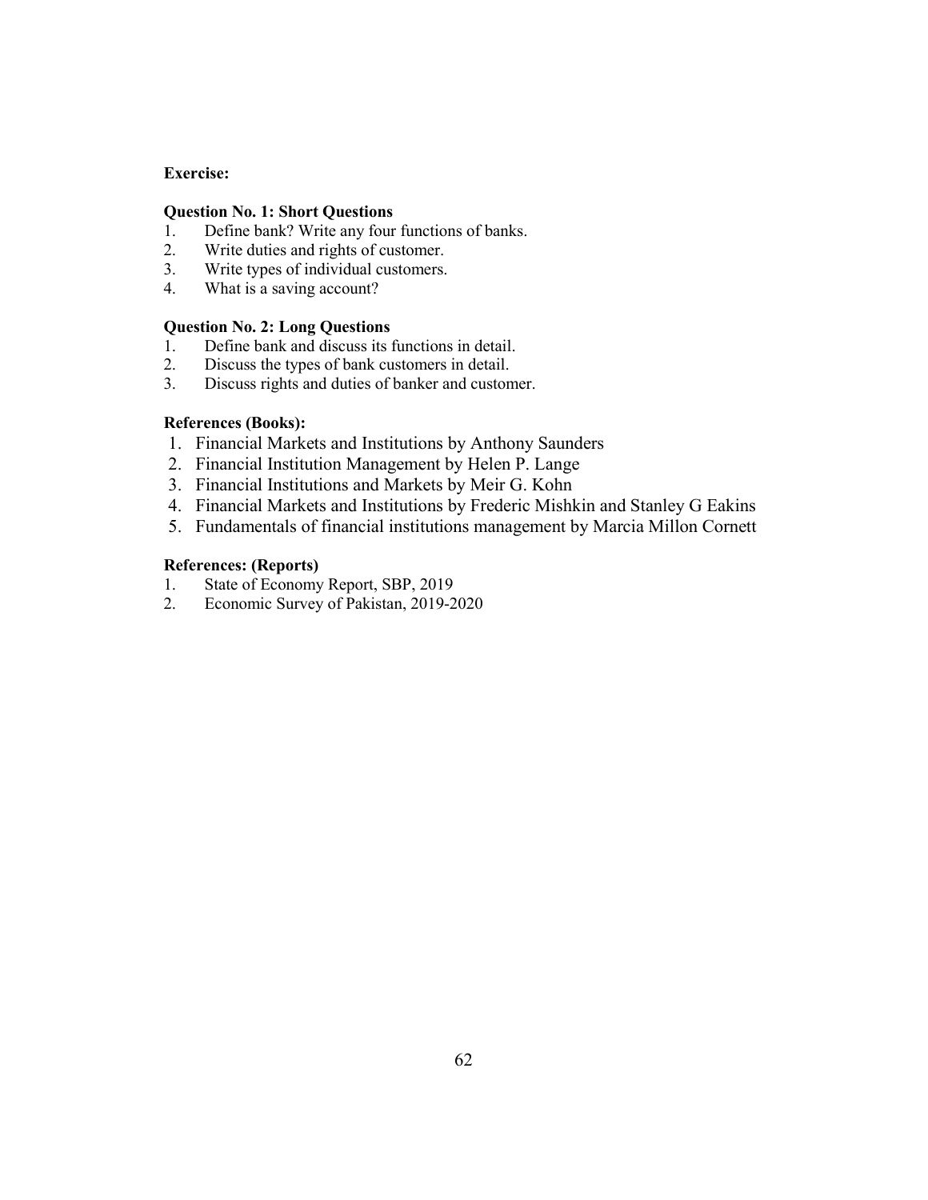**Exercise:**

**Question No. 1: Short Questions**

1. Define bank? Write any four functions of banks.
2. Write duties and rights of customer.
3. Write types of individual customers.
4. What is a saving account?

**Question No. 2: Long Questions**

1. Define bank and discuss its functions in detail.
2. Discuss the types of bank customers in detail.
3. Discuss rights and duties of banker and customer.

**References (Books):**

1. Financial Markets and Institutions by Anthony Saunders
2. Financial Institution Management by Helen P. Lange
3. Financial Institutions and Markets by Meir G. Kohn
4. Financial Markets and Institutions by Frederic Mishkin and Stanley G Eakins
5. Fundamentals of financial institutions management by Marcia Millon Cornett

**References: (Reports)**

1. State of Economy Report, SBP, 2019
2. Economic Survey of Pakistan, 2019-2020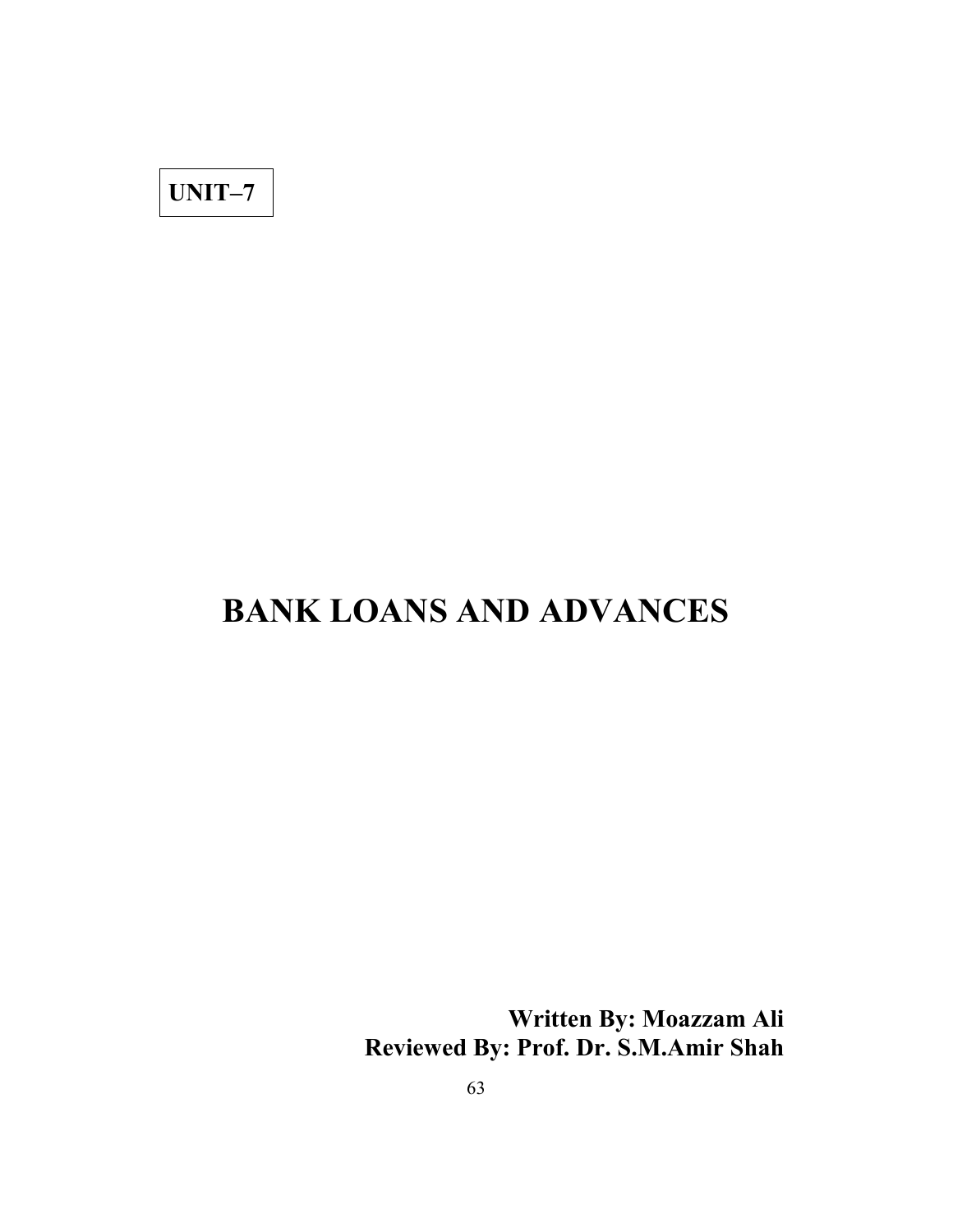**UNIT–7**

# BANK LOANS AND ADVANCES

**Written By: Moazzam Ali**
**Reviewed By: Prof. Dr. S.M.Amir Shah**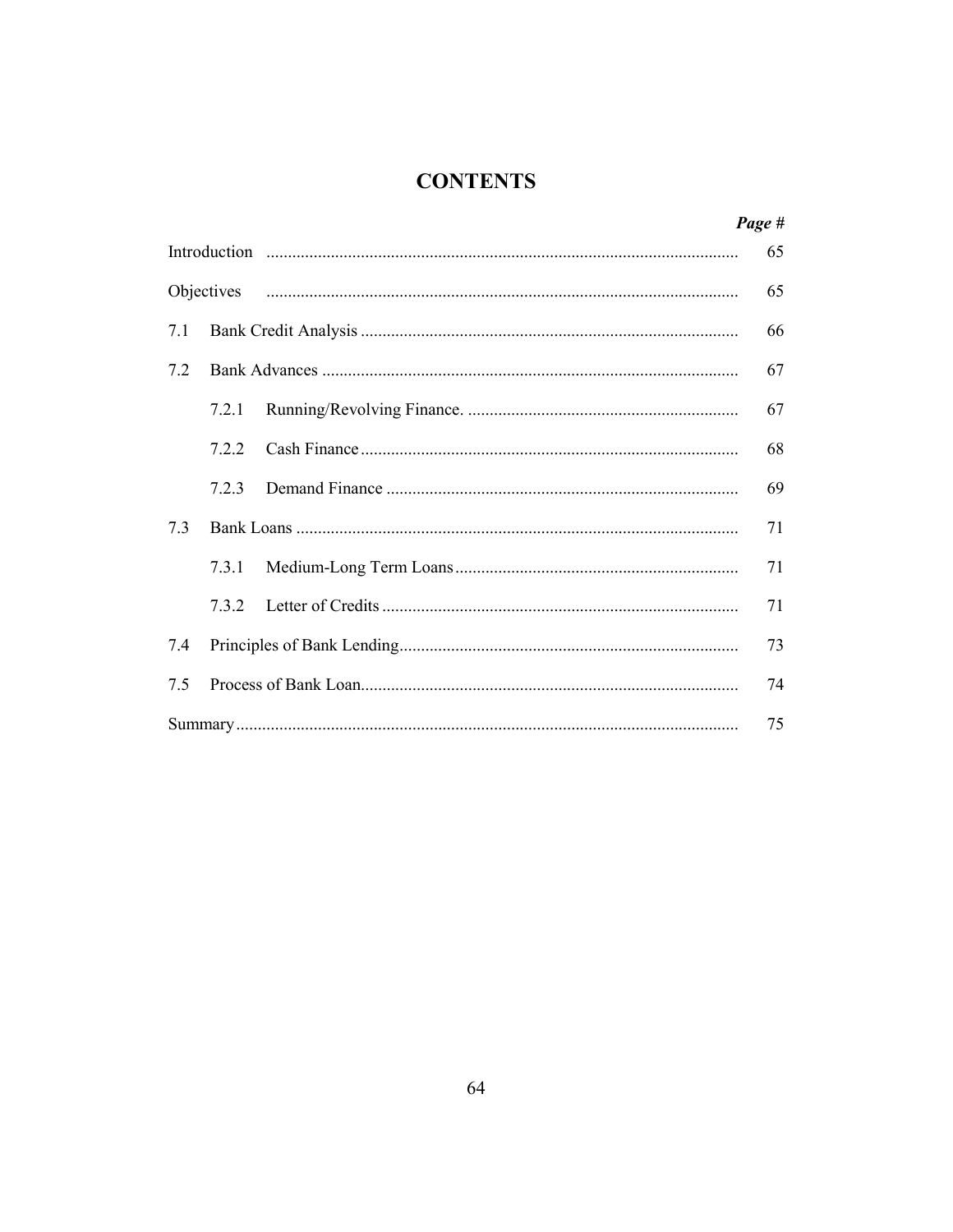# CONTENTS

| | Page # |
|---|---|
| Introduction | 65 |
| Objectives | 65 |
| 7.1 Bank Credit Analysis | 66 |
| 7.2 Bank Advances | 67 |
| 7.2.1 Running/Revolving Finance. | 67 |
| 7.2.2 Cash Finance | 68 |
| 7.2.3 Demand Finance | 69 |
| 7.3 Bank Loans | 71 |
| 7.3.1 Medium-Long Term Loans | 71 |
| 7.3.2 Letter of Credits | 71 |
| 7.4 Principles of Bank Lending | 73 |
| 7.5 Process of Bank Loan | 74 |
| Summary | 75 |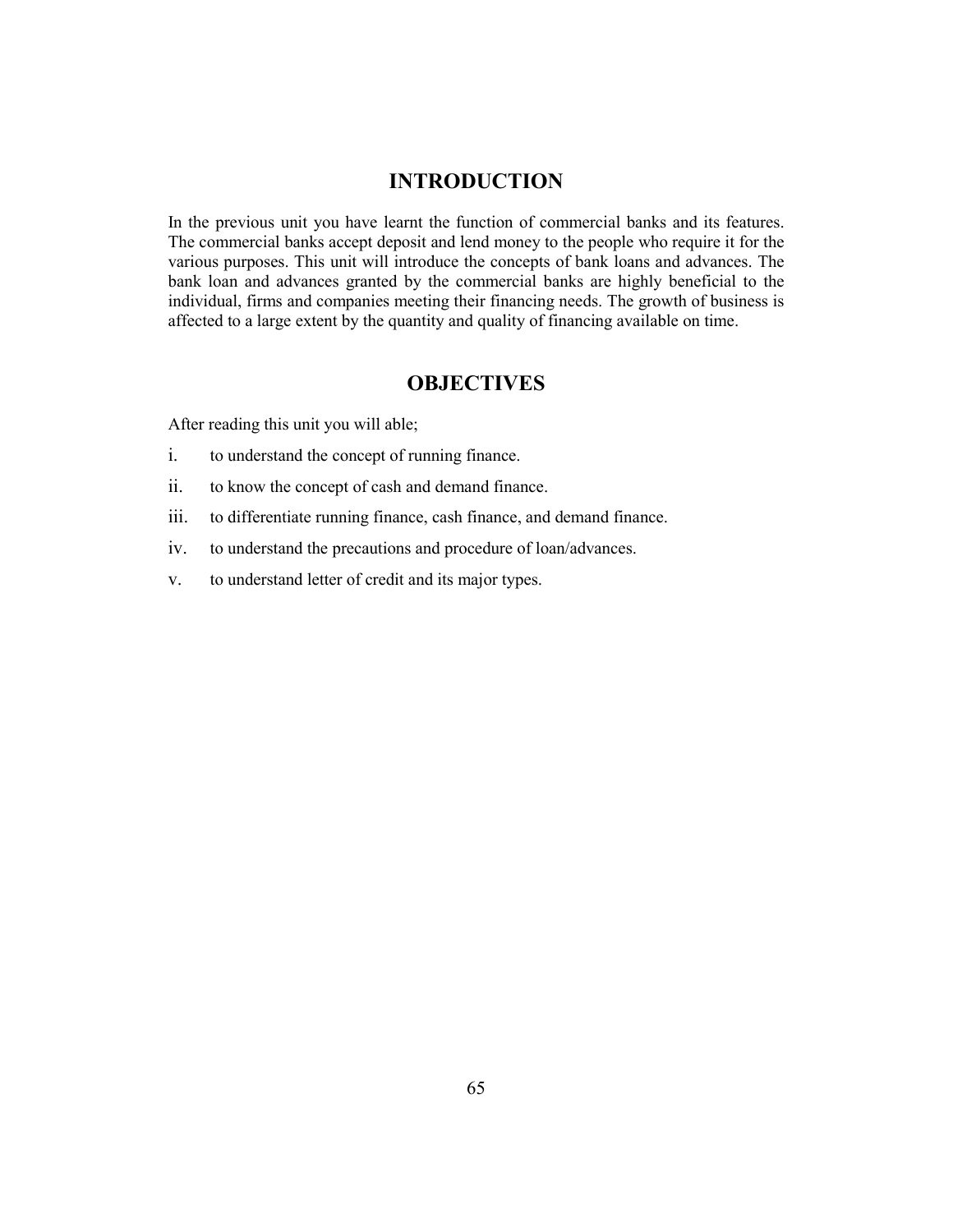# INTRODUCTION

In the previous unit you have learnt the function of commercial banks and its features. The commercial banks accept deposit and lend money to the people who require it for the various purposes. This unit will introduce the concepts of bank loans and advances. The bank loan and advances granted by the commercial banks are highly beneficial to the individual, firms and companies meeting their financing needs. The growth of business is affected to a large extent by the quantity and quality of financing available on time.

# OBJECTIVES

After reading this unit you will able;

i. to understand the concept of running finance.

ii. to know the concept of cash and demand finance.

iii. to differentiate running finance, cash finance, and demand finance.

iv. to understand the precautions and procedure of loan/advances.

v. to understand letter of credit and its major types.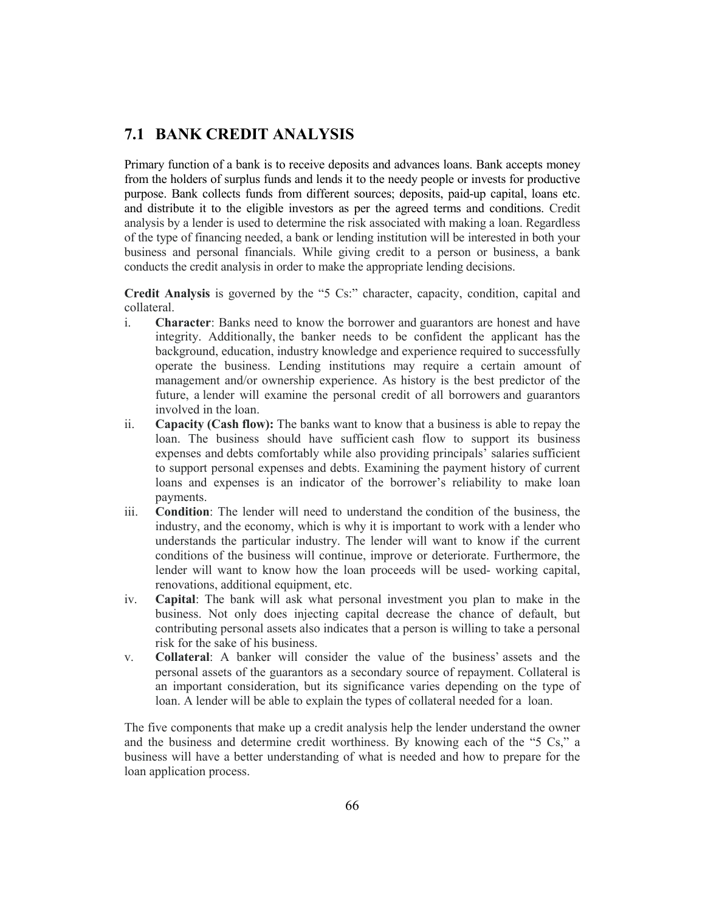## 7.1 BANK CREDIT ANALYSIS

Primary function of a bank is to receive deposits and advances loans. Bank accepts money from the holders of surplus funds and lends it to the needy people or invests for productive purpose. Bank collects funds from different sources; deposits, paid-up capital, loans etc. and distribute it to the eligible investors as per the agreed terms and conditions. Credit analysis by a lender is used to determine the risk associated with making a loan. Regardless of the type of financing needed, a bank or lending institution will be interested in both your business and personal financials. While giving credit to a person or business, a bank conducts the credit analysis in order to make the appropriate lending decisions.

**Credit Analysis** is governed by the "5 Cs:" character, capacity, condition, capital and collateral.

i. **Character**: Banks need to know the borrower and guarantors are honest and have integrity. Additionally, the banker needs to be confident the applicant has the background, education, industry knowledge and experience required to successfully operate the business. Lending institutions may require a certain amount of management and/or ownership experience. As history is the best predictor of the future, a lender will examine the personal credit of all borrowers and guarantors involved in the loan.

ii. **Capacity (Cash flow):** The banks want to know that a business is able to repay the loan. The business should have sufficient cash flow to support its business expenses and debts comfortably while also providing principals' salaries sufficient to support personal expenses and debts. Examining the payment history of current loans and expenses is an indicator of the borrower's reliability to make loan payments.

iii. **Condition**: The lender will need to understand the condition of the business, the industry, and the economy, which is why it is important to work with a lender who understands the particular industry. The lender will want to know if the current conditions of the business will continue, improve or deteriorate. Furthermore, the lender will want to know how the loan proceeds will be used- working capital, renovations, additional equipment, etc.

iv. **Capital**: The bank will ask what personal investment you plan to make in the business. Not only does injecting capital decrease the chance of default, but contributing personal assets also indicates that a person is willing to take a personal risk for the sake of his business.

v. **Collateral**: A banker will consider the value of the business' assets and the personal assets of the guarantors as a secondary source of repayment. Collateral is an important consideration, but its significance varies depending on the type of loan. A lender will be able to explain the types of collateral needed for a loan.

The five components that make up a credit analysis help the lender understand the owner and the business and determine credit worthiness. By knowing each of the "5 Cs," a business will have a better understanding of what is needed and how to prepare for the loan application process.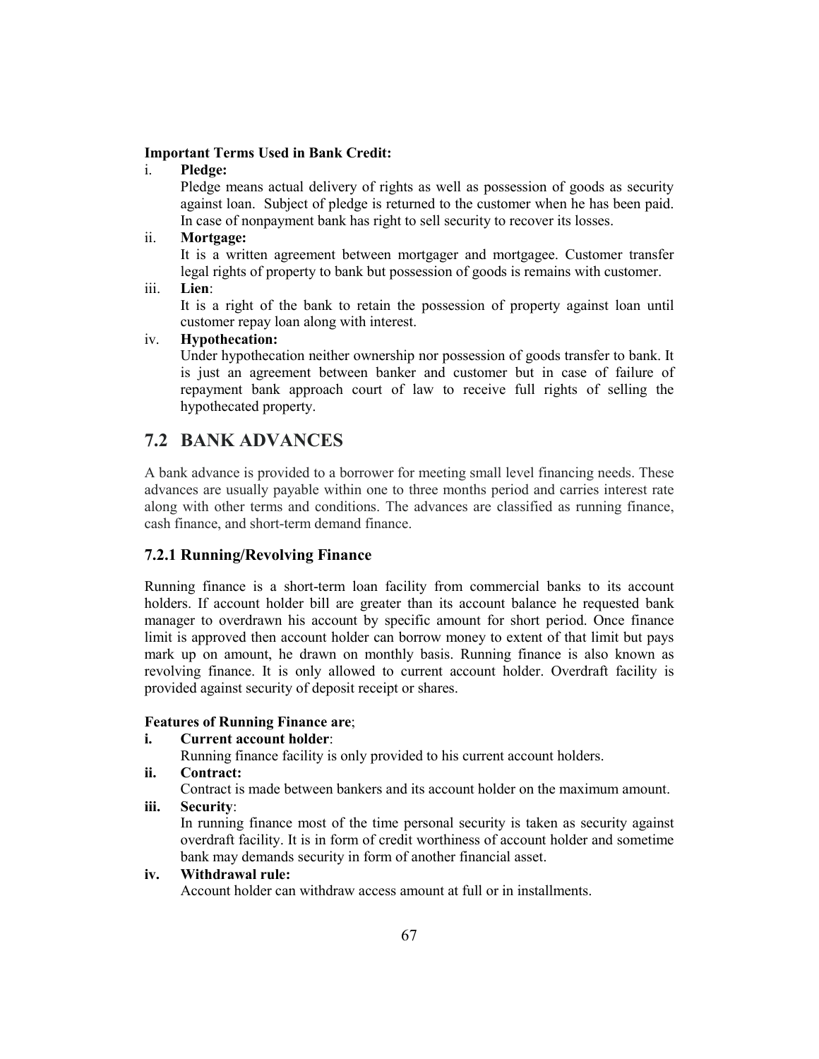**Important Terms Used in Bank Credit:**

i. **Pledge:**

Pledge means actual delivery of rights as well as possession of goods as security against loan. Subject of pledge is returned to the customer when he has been paid. In case of nonpayment bank has right to sell security to recover its losses.

ii. **Mortgage:**

It is a written agreement between mortgager and mortgagee. Customer transfer legal rights of property to bank but possession of goods is remains with customer.

iii. **Lien**:

It is a right of the bank to retain the possession of property against loan until customer repay loan along with interest.

iv. **Hypothecation:**

Under hypothecation neither ownership nor possession of goods transfer to bank. It is just an agreement between banker and customer but in case of failure of repayment bank approach court of law to receive full rights of selling the hypothecated property.

## 7.2 BANK ADVANCES

A bank advance is provided to a borrower for meeting small level financing needs. These advances are usually payable within one to three months period and carries interest rate along with other terms and conditions. The advances are classified as running finance, cash finance, and short-term demand finance.

### 7.2.1 Running/Revolving Finance

Running finance is a short-term loan facility from commercial banks to its account holders. If account holder bill are greater than its account balance he requested bank manager to overdrawn his account by specific amount for short period. Once finance limit is approved then account holder can borrow money to extent of that limit but pays mark up on amount, he drawn on monthly basis. Running finance is also known as revolving finance. It is only allowed to current account holder. Overdraft facility is provided against security of deposit receipt or shares.

**Features of Running Finance are**;

**i. Current account holder**:

Running finance facility is only provided to his current account holders.

**ii. Contract:**

Contract is made between bankers and its account holder on the maximum amount.

**iii. Security**:

In running finance most of the time personal security is taken as security against overdraft facility. It is in form of credit worthiness of account holder and sometime bank may demands security in form of another financial asset.

**iv. Withdrawal rule:**

Account holder can withdraw access amount at full or in installments.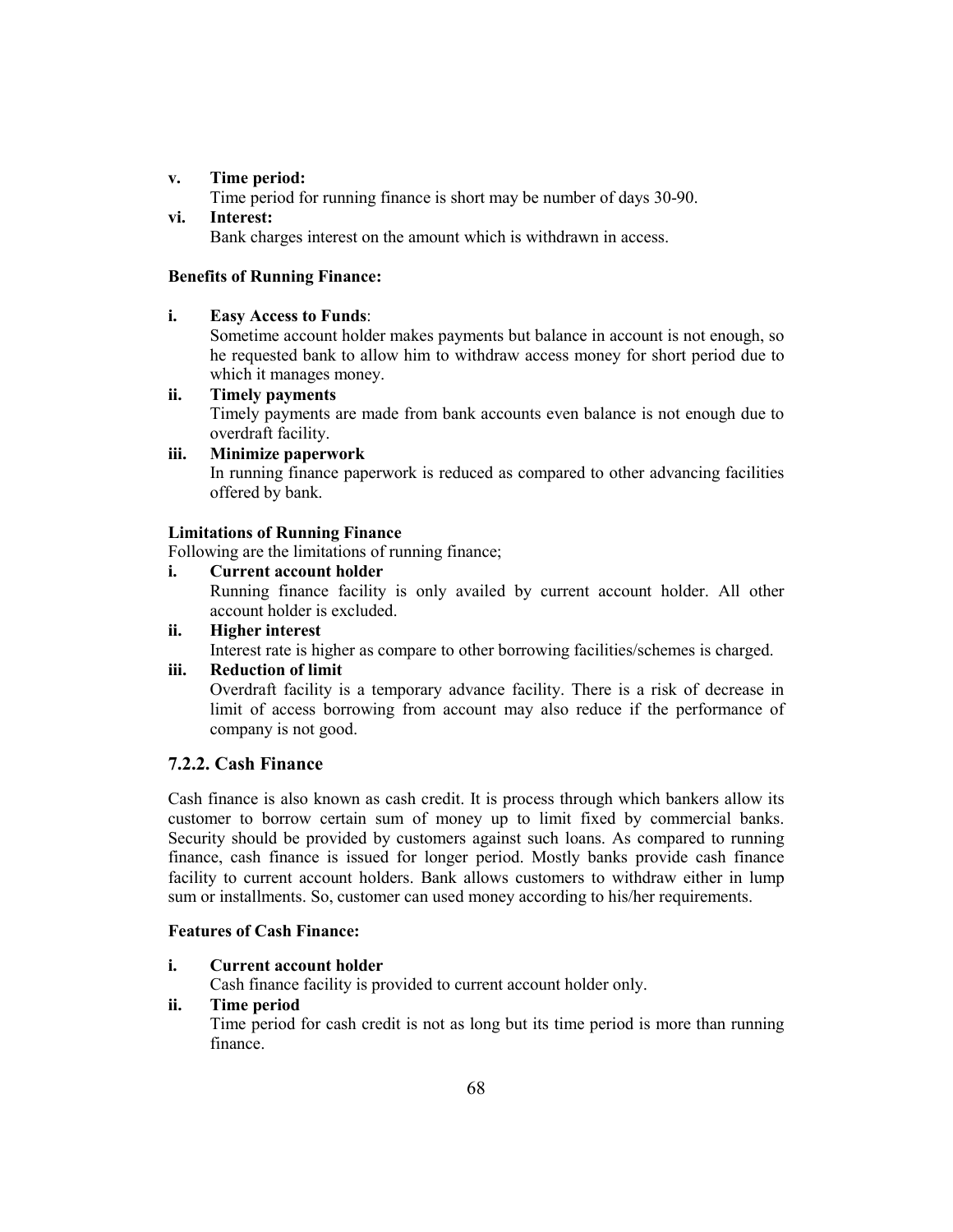v. **Time period:**
   Time period for running finance is short may be number of days 30-90.

vi. **Interest:**
   Bank charges interest on the amount which is withdrawn in access.

**Benefits of Running Finance:**

i. **Easy Access to Funds**:
   Sometime account holder makes payments but balance in account is not enough, so he requested bank to allow him to withdraw access money for short period due to which it manages money.

ii. **Timely payments**
   Timely payments are made from bank accounts even balance is not enough due to overdraft facility.

iii. **Minimize paperwork**
   In running finance paperwork is reduced as compared to other advancing facilities offered by bank.

**Limitations of Running Finance**

Following are the limitations of running finance;

i. **Current account holder**
   Running finance facility is only availed by current account holder. All other account holder is excluded.

ii. **Higher interest**
   Interest rate is higher as compare to other borrowing facilities/schemes is charged.

iii. **Reduction of limit**
   Overdraft facility is a temporary advance facility. There is a risk of decrease in limit of access borrowing from account may also reduce if the performance of company is not good.

### 7.2.2. Cash Finance

Cash finance is also known as cash credit. It is process through which bankers allow its customer to borrow certain sum of money up to limit fixed by commercial banks. Security should be provided by customers against such loans. As compared to running finance, cash finance is issued for longer period. Mostly banks provide cash finance facility to current account holders. Bank allows customers to withdraw either in lump sum or installments. So, customer can used money according to his/her requirements.

**Features of Cash Finance:**

i. **Current account holder**
   Cash finance facility is provided to current account holder only.

ii. **Time period**
   Time period for cash credit is not as long but its time period is more than running finance.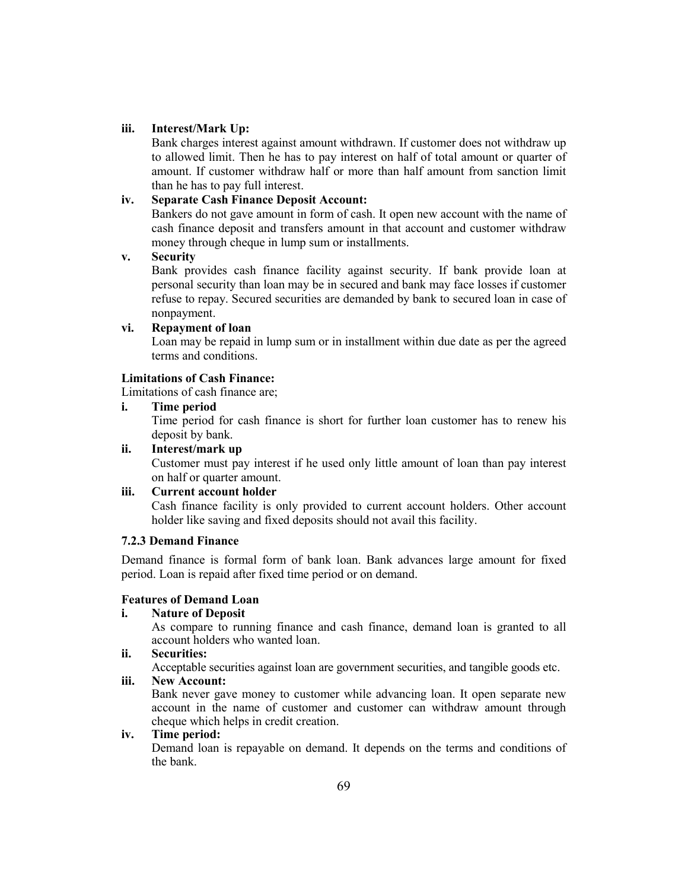iii. **Interest/Mark Up:**
Bank charges interest against amount withdrawn. If customer does not withdraw up to allowed limit. Then he has to pay interest on half of total amount or quarter of amount. If customer withdraw half or more than half amount from sanction limit than he has to pay full interest.

iv. **Separate Cash Finance Deposit Account:**
Bankers do not gave amount in form of cash. It open new account with the name of cash finance deposit and transfers amount in that account and customer withdraw money through cheque in lump sum or installments.

v. **Security**
Bank provides cash finance facility against security. If bank provide loan at personal security than loan may be in secured and bank may face losses if customer refuse to repay. Secured securities are demanded by bank to secured loan in case of nonpayment.

vi. **Repayment of loan**
Loan may be repaid in lump sum or in installment within due date as per the agreed terms and conditions.

**Limitations of Cash Finance:**

Limitations of cash finance are;

i. **Time period**
Time period for cash finance is short for further loan customer has to renew his deposit by bank.

ii. **Interest/mark up**
Customer must pay interest if he used only little amount of loan than pay interest on half or quarter amount.

iii. **Current account holder**
Cash finance facility is only provided to current account holders. Other account holder like saving and fixed deposits should not avail this facility.

### 7.2.3 Demand Finance

Demand finance is formal form of bank loan. Bank advances large amount for fixed period. Loan is repaid after fixed time period or on demand.

**Features of Demand Loan**

i. **Nature of Deposit**
As compare to running finance and cash finance, demand loan is granted to all account holders who wanted loan.

ii. **Securities:**
Acceptable securities against loan are government securities, and tangible goods etc.

iii. **New Account:**
Bank never gave money to customer while advancing loan. It open separate new account in the name of customer and customer can withdraw amount through cheque which helps in credit creation.

iv. **Time period:**
Demand loan is repayable on demand. It depends on the terms and conditions of the bank.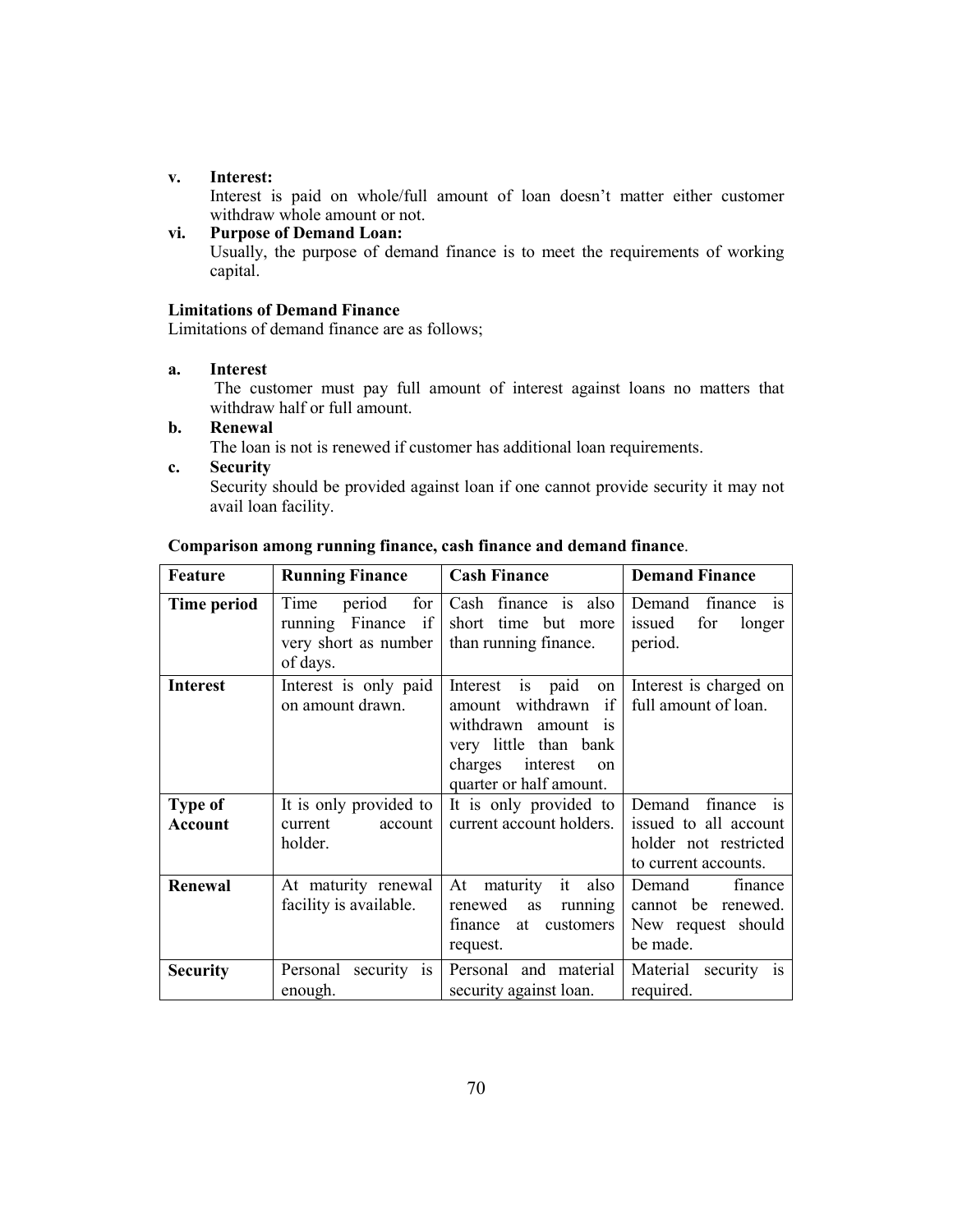**v. Interest:**

Interest is paid on whole/full amount of loan doesn't matter either customer withdraw whole amount or not.

**vi. Purpose of Demand Loan:**

Usually, the purpose of demand finance is to meet the requirements of working capital.

**Limitations of Demand Finance**

Limitations of demand finance are as follows;

**a. Interest**

The customer must pay full amount of interest against loans no matters that withdraw half or full amount.

**b. Renewal**

The loan is not is renewed if customer has additional loan requirements.

**c. Security**

Security should be provided against loan if one cannot provide security it may not avail loan facility.

**Comparison among running finance, cash finance and demand finance**.

| Feature | Running Finance | Cash Finance | Demand Finance |
|---|---|---|---|
| **Time period** | Time period for running Finance if very short as number of days. | Cash finance is also short time but more than running finance. | Demand finance is issued for longer period. |
| **Interest** | Interest is only paid on amount drawn. | Interest is paid on amount withdrawn if withdrawn amount is very little than bank charges interest on quarter or half amount. | Interest is charged on full amount of loan. |
| **Type of Account** | It is only provided to current account holder. | It is only provided to current account holders. | Demand finance is issued to all account holder not restricted to current accounts. |
| **Renewal** | At maturity renewal facility is available. | At maturity it also renewed as running finance at customers request. | Demand finance cannot be renewed. New request should be made. |
| **Security** | Personal security is enough. | Personal and material security against loan. | Material security is required. |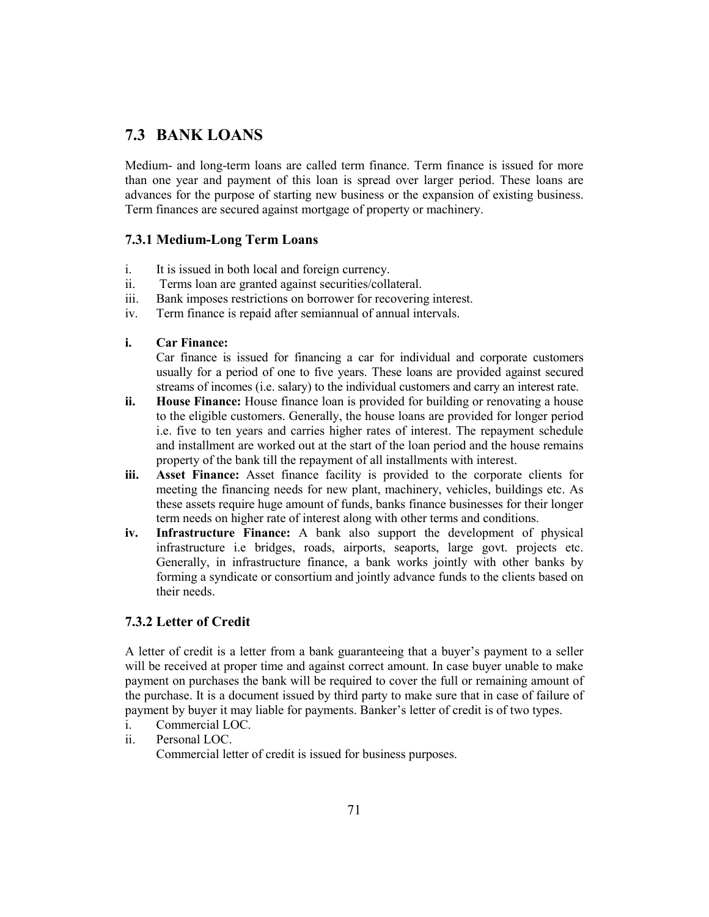## 7.3 BANK LOANS

Medium- and long-term loans are called term finance. Term finance is issued for more than one year and payment of this loan is spread over larger period. These loans are advances for the purpose of starting new business or the expansion of existing business. Term finances are secured against mortgage of property or machinery.

### 7.3.1 Medium-Long Term Loans

i. It is issued in both local and foreign currency.
ii. Terms loan are granted against securities/collateral.
iii. Bank imposes restrictions on borrower for recovering interest.
iv. Term finance is repaid after semiannual of annual intervals.

**i. Car Finance:**
Car finance is issued for financing a car for individual and corporate customers usually for a period of one to five years. These loans are provided against secured streams of incomes (i.e. salary) to the individual customers and carry an interest rate.

**ii. House Finance:** House finance loan is provided for building or renovating a house to the eligible customers. Generally, the house loans are provided for longer period i.e. five to ten years and carries higher rates of interest. The repayment schedule and installment are worked out at the start of the loan period and the house remains property of the bank till the repayment of all installments with interest.

**iii. Asset Finance:** Asset finance facility is provided to the corporate clients for meeting the financing needs for new plant, machinery, vehicles, buildings etc. As these assets require huge amount of funds, banks finance businesses for their longer term needs on higher rate of interest along with other terms and conditions.

**iv. Infrastructure Finance:** A bank also support the development of physical infrastructure i.e bridges, roads, airports, seaports, large govt. projects etc. Generally, in infrastructure finance, a bank works jointly with other banks by forming a syndicate or consortium and jointly advance funds to the clients based on their needs.

### 7.3.2 Letter of Credit

A letter of credit is a letter from a bank guaranteeing that a buyer's payment to a seller will be received at proper time and against correct amount. In case buyer unable to make payment on purchases the bank will be required to cover the full or remaining amount of the purchase. It is a document issued by third party to make sure that in case of failure of payment by buyer it may liable for payments. Banker's letter of credit is of two types.

i. Commercial LOC.
ii. Personal LOC.

Commercial letter of credit is issued for business purposes.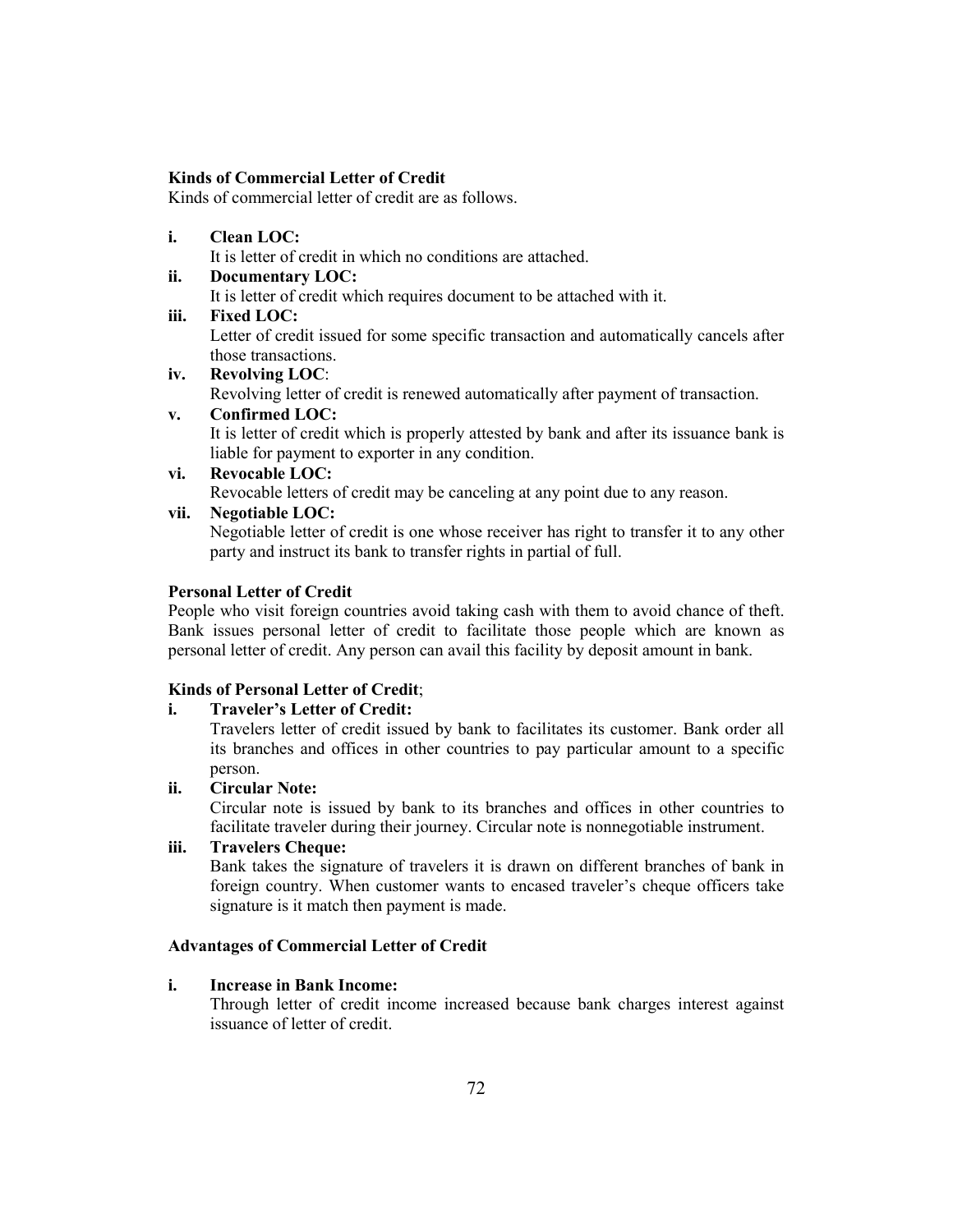**Kinds of Commercial Letter of Credit**

Kinds of commercial letter of credit are as follows.

i. **Clean LOC:**
   It is letter of credit in which no conditions are attached.
ii. **Documentary LOC:**
   It is letter of credit which requires document to be attached with it.
iii. **Fixed LOC:**
   Letter of credit issued for some specific transaction and automatically cancels after those transactions.
iv. **Revolving LOC**:
   Revolving letter of credit is renewed automatically after payment of transaction.
v. **Confirmed LOC:**
   It is letter of credit which is properly attested by bank and after its issuance bank is liable for payment to exporter in any condition.
vi. **Revocable LOC:**
   Revocable letters of credit may be canceling at any point due to any reason.
vii. **Negotiable LOC:**
   Negotiable letter of credit is one whose receiver has right to transfer it to any other party and instruct its bank to transfer rights in partial of full.

**Personal Letter of Credit**

People who visit foreign countries avoid taking cash with them to avoid chance of theft. Bank issues personal letter of credit to facilitate those people which are known as personal letter of credit. Any person can avail this facility by deposit amount in bank.

**Kinds of Personal Letter of Credit**;

i. **Traveler's Letter of Credit:**
   Travelers letter of credit issued by bank to facilitates its customer. Bank order all its branches and offices in other countries to pay particular amount to a specific person.
ii. **Circular Note:**
   Circular note is issued by bank to its branches and offices in other countries to facilitate traveler during their journey. Circular note is nonnegotiable instrument.
iii. **Travelers Cheque:**
   Bank takes the signature of travelers it is drawn on different branches of bank in foreign country. When customer wants to encased traveler's cheque officers take signature is it match then payment is made.

**Advantages of Commercial Letter of Credit**

i. **Increase in Bank Income:**
   Through letter of credit income increased because bank charges interest against issuance of letter of credit.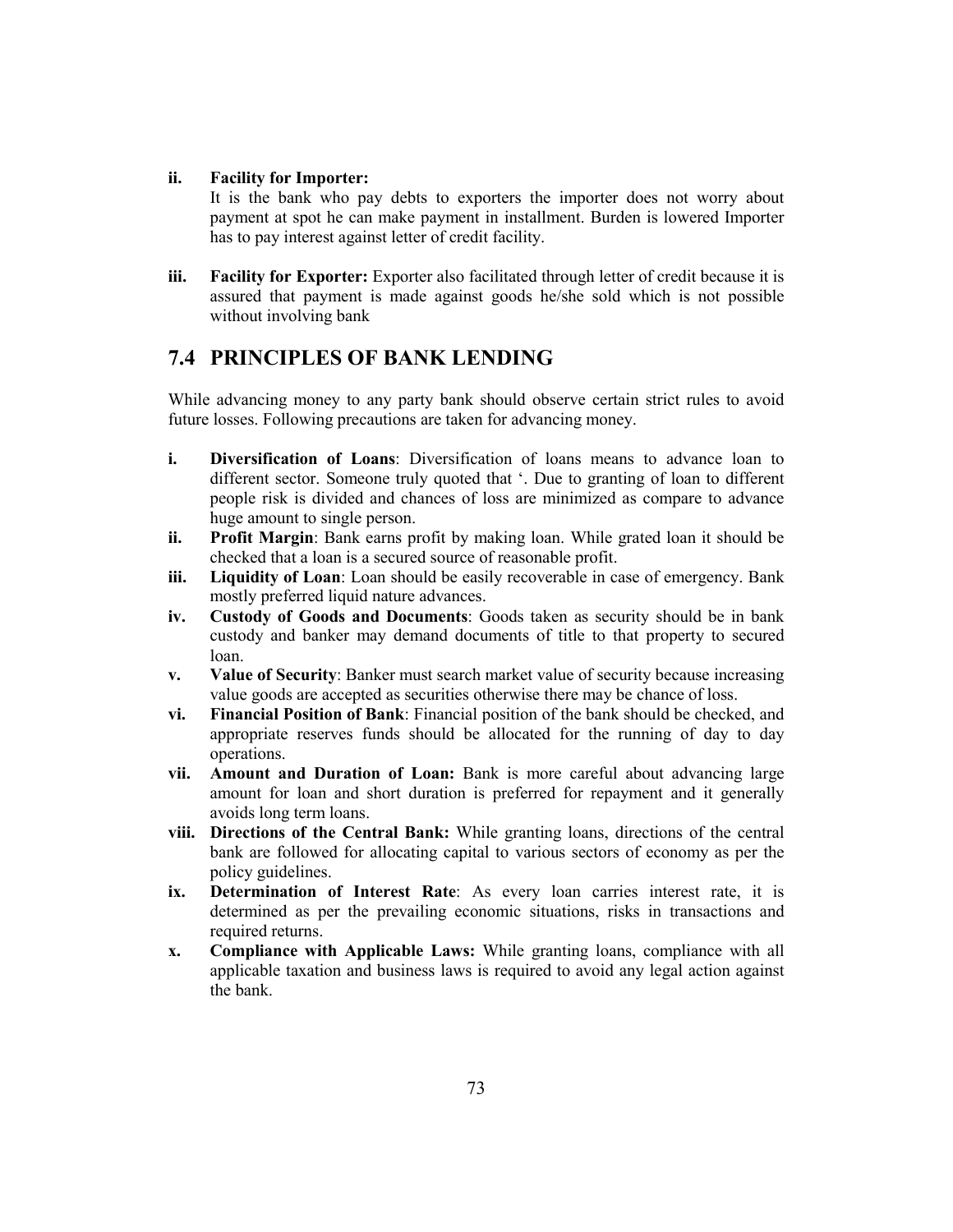ii. **Facility for Importer:**
It is the bank who pay debts to exporters the importer does not worry about payment at spot he can make payment in installment. Burden is lowered Importer has to pay interest against letter of credit facility.

iii. **Facility for Exporter:** Exporter also facilitated through letter of credit because it is assured that payment is made against goods he/she sold which is not possible without involving bank

## 7.4 PRINCIPLES OF BANK LENDING

While advancing money to any party bank should observe certain strict rules to avoid future losses. Following precautions are taken for advancing money.

i. **Diversification of Loans**: Diversification of loans means to advance loan to different sector. Someone truly quoted that '. Due to granting of loan to different people risk is divided and chances of loss are minimized as compare to advance huge amount to single person.

ii. **Profit Margin**: Bank earns profit by making loan. While grated loan it should be checked that a loan is a secured source of reasonable profit.

iii. **Liquidity of Loan**: Loan should be easily recoverable in case of emergency. Bank mostly preferred liquid nature advances.

iv. **Custody of Goods and Documents**: Goods taken as security should be in bank custody and banker may demand documents of title to that property to secured loan.

v. **Value of Security**: Banker must search market value of security because increasing value goods are accepted as securities otherwise there may be chance of loss.

vi. **Financial Position of Bank**: Financial position of the bank should be checked, and appropriate reserves funds should be allocated for the running of day to day operations.

vii. **Amount and Duration of Loan:** Bank is more careful about advancing large amount for loan and short duration is preferred for repayment and it generally avoids long term loans.

viii. **Directions of the Central Bank:** While granting loans, directions of the central bank are followed for allocating capital to various sectors of economy as per the policy guidelines.

ix. **Determination of Interest Rate**: As every loan carries interest rate, it is determined as per the prevailing economic situations, risks in transactions and required returns.

x. **Compliance with Applicable Laws:** While granting loans, compliance with all applicable taxation and business laws is required to avoid any legal action against the bank.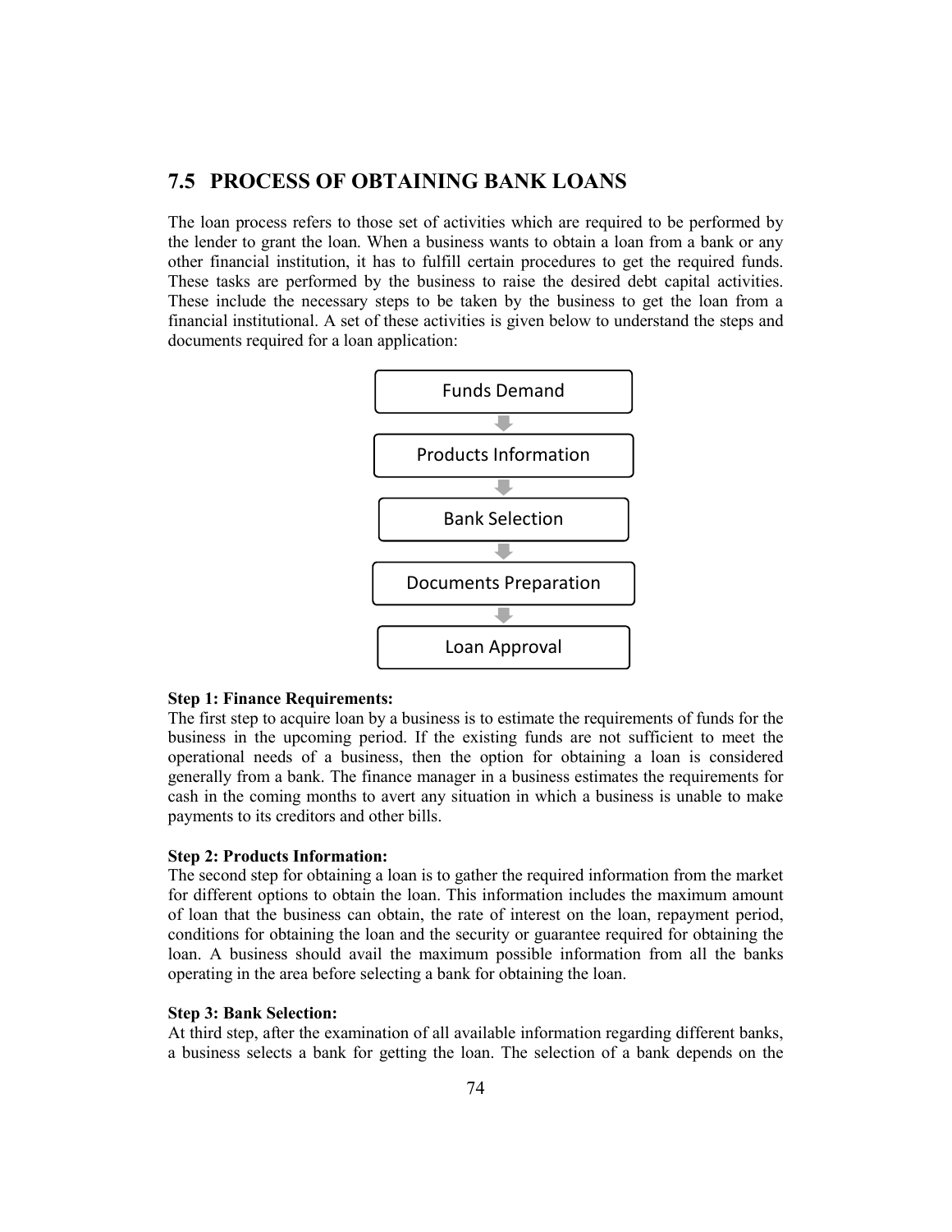## 7.5 PROCESS OF OBTAINING BANK LOANS

The loan process refers to those set of activities which are required to be performed by the lender to grant the loan. When a business wants to obtain a loan from a bank or any other financial institution, it has to fulfill certain procedures to get the required funds. These tasks are performed by the business to raise the desired debt capital activities. These include the necessary steps to be taken by the business to get the loan from a financial institutional. A set of these activities is given below to understand the steps and documents required for a loan application:

Funds Demand
↓
Products Information
↓
Bank Selection
↓
Documents Preparation
↓
Loan Approval

**Step 1: Finance Requirements:**
The first step to acquire loan by a business is to estimate the requirements of funds for the business in the upcoming period. If the existing funds are not sufficient to meet the operational needs of a business, then the option for obtaining a loan is considered generally from a bank. The finance manager in a business estimates the requirements for cash in the coming months to avert any situation in which a business is unable to make payments to its creditors and other bills.

**Step 2: Products Information:**
The second step for obtaining a loan is to gather the required information from the market for different options to obtain the loan. This information includes the maximum amount of loan that the business can obtain, the rate of interest on the loan, repayment period, conditions for obtaining the loan and the security or guarantee required for obtaining the loan. A business should avail the maximum possible information from all the banks operating in the area before selecting a bank for obtaining the loan.

**Step 3: Bank Selection:**
At third step, after the examination of all available information regarding different banks, a business selects a bank for getting the loan. The selection of a bank depends on the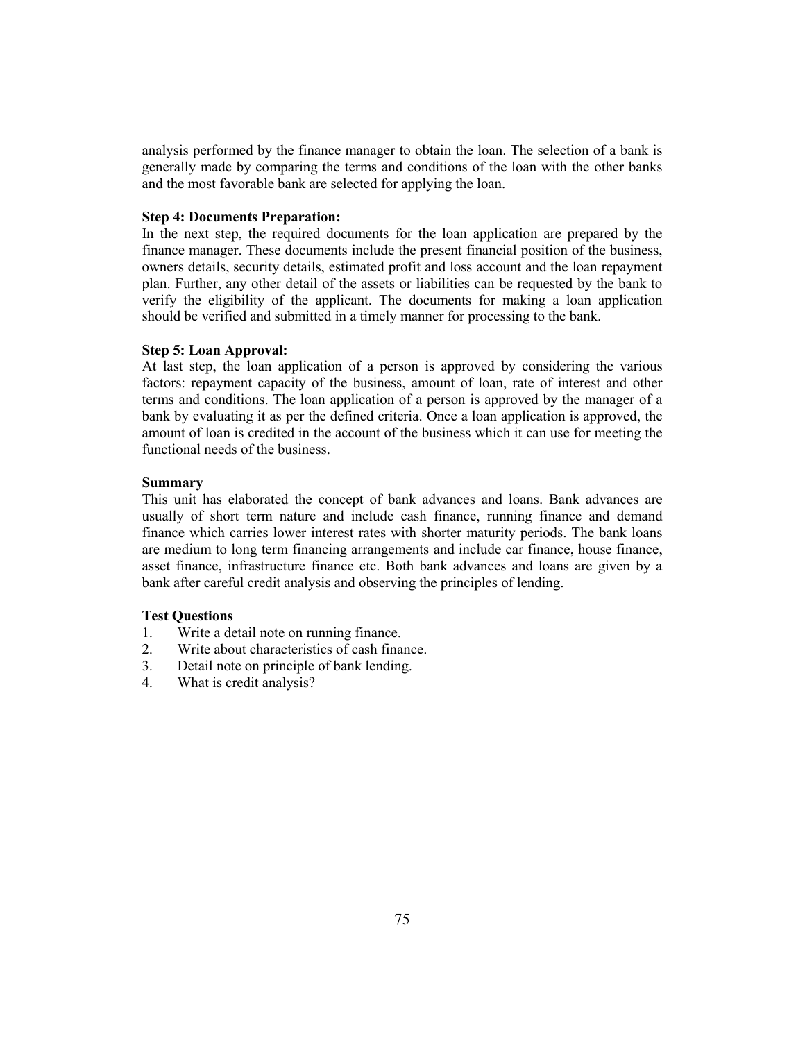analysis performed by the finance manager to obtain the loan. The selection of a bank is generally made by comparing the terms and conditions of the loan with the other banks and the most favorable bank are selected for applying the loan.

**Step 4: Documents Preparation:**

In the next step, the required documents for the loan application are prepared by the finance manager. These documents include the present financial position of the business, owners details, security details, estimated profit and loss account and the loan repayment plan. Further, any other detail of the assets or liabilities can be requested by the bank to verify the eligibility of the applicant. The documents for making a loan application should be verified and submitted in a timely manner for processing to the bank.

**Step 5: Loan Approval:**

At last step, the loan application of a person is approved by considering the various factors: repayment capacity of the business, amount of loan, rate of interest and other terms and conditions. The loan application of a person is approved by the manager of a bank by evaluating it as per the defined criteria. Once a loan application is approved, the amount of loan is credited in the account of the business which it can use for meeting the functional needs of the business.

**Summary**

This unit has elaborated the concept of bank advances and loans. Bank advances are usually of short term nature and include cash finance, running finance and demand finance which carries lower interest rates with shorter maturity periods. The bank loans are medium to long term financing arrangements and include car finance, house finance, asset finance, infrastructure finance etc. Both bank advances and loans are given by a bank after careful credit analysis and observing the principles of lending.

**Test Questions**

1. Write a detail note on running finance.
2. Write about characteristics of cash finance.
3. Detail note on principle of bank lending.
4. What is credit analysis?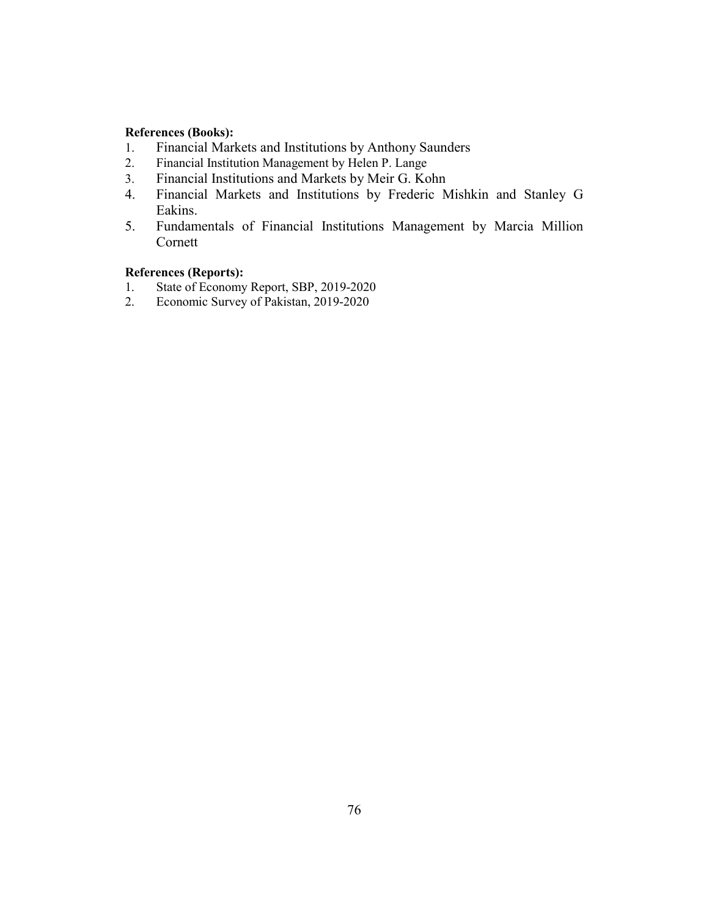**References (Books):**

1. Financial Markets and Institutions by Anthony Saunders
2. Financial Institution Management by Helen P. Lange
3. Financial Institutions and Markets by Meir G. Kohn
4. Financial Markets and Institutions by Frederic Mishkin and Stanley G Eakins.
5. Fundamentals of Financial Institutions Management by Marcia Million Cornett

**References (Reports):**

1. State of Economy Report, SBP, 2019-2020
2. Economic Survey of Pakistan, 2019-2020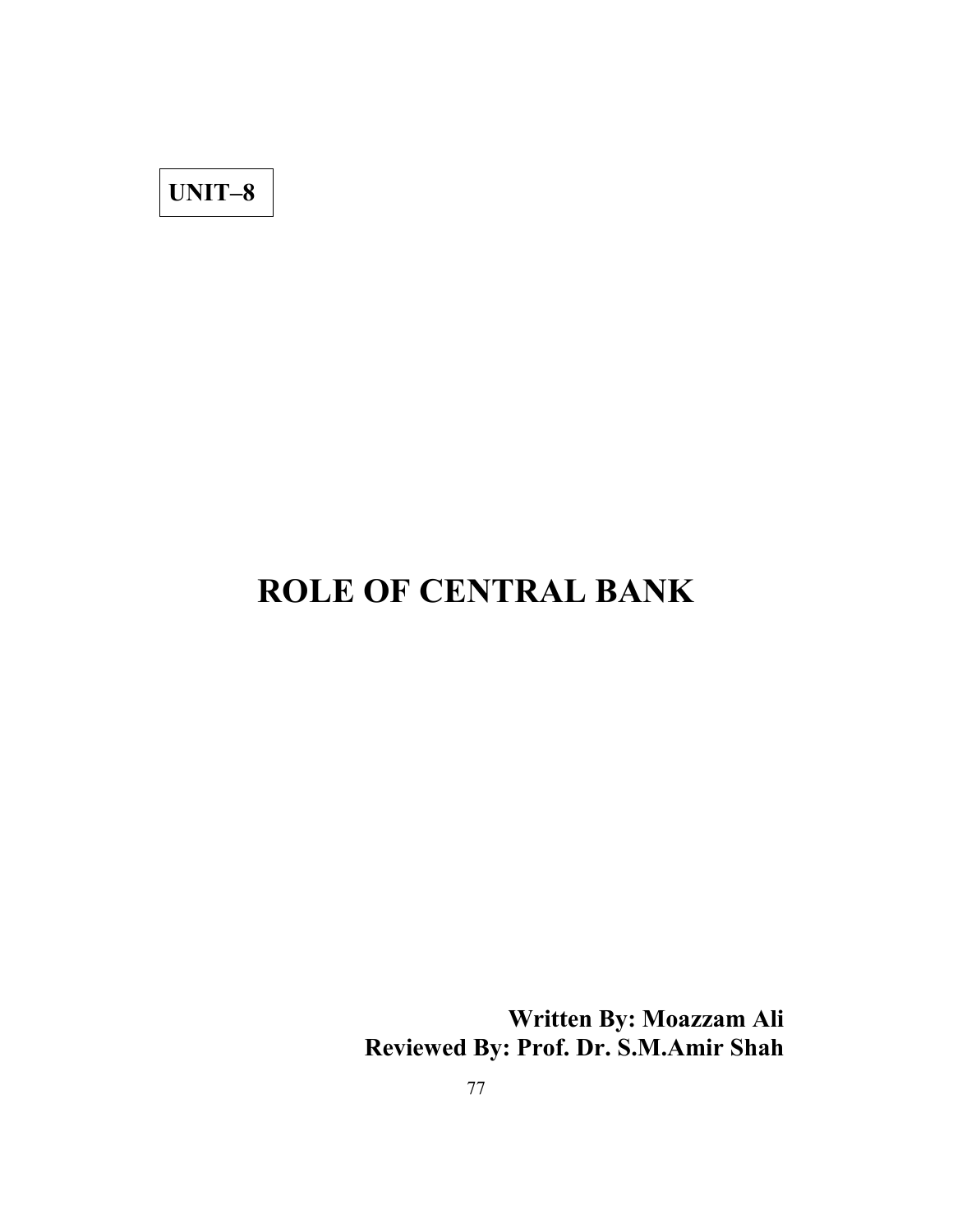**UNIT–8**

# ROLE OF CENTRAL BANK

**Written By: Moazzam Ali**
**Reviewed By: Prof. Dr. S.M.Amir Shah**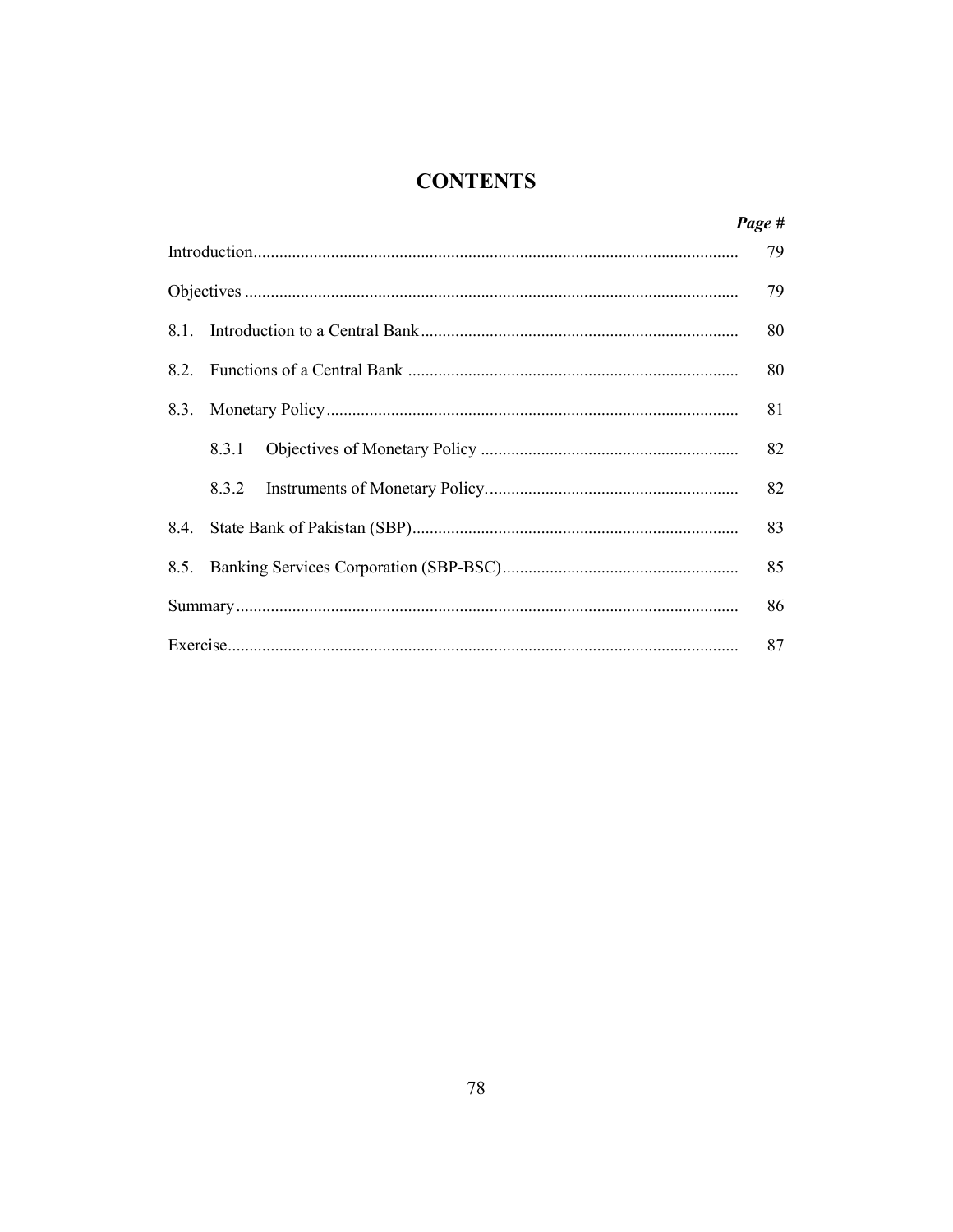# CONTENTS

| | | *Page #* |
|---|---|---|
| Introduction | | 79 |
| Objectives | | 79 |
| 8.1. | Introduction to a Central Bank | 80 |
| 8.2. | Functions of a Central Bank | 80 |
| 8.3. | Monetary Policy | 81 |
| | 8.3.1 Objectives of Monetary Policy | 82 |
| | 8.3.2 Instruments of Monetary Policy. | 82 |
| 8.4. | State Bank of Pakistan (SBP) | 83 |
| 8.5. | Banking Services Corporation (SBP-BSC) | 85 |
| Summary | | 86 |
| Exercise | | 87 |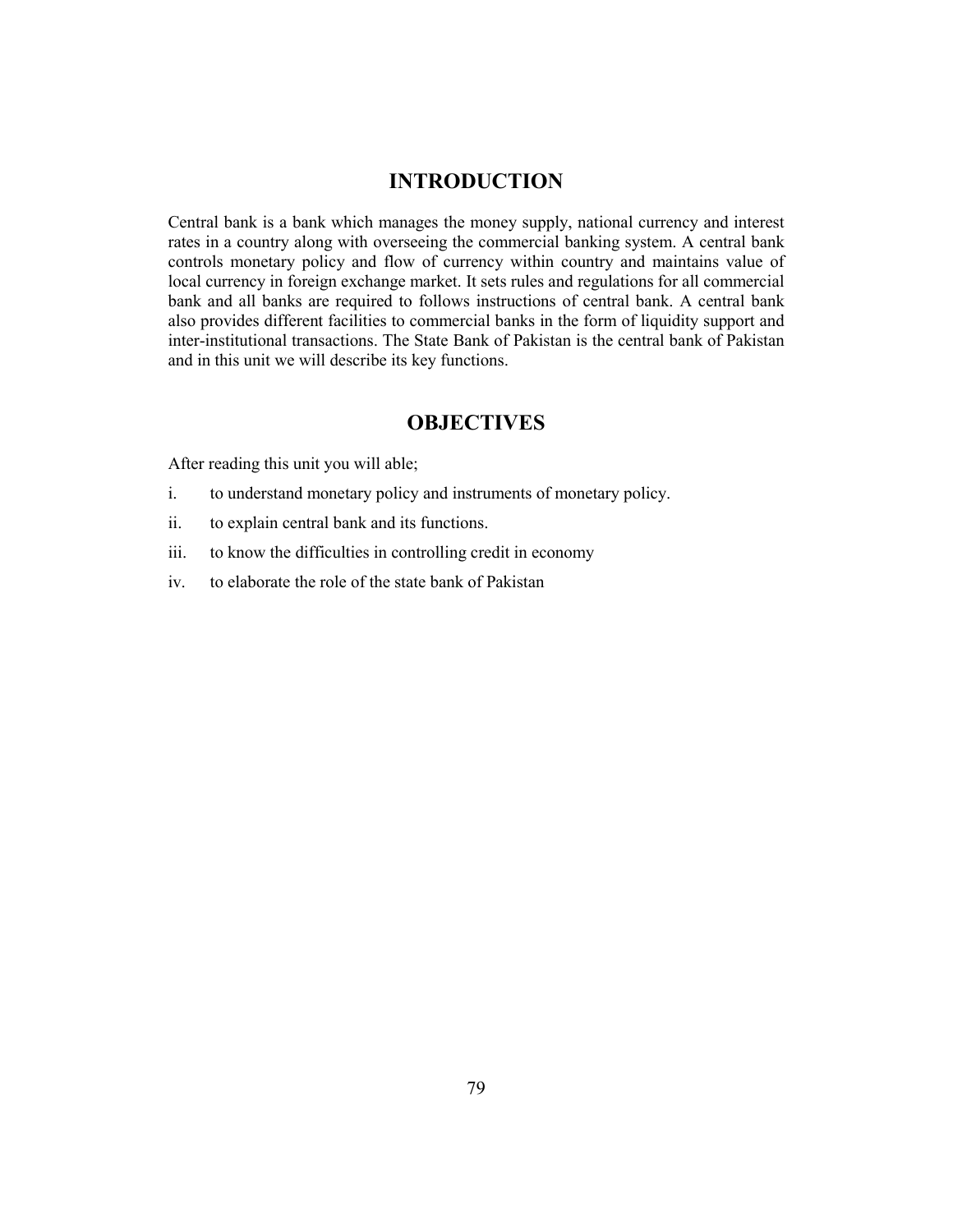## INTRODUCTION

Central bank is a bank which manages the money supply, national currency and interest rates in a country along with overseeing the commercial banking system. A central bank controls monetary policy and flow of currency within country and maintains value of local currency in foreign exchange market. It sets rules and regulations for all commercial bank and all banks are required to follows instructions of central bank. A central bank also provides different facilities to commercial banks in the form of liquidity support and inter-institutional transactions. The State Bank of Pakistan is the central bank of Pakistan and in this unit we will describe its key functions.

## OBJECTIVES

After reading this unit you will able;

i. to understand monetary policy and instruments of monetary policy.

ii. to explain central bank and its functions.

iii. to know the difficulties in controlling credit in economy

iv. to elaborate the role of the state bank of Pakistan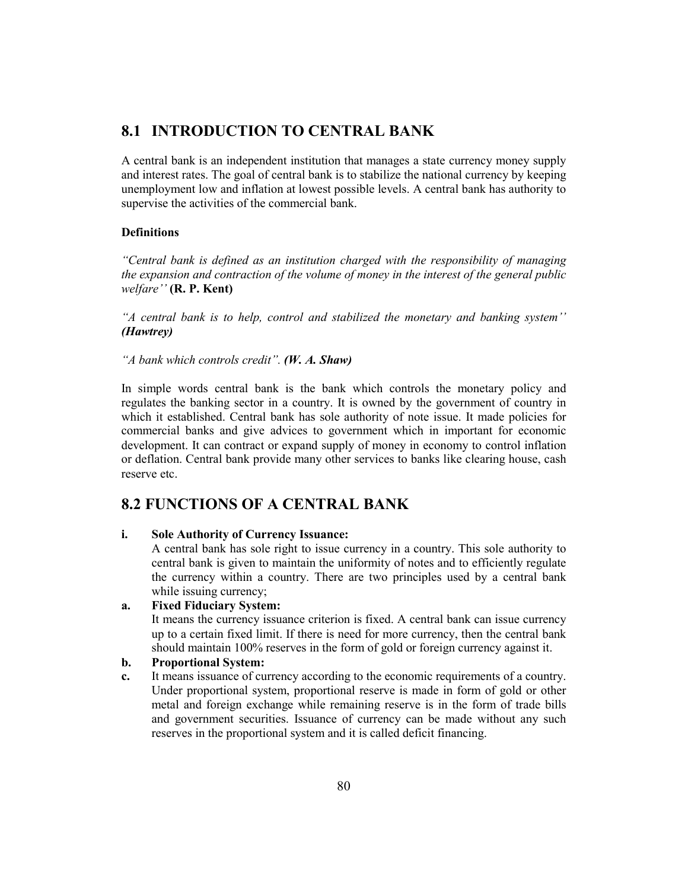## 8.1 INTRODUCTION TO CENTRAL BANK

A central bank is an independent institution that manages a state currency money supply and interest rates. The goal of central bank is to stabilize the national currency by keeping unemployment low and inflation at lowest possible levels. A central bank has authority to supervise the activities of the commercial bank.

**Definitions**

*"Central bank is defined as an institution charged with the responsibility of managing the expansion and contraction of the volume of money in the interest of the general public welfare''* **(R. P. Kent)**

*"A central bank is to help, control and stabilized the monetary and banking system''* ***(Hawtrey)***

*"A bank which controls credit".* ***(W. A. Shaw)***

In simple words central bank is the bank which controls the monetary policy and regulates the banking sector in a country. It is owned by the government of country in which it established. Central bank has sole authority of note issue. It made policies for commercial banks and give advices to government which in important for economic development. It can contract or expand supply of money in economy to control inflation or deflation. Central bank provide many other services to banks like clearing house, cash reserve etc.

## 8.2 FUNCTIONS OF A CENTRAL BANK

**i. Sole Authority of Currency Issuance:**

A central bank has sole right to issue currency in a country. This sole authority to central bank is given to maintain the uniformity of notes and to efficiently regulate the currency within a country. There are two principles used by a central bank while issuing currency;

**a. Fixed Fiduciary System:**

It means the currency issuance criterion is fixed. A central bank can issue currency up to a certain fixed limit. If there is need for more currency, then the central bank should maintain 100% reserves in the form of gold or foreign currency against it.

**b. Proportional System:**

**c.** It means issuance of currency according to the economic requirements of a country. Under proportional system, proportional reserve is made in form of gold or other metal and foreign exchange while remaining reserve is in the form of trade bills and government securities. Issuance of currency can be made without any such reserves in the proportional system and it is called deficit financing.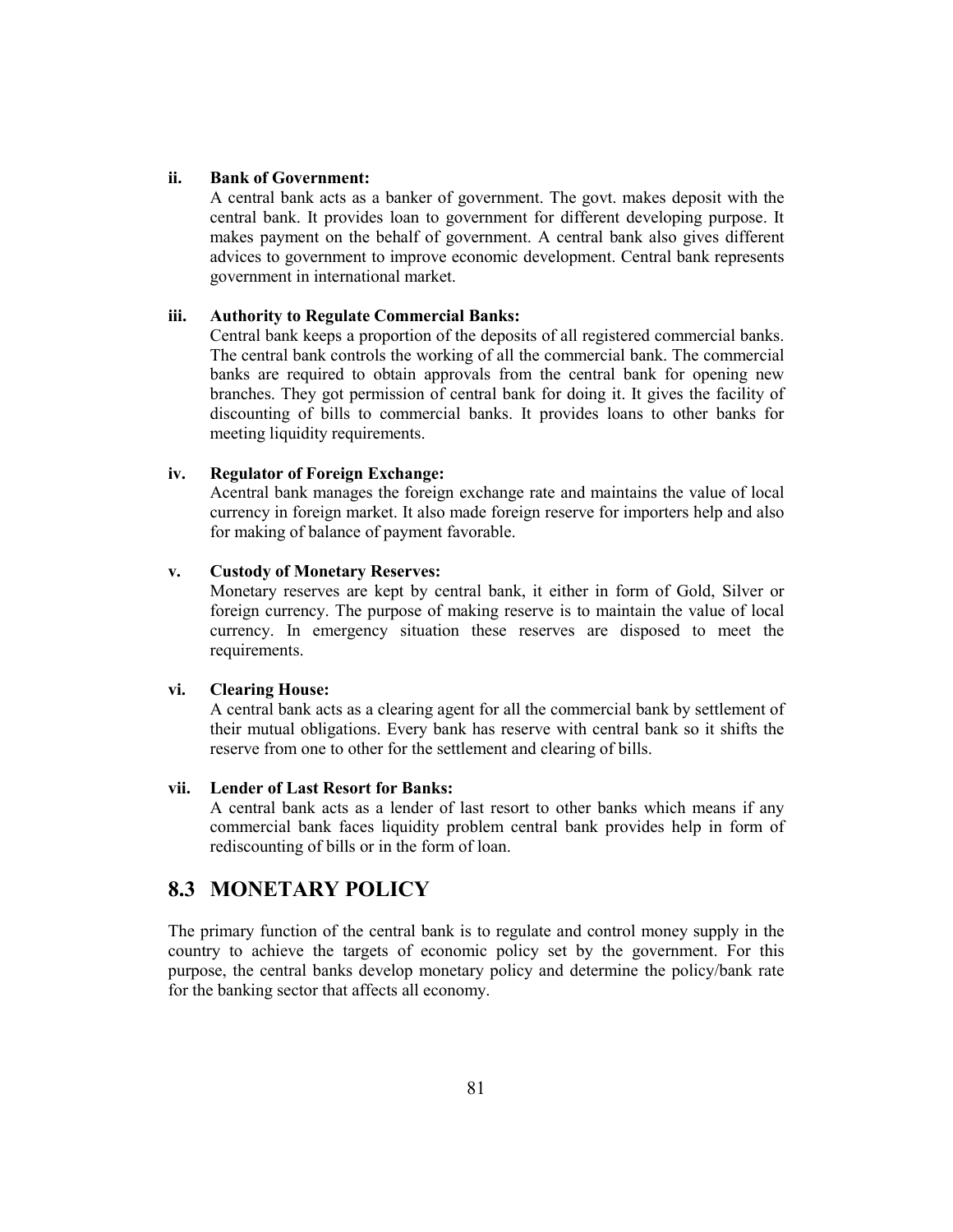ii. **Bank of Government:**

A central bank acts as a banker of government. The govt. makes deposit with the central bank. It provides loan to government for different developing purpose. It makes payment on the behalf of government. A central bank also gives different advices to government to improve economic development. Central bank represents government in international market.

iii. **Authority to Regulate Commercial Banks:**

Central bank keeps a proportion of the deposits of all registered commercial banks. The central bank controls the working of all the commercial bank. The commercial banks are required to obtain approvals from the central bank for opening new branches. They got permission of central bank for doing it. It gives the facility of discounting of bills to commercial banks. It provides loans to other banks for meeting liquidity requirements.

iv. **Regulator of Foreign Exchange:**

Acentral bank manages the foreign exchange rate and maintains the value of local currency in foreign market. It also made foreign reserve for importers help and also for making of balance of payment favorable.

v. **Custody of Monetary Reserves:**

Monetary reserves are kept by central bank, it either in form of Gold, Silver or foreign currency. The purpose of making reserve is to maintain the value of local currency. In emergency situation these reserves are disposed to meet the requirements.

vi. **Clearing House:**

A central bank acts as a clearing agent for all the commercial bank by settlement of their mutual obligations. Every bank has reserve with central bank so it shifts the reserve from one to other for the settlement and clearing of bills.

vii. **Lender of Last Resort for Banks:**

A central bank acts as a lender of last resort to other banks which means if any commercial bank faces liquidity problem central bank provides help in form of rediscounting of bills or in the form of loan.

## 8.3 MONETARY POLICY

The primary function of the central bank is to regulate and control money supply in the country to achieve the targets of economic policy set by the government. For this purpose, the central banks develop monetary policy and determine the policy/bank rate for the banking sector that affects all economy.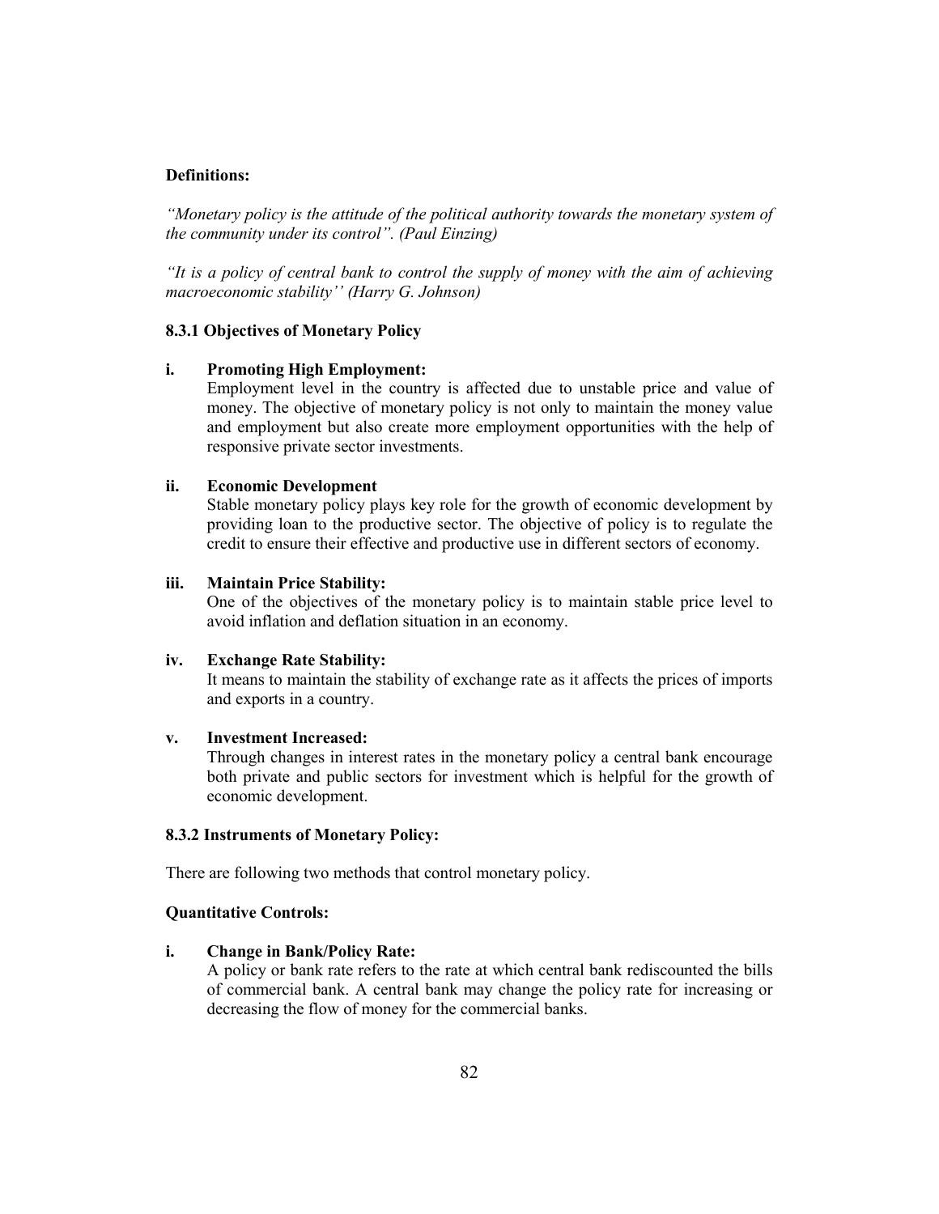**Definitions:**

*"Monetary policy is the attitude of the political authority towards the monetary system of the community under its control". (Paul Einzing)*

*"It is a policy of central bank to control the supply of money with the aim of achieving macroeconomic stability'' (Harry G. Johnson)*

### 8.3.1 Objectives of Monetary Policy

i. **Promoting High Employment:**
   Employment level in the country is affected due to unstable price and value of money. The objective of monetary policy is not only to maintain the money value and employment but also create more employment opportunities with the help of responsive private sector investments.

ii. **Economic Development**
   Stable monetary policy plays key role for the growth of economic development by providing loan to the productive sector. The objective of policy is to regulate the credit to ensure their effective and productive use in different sectors of economy.

iii. **Maintain Price Stability:**
   One of the objectives of the monetary policy is to maintain stable price level to avoid inflation and deflation situation in an economy.

iv. **Exchange Rate Stability:**
   It means to maintain the stability of exchange rate as it affects the prices of imports and exports in a country.

v. **Investment Increased:**
   Through changes in interest rates in the monetary policy a central bank encourage both private and public sectors for investment which is helpful for the growth of economic development.

### 8.3.2 Instruments of Monetary Policy:

There are following two methods that control monetary policy.

**Quantitative Controls:**

i. **Change in Bank/Policy Rate:**
   A policy or bank rate refers to the rate at which central bank rediscounted the bills of commercial bank. A central bank may change the policy rate for increasing or decreasing the flow of money for the commercial banks.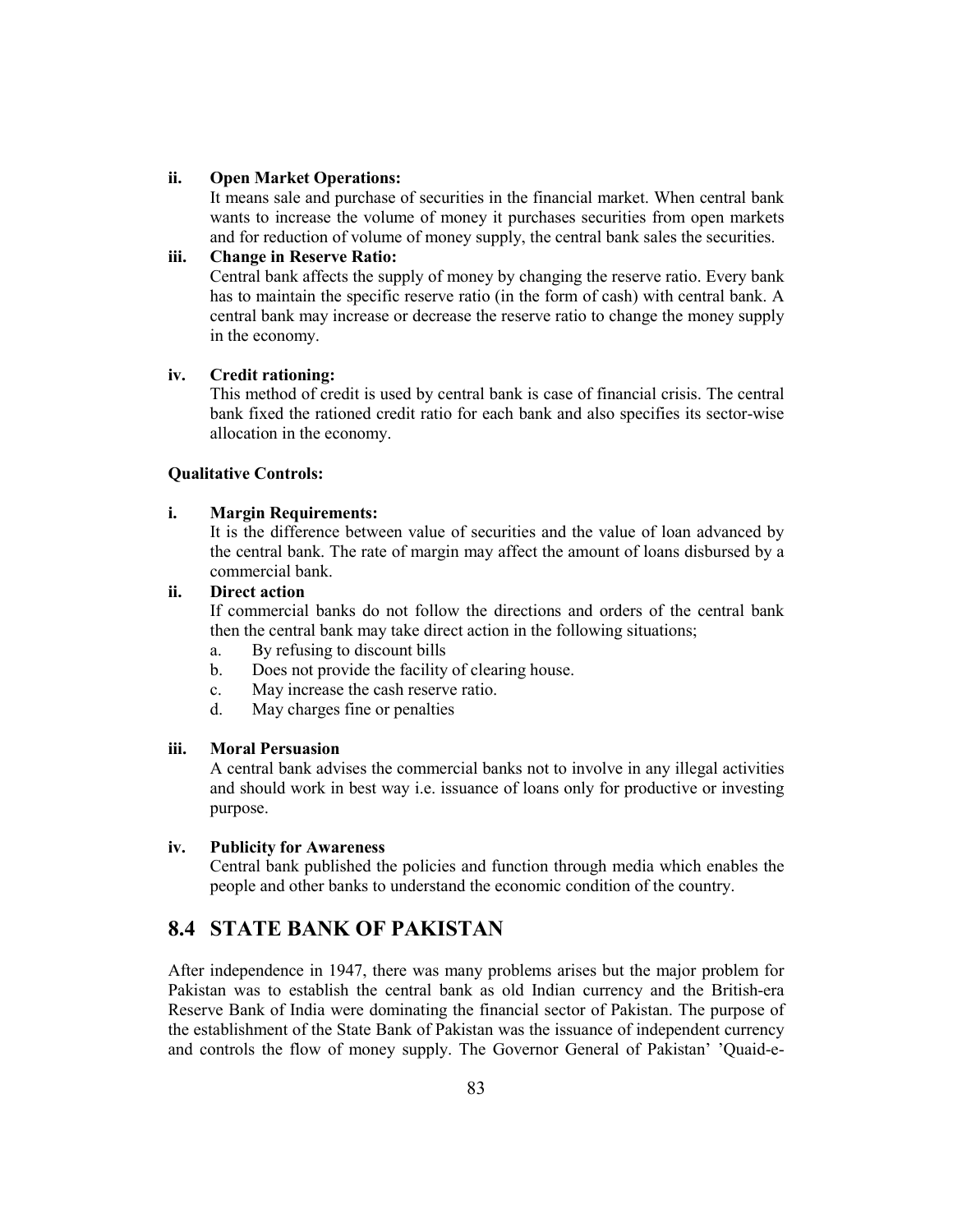ii. **Open Market Operations:**

It means sale and purchase of securities in the financial market. When central bank wants to increase the volume of money it purchases securities from open markets and for reduction of volume of money supply, the central bank sales the securities.

iii. **Change in Reserve Ratio:**

Central bank affects the supply of money by changing the reserve ratio. Every bank has to maintain the specific reserve ratio (in the form of cash) with central bank. A central bank may increase or decrease the reserve ratio to change the money supply in the economy.

iv. **Credit rationing:**

This method of credit is used by central bank is case of financial crisis. The central bank fixed the rationed credit ratio for each bank and also specifies its sector-wise allocation in the economy.

**Qualitative Controls:**

i. **Margin Requirements:**

It is the difference between value of securities and the value of loan advanced by the central bank. The rate of margin may affect the amount of loans disbursed by a commercial bank.

ii. **Direct action**

If commercial banks do not follow the directions and orders of the central bank then the central bank may take direct action in the following situations;

a. By refusing to discount bills
b. Does not provide the facility of clearing house.
c. May increase the cash reserve ratio.
d. May charges fine or penalties

iii. **Moral Persuasion**

A central bank advises the commercial banks not to involve in any illegal activities and should work in best way i.e. issuance of loans only for productive or investing purpose.

iv. **Publicity for Awareness**

Central bank published the policies and function through media which enables the people and other banks to understand the economic condition of the country.

## 8.4 STATE BANK OF PAKISTAN

After independence in 1947, there was many problems arises but the major problem for Pakistan was to establish the central bank as old Indian currency and the British-era Reserve Bank of India were dominating the financial sector of Pakistan. The purpose of the establishment of the State Bank of Pakistan was the issuance of independent currency and controls the flow of money supply. The Governor General of Pakistan' 'Quaid-e-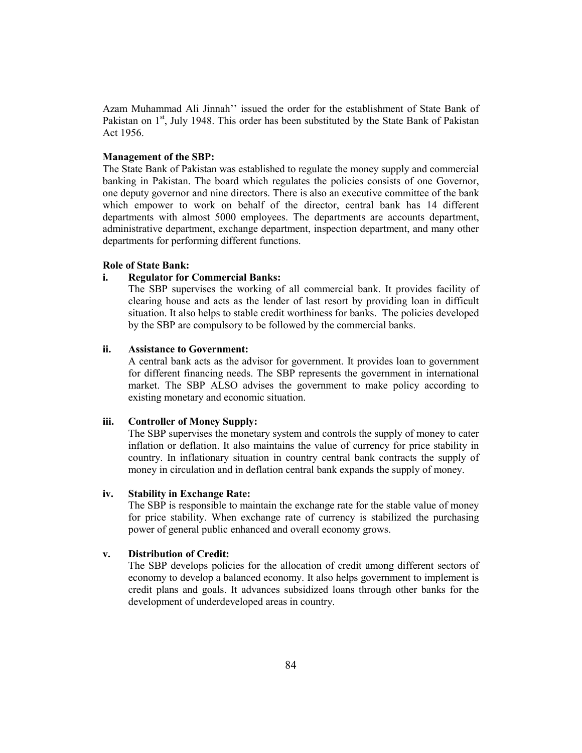Azam Muhammad Ali Jinnah'' issued the order for the establishment of State Bank of Pakistan on 1st, July 1948. This order has been substituted by the State Bank of Pakistan Act 1956.

**Management of the SBP:**

The State Bank of Pakistan was established to regulate the money supply and commercial banking in Pakistan. The board which regulates the policies consists of one Governor, one deputy governor and nine directors. There is also an executive committee of the bank which empower to work on behalf of the director, central bank has 14 different departments with almost 5000 employees. The departments are accounts department, administrative department, exchange department, inspection department, and many other departments for performing different functions.

**Role of State Bank:**

**i. Regulator for Commercial Banks:**

The SBP supervises the working of all commercial bank. It provides facility of clearing house and acts as the lender of last resort by providing loan in difficult situation. It also helps to stable credit worthiness for banks. The policies developed by the SBP are compulsory to be followed by the commercial banks.

**ii. Assistance to Government:**

A central bank acts as the advisor for government. It provides loan to government for different financing needs. The SBP represents the government in international market. The SBP ALSO advises the government to make policy according to existing monetary and economic situation.

**iii. Controller of Money Supply:**

The SBP supervises the monetary system and controls the supply of money to cater inflation or deflation. It also maintains the value of currency for price stability in country. In inflationary situation in country central bank contracts the supply of money in circulation and in deflation central bank expands the supply of money.

**iv. Stability in Exchange Rate:**

The SBP is responsible to maintain the exchange rate for the stable value of money for price stability. When exchange rate of currency is stabilized the purchasing power of general public enhanced and overall economy grows.

**v. Distribution of Credit:**

The SBP develops policies for the allocation of credit among different sectors of economy to develop a balanced economy. It also helps government to implement is credit plans and goals. It advances subsidized loans through other banks for the development of underdeveloped areas in country.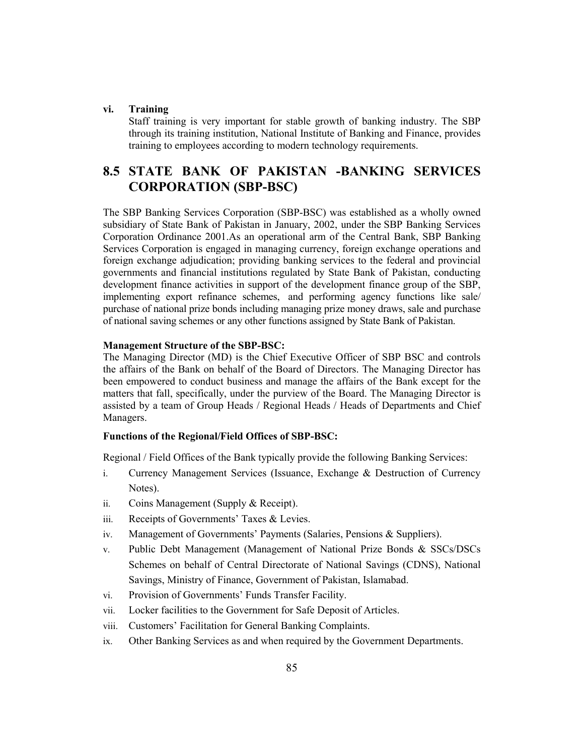**vi. Training**

Staff training is very important for stable growth of banking industry. The SBP through its training institution, National Institute of Banking and Finance, provides training to employees according to modern technology requirements.

## 8.5 STATE BANK OF PAKISTAN -BANKING SERVICES CORPORATION (SBP-BSC)

The SBP Banking Services Corporation (SBP-BSC) was established as a wholly owned subsidiary of State Bank of Pakistan in January, 2002, under the SBP Banking Services Corporation Ordinance 2001.As an operational arm of the Central Bank, SBP Banking Services Corporation is engaged in managing currency, foreign exchange operations and foreign exchange adjudication; providing banking services to the federal and provincial governments and financial institutions regulated by State Bank of Pakistan, conducting development finance activities in support of the development finance group of the SBP, implementing export refinance schemes, and performing agency functions like sale/ purchase of national prize bonds including managing prize money draws, sale and purchase of national saving schemes or any other functions assigned by State Bank of Pakistan.

**Management Structure of the SBP-BSC:**

The Managing Director (MD) is the Chief Executive Officer of SBP BSC and controls the affairs of the Bank on behalf of the Board of Directors. The Managing Director has been empowered to conduct business and manage the affairs of the Bank except for the matters that fall, specifically, under the purview of the Board. The Managing Director is assisted by a team of Group Heads / Regional Heads / Heads of Departments and Chief Managers.

**Functions of the Regional/Field Offices of SBP-BSC:**

Regional / Field Offices of the Bank typically provide the following Banking Services:

i. Currency Management Services (Issuance, Exchange & Destruction of Currency Notes).
ii. Coins Management (Supply & Receipt).
iii. Receipts of Governments' Taxes & Levies.
iv. Management of Governments' Payments (Salaries, Pensions & Suppliers).
v. Public Debt Management (Management of National Prize Bonds & SSCs/DSCs Schemes on behalf of Central Directorate of National Savings (CDNS), National Savings, Ministry of Finance, Government of Pakistan, Islamabad.
vi. Provision of Governments' Funds Transfer Facility.
vii. Locker facilities to the Government for Safe Deposit of Articles.
viii. Customers' Facilitation for General Banking Complaints.
ix. Other Banking Services as and when required by the Government Departments.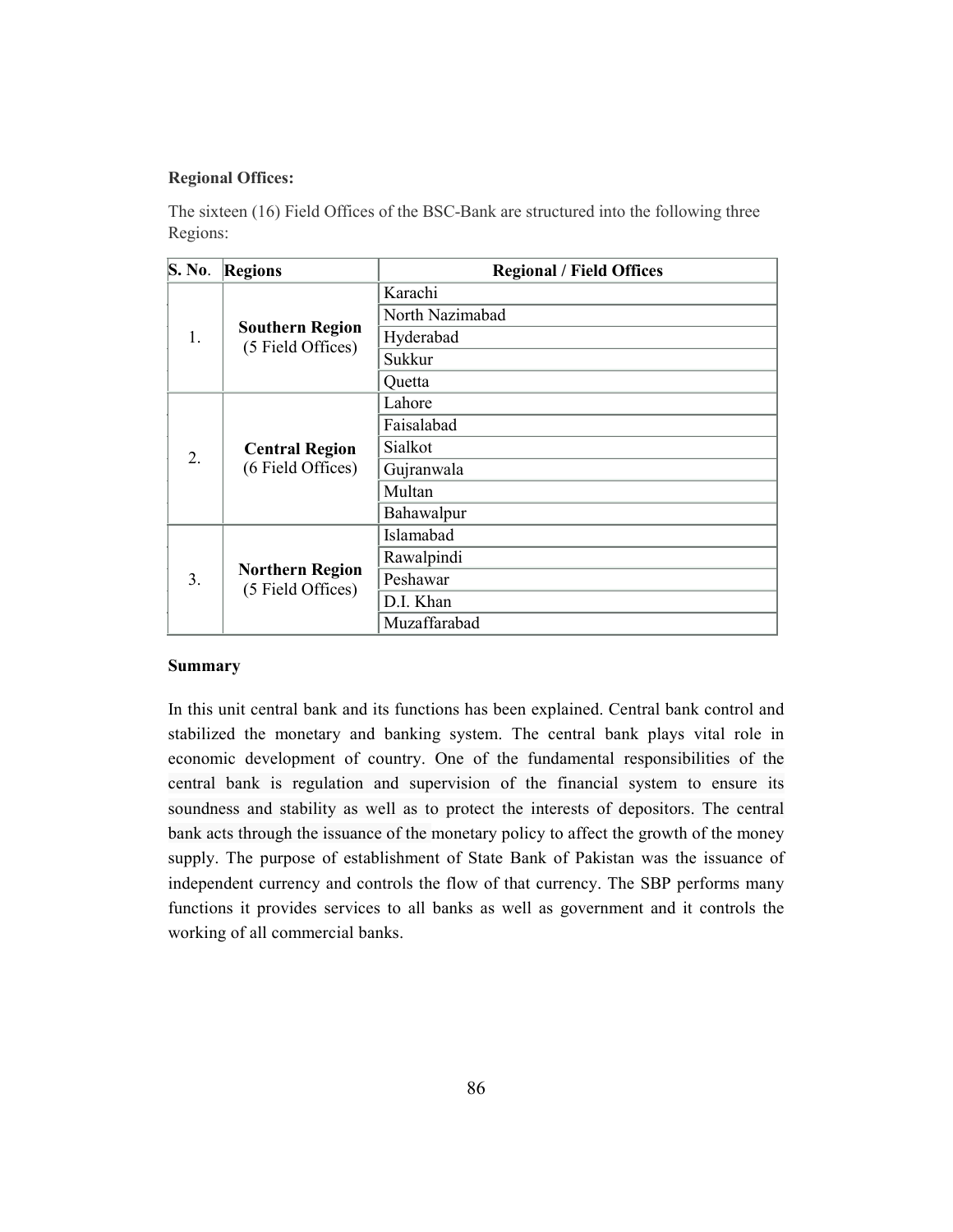**Regional Offices:**

The sixteen (16) Field Offices of the BSC-Bank are structured into the following three Regions:

| S. No. | Regions | Regional / Field Offices |
|---|---|---|
| 1. | **Southern Region** (5 Field Offices) | Karachi |
| | | North Nazimabad |
| | | Hyderabad |
| | | Sukkur |
| | | Quetta |
| 2. | **Central Region** (6 Field Offices) | Lahore |
| | | Faisalabad |
| | | Sialkot |
| | | Gujranwala |
| | | Multan |
| | | Bahawalpur |
| 3. | **Northern Region** (5 Field Offices) | Islamabad |
| | | Rawalpindi |
| | | Peshawar |
| | | D.I. Khan |
| | | Muzaffarabad |

**Summary**

In this unit central bank and its functions has been explained. Central bank control and stabilized the monetary and banking system. The central bank plays vital role in economic development of country. One of the fundamental responsibilities of the central bank is regulation and supervision of the financial system to ensure its soundness and stability as well as to protect the interests of depositors. The central bank acts through the issuance of the monetary policy to affect the growth of the money supply. The purpose of establishment of State Bank of Pakistan was the issuance of independent currency and controls the flow of that currency. The SBP performs many functions it provides services to all banks as well as government and it controls the working of all commercial banks.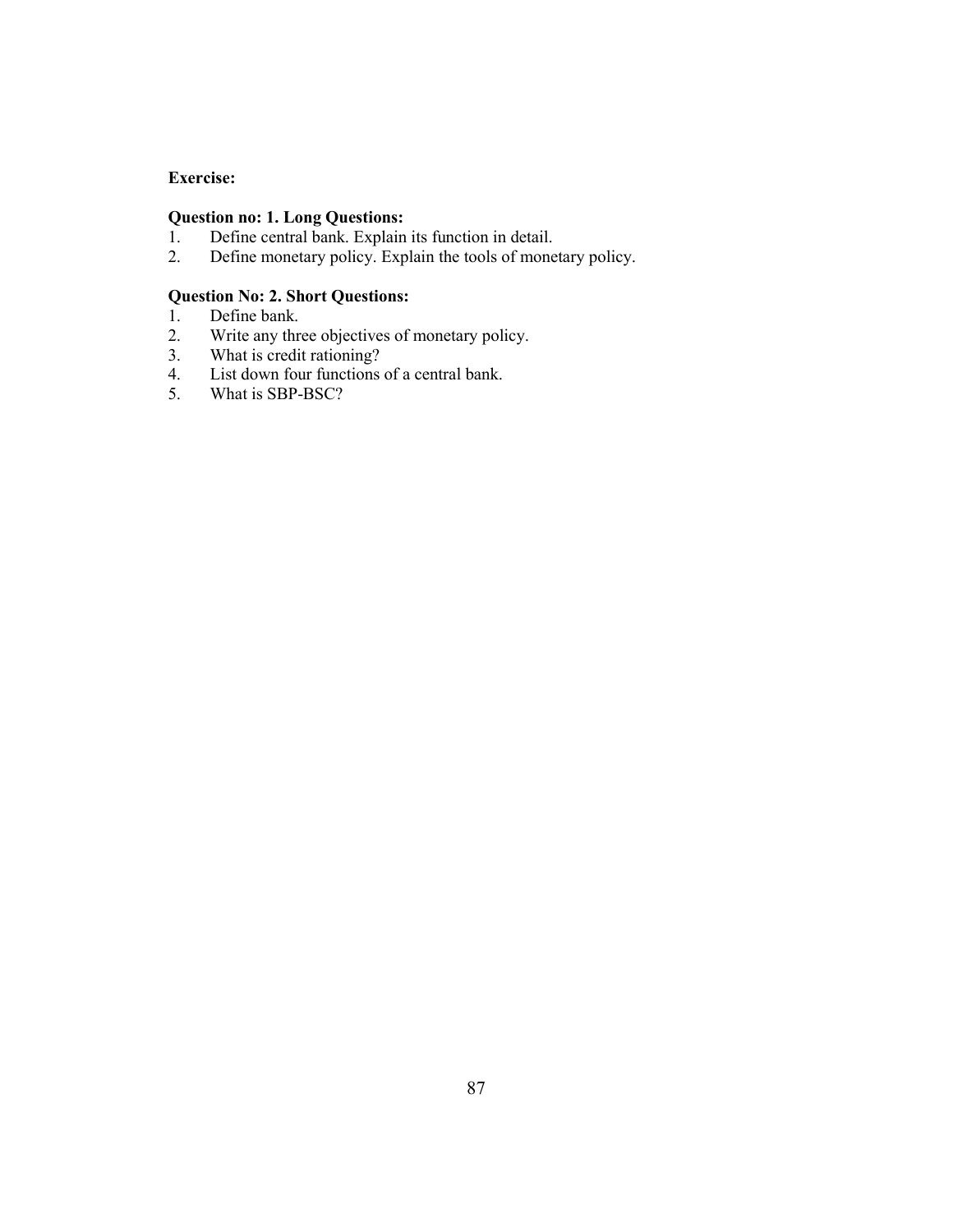**Exercise:**

**Question no: 1. Long Questions:**

1. Define central bank. Explain its function in detail.
2. Define monetary policy. Explain the tools of monetary policy.

**Question No: 2. Short Questions:**

1. Define bank.
2. Write any three objectives of monetary policy.
3. What is credit rationing?
4. List down four functions of a central bank.
5. What is SBP-BSC?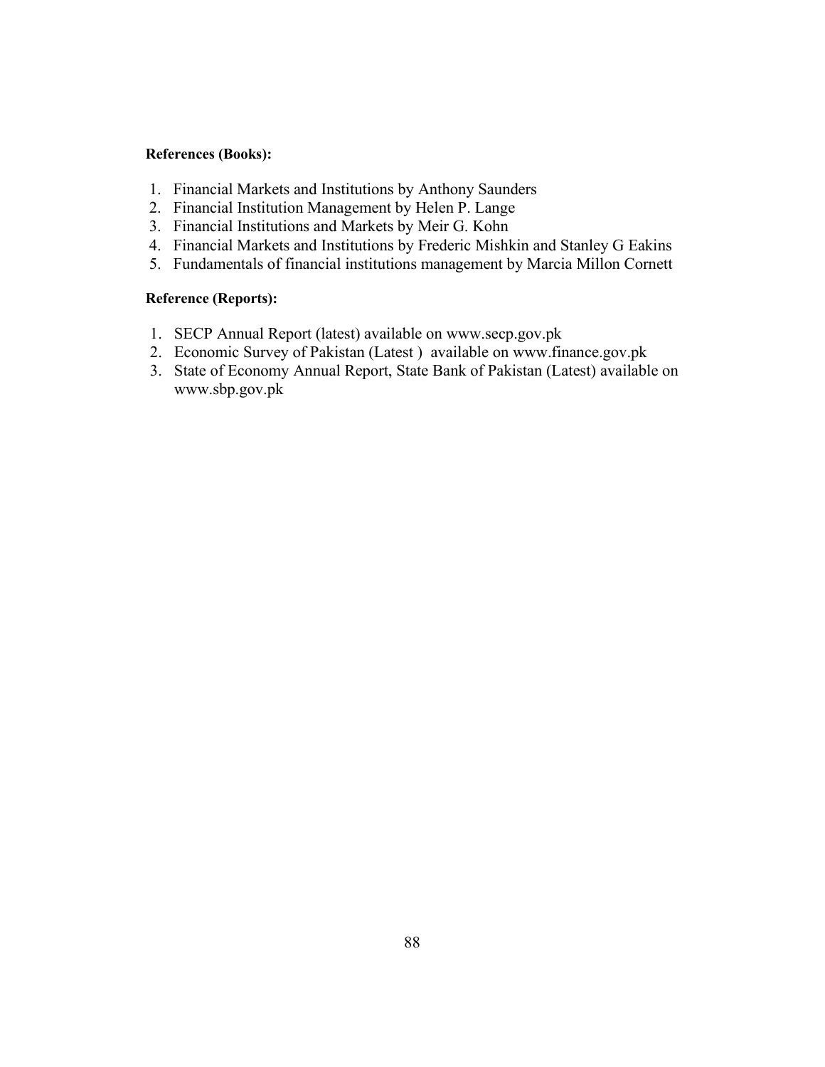**References (Books):**

1. Financial Markets and Institutions by Anthony Saunders
2. Financial Institution Management by Helen P. Lange
3. Financial Institutions and Markets by Meir G. Kohn
4. Financial Markets and Institutions by Frederic Mishkin and Stanley G Eakins
5. Fundamentals of financial institutions management by Marcia Millon Cornett

**Reference (Reports):**

1. SECP Annual Report (latest) available on www.secp.gov.pk
2. Economic Survey of Pakistan (Latest ) available on www.finance.gov.pk
3. State of Economy Annual Report, State Bank of Pakistan (Latest) available on www.sbp.gov.pk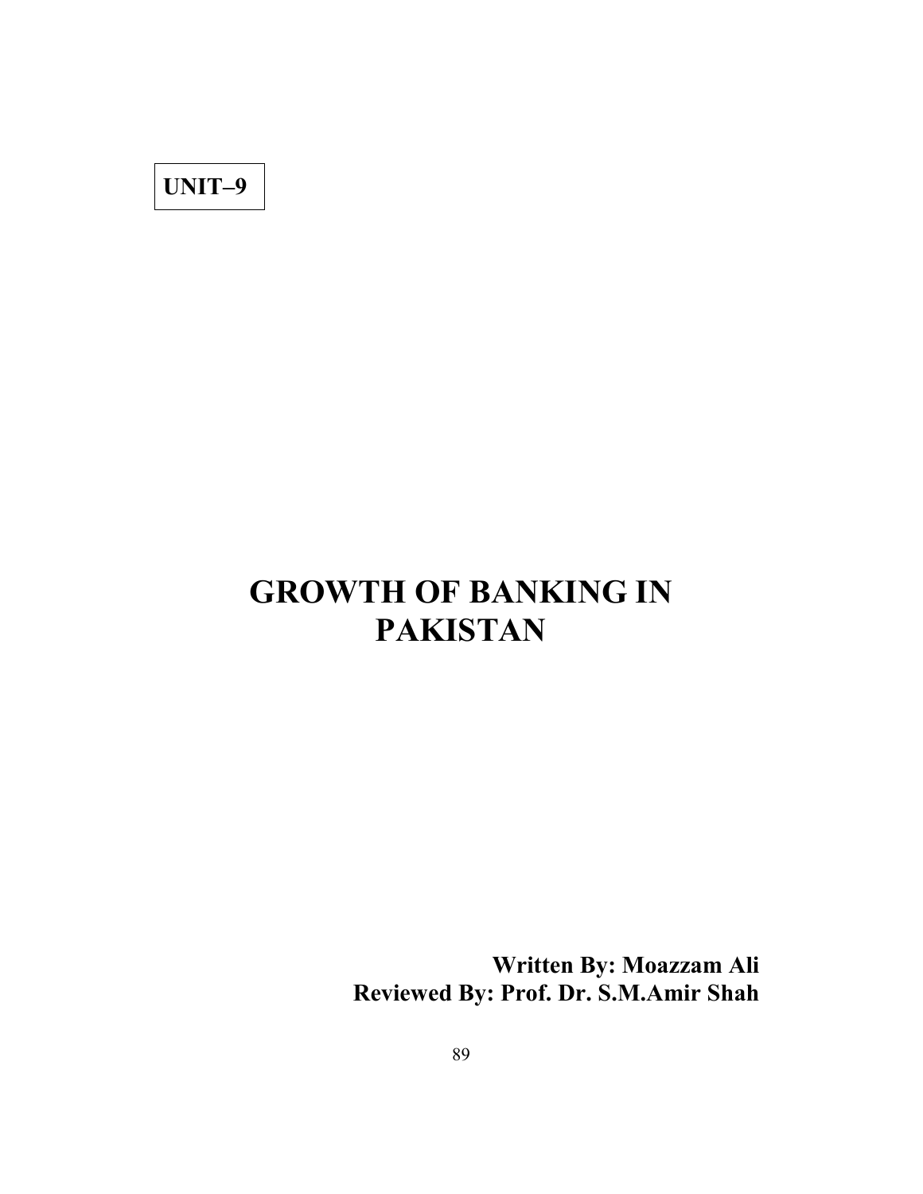**UNIT–9**

# GROWTH OF BANKING IN PAKISTAN

**Written By: Moazzam Ali**
**Reviewed By: Prof. Dr. S.M.Amir Shah**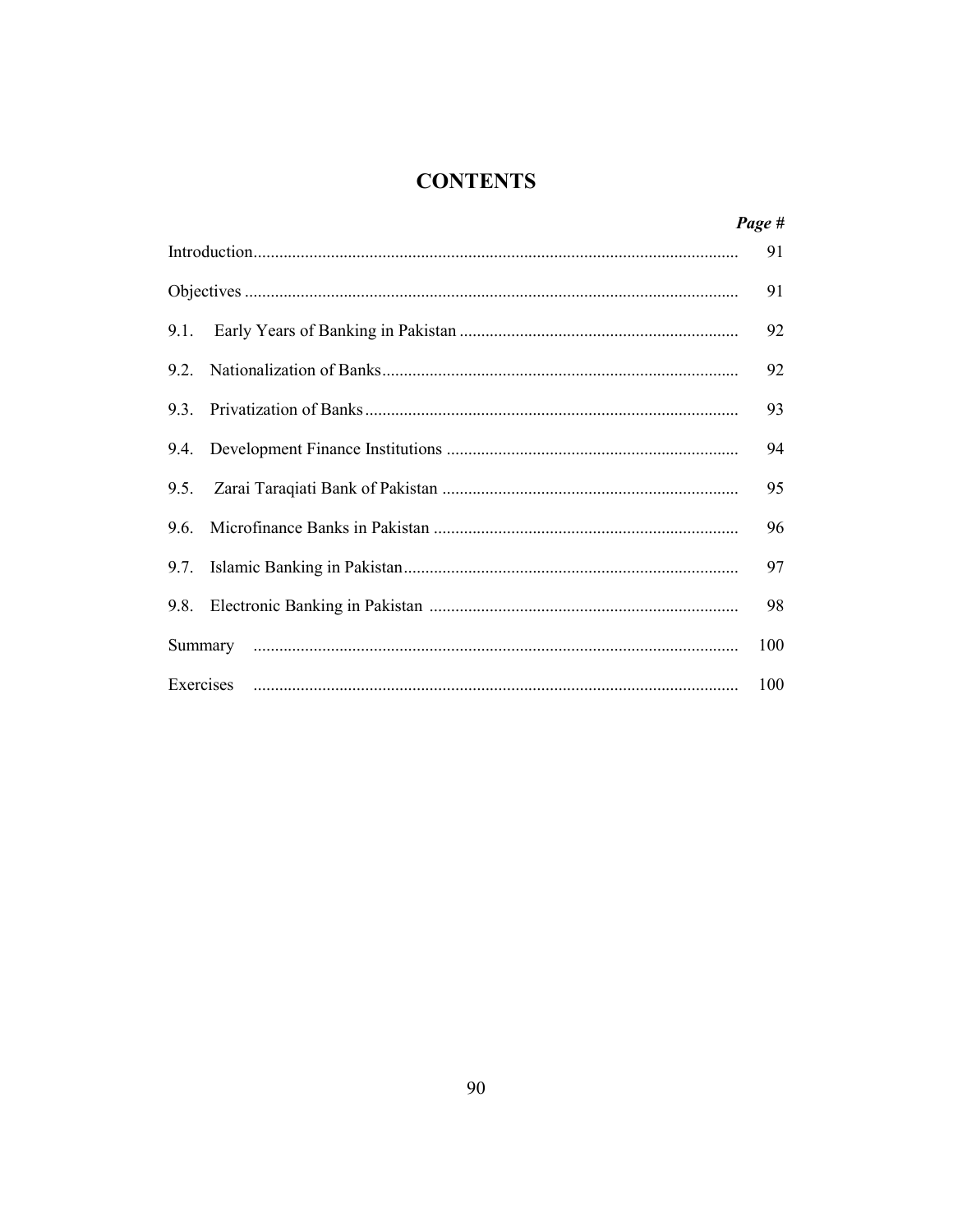# CONTENTS

| | *Page #* |
|---|---|
| Introduction | 91 |
| Objectives | 91 |
| 9.1. Early Years of Banking in Pakistan | 92 |
| 9.2. Nationalization of Banks | 92 |
| 9.3. Privatization of Banks | 93 |
| 9.4. Development Finance Institutions | 94 |
| 9.5. Zarai Taraqiati Bank of Pakistan | 95 |
| 9.6. Microfinance Banks in Pakistan | 96 |
| 9.7. Islamic Banking in Pakistan | 97 |
| 9.8. Electronic Banking in Pakistan | 98 |
| Summary | 100 |
| Exercises | 100 |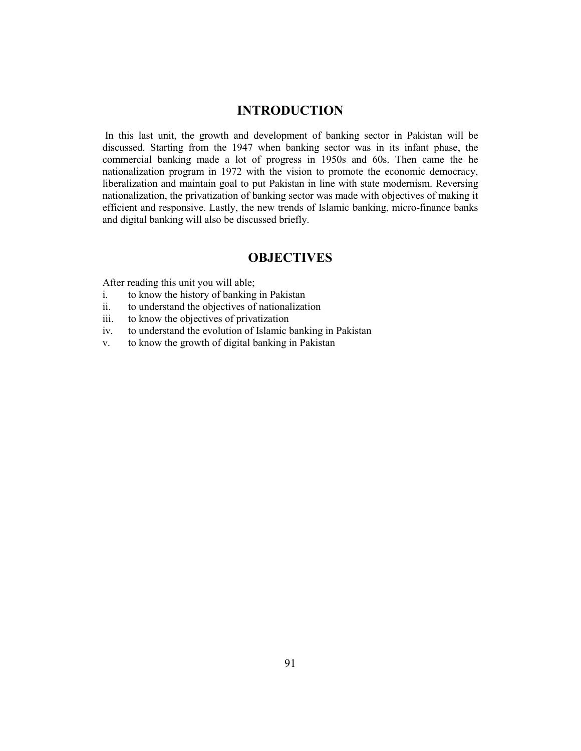## INTRODUCTION

In this last unit, the growth and development of banking sector in Pakistan will be discussed. Starting from the 1947 when banking sector was in its infant phase, the commercial banking made a lot of progress in 1950s and 60s. Then came the he nationalization program in 1972 with the vision to promote the economic democracy, liberalization and maintain goal to put Pakistan in line with state modernism. Reversing nationalization, the privatization of banking sector was made with objectives of making it efficient and responsive. Lastly, the new trends of Islamic banking, micro-finance banks and digital banking will also be discussed briefly.

## OBJECTIVES

After reading this unit you will able;

i. to know the history of banking in Pakistan
ii. to understand the objectives of nationalization
iii. to know the objectives of privatization
iv. to understand the evolution of Islamic banking in Pakistan
v. to know the growth of digital banking in Pakistan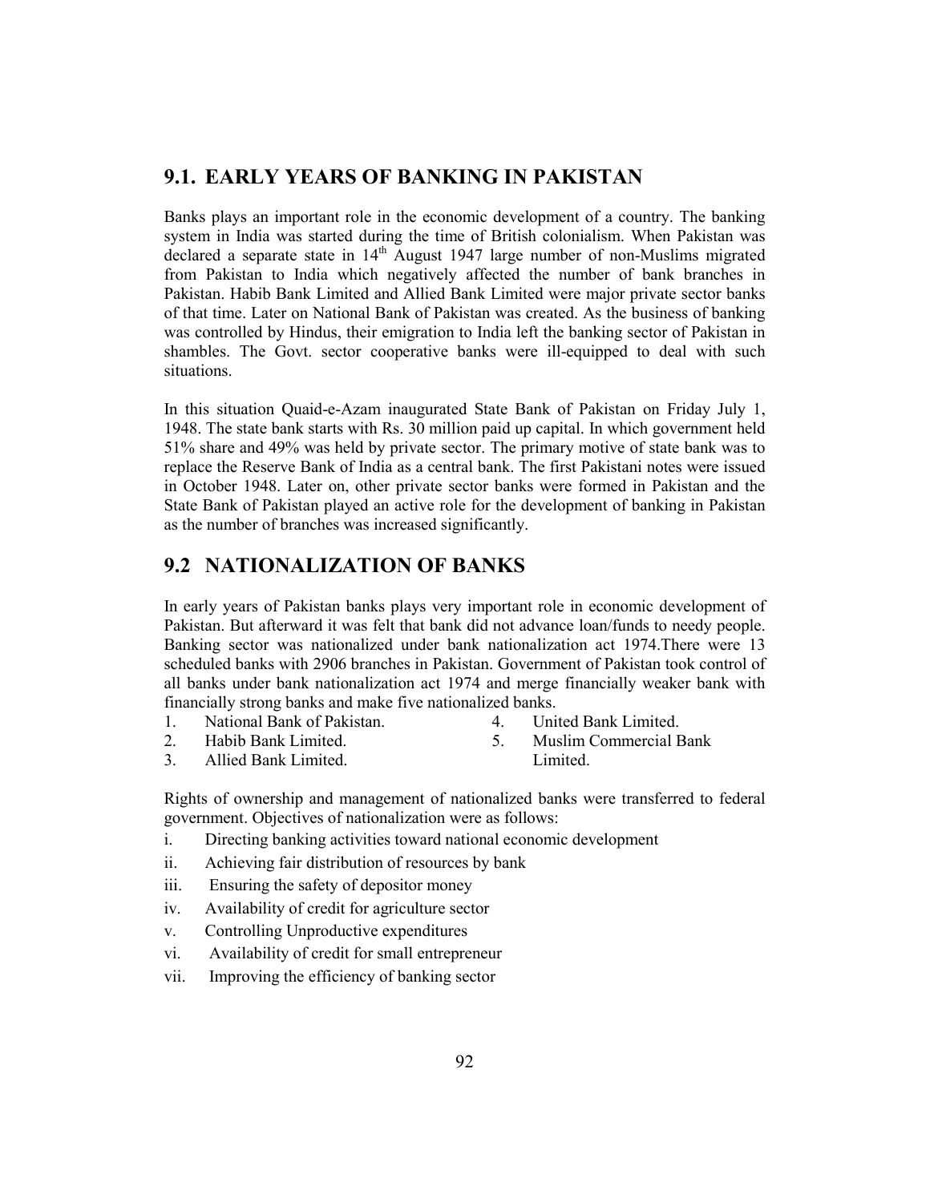## 9.1. EARLY YEARS OF BANKING IN PAKISTAN

Banks plays an important role in the economic development of a country. The banking system in India was started during the time of British colonialism. When Pakistan was declared a separate state in 14th August 1947 large number of non-Muslims migrated from Pakistan to India which negatively affected the number of bank branches in Pakistan. Habib Bank Limited and Allied Bank Limited were major private sector banks of that time. Later on National Bank of Pakistan was created. As the business of banking was controlled by Hindus, their emigration to India left the banking sector of Pakistan in shambles. The Govt. sector cooperative banks were ill-equipped to deal with such situations.

In this situation Quaid-e-Azam inaugurated State Bank of Pakistan on Friday July 1, 1948. The state bank starts with Rs. 30 million paid up capital. In which government held 51% share and 49% was held by private sector. The primary motive of state bank was to replace the Reserve Bank of India as a central bank. The first Pakistani notes were issued in October 1948. Later on, other private sector banks were formed in Pakistan and the State Bank of Pakistan played an active role for the development of banking in Pakistan as the number of branches was increased significantly.

## 9.2 NATIONALIZATION OF BANKS

In early years of Pakistan banks plays very important role in economic development of Pakistan. But afterward it was felt that bank did not advance loan/funds to needy people. Banking sector was nationalized under bank nationalization act 1974.There were 13 scheduled banks with 2906 branches in Pakistan. Government of Pakistan took control of all banks under bank nationalization act 1974 and merge financially weaker bank with financially strong banks and make five nationalized banks.

1. National Bank of Pakistan.
2. Habib Bank Limited.
3. Allied Bank Limited.
4. United Bank Limited.
5. Muslim Commercial Bank Limited.

Rights of ownership and management of nationalized banks were transferred to federal government. Objectives of nationalization were as follows:

i. Directing banking activities toward national economic development
ii. Achieving fair distribution of resources by bank
iii. Ensuring the safety of depositor money
iv. Availability of credit for agriculture sector
v. Controlling Unproductive expenditures
vi. Availability of credit for small entrepreneur
vii. Improving the efficiency of banking sector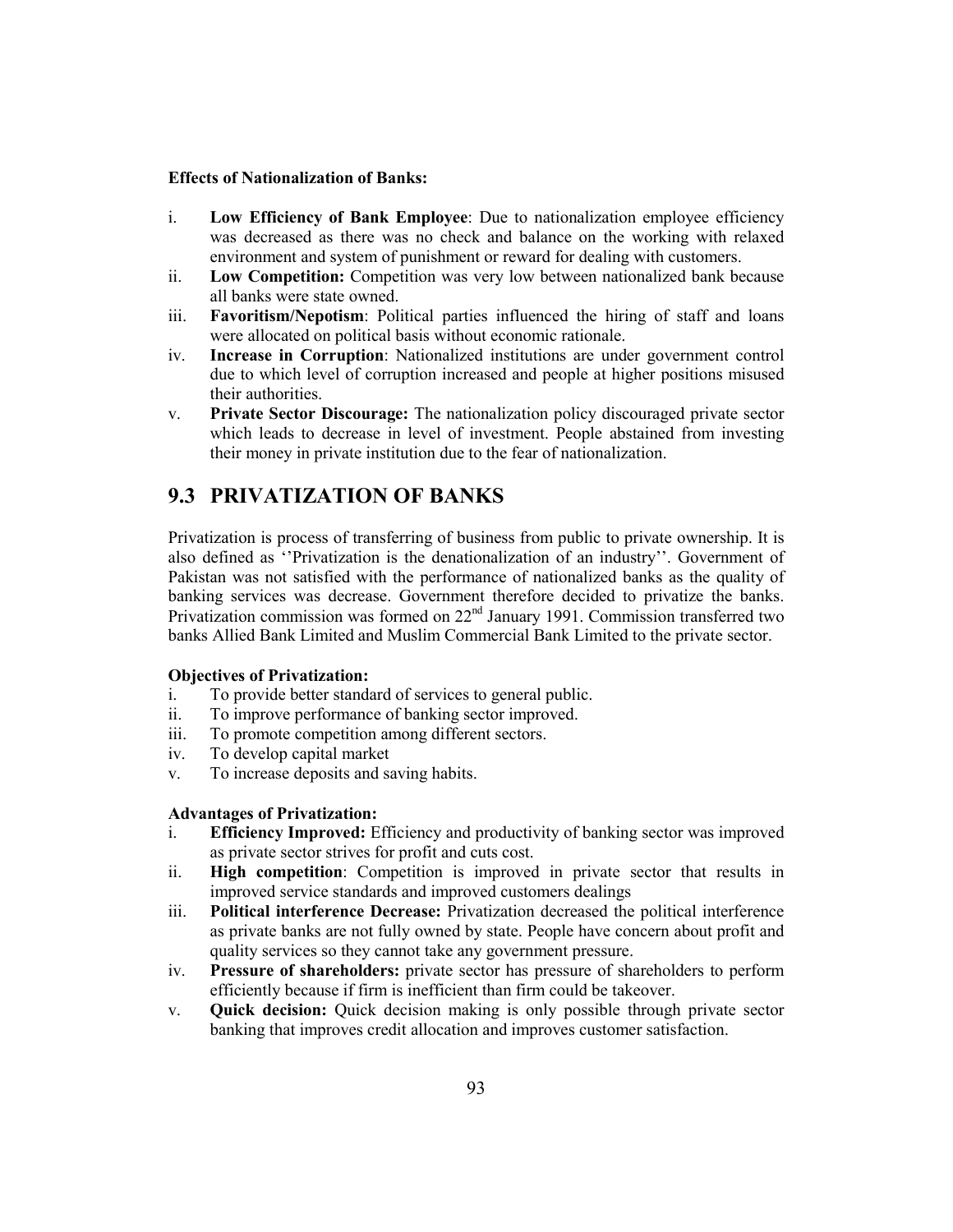**Effects of Nationalization of Banks:**

i. **Low Efficiency of Bank Employee**: Due to nationalization employee efficiency was decreased as there was no check and balance on the working with relaxed environment and system of punishment or reward for dealing with customers.
ii. **Low Competition:** Competition was very low between nationalized bank because all banks were state owned.
iii. **Favoritism/Nepotism**: Political parties influenced the hiring of staff and loans were allocated on political basis without economic rationale.
iv. **Increase in Corruption**: Nationalized institutions are under government control due to which level of corruption increased and people at higher positions misused their authorities.
v. **Private Sector Discourage:** The nationalization policy discouraged private sector which leads to decrease in level of investment. People abstained from investing their money in private institution due to the fear of nationalization.

## 9.3 PRIVATIZATION OF BANKS

Privatization is process of transferring of business from public to private ownership. It is also defined as ''Privatization is the denationalization of an industry''. Government of Pakistan was not satisfied with the performance of nationalized banks as the quality of banking services was decrease. Government therefore decided to privatize the banks. Privatization commission was formed on 22nd January 1991. Commission transferred two banks Allied Bank Limited and Muslim Commercial Bank Limited to the private sector.

**Objectives of Privatization:**

i. To provide better standard of services to general public.
ii. To improve performance of banking sector improved.
iii. To promote competition among different sectors.
iv. To develop capital market
v. To increase deposits and saving habits.

**Advantages of Privatization:**

i. **Efficiency Improved:** Efficiency and productivity of banking sector was improved as private sector strives for profit and cuts cost.
ii. **High competition**: Competition is improved in private sector that results in improved service standards and improved customers dealings
iii. **Political interference Decrease:** Privatization decreased the political interference as private banks are not fully owned by state. People have concern about profit and quality services so they cannot take any government pressure.
iv. **Pressure of shareholders:** private sector has pressure of shareholders to perform efficiently because if firm is inefficient than firm could be takeover.
v. **Quick decision:** Quick decision making is only possible through private sector banking that improves credit allocation and improves customer satisfaction.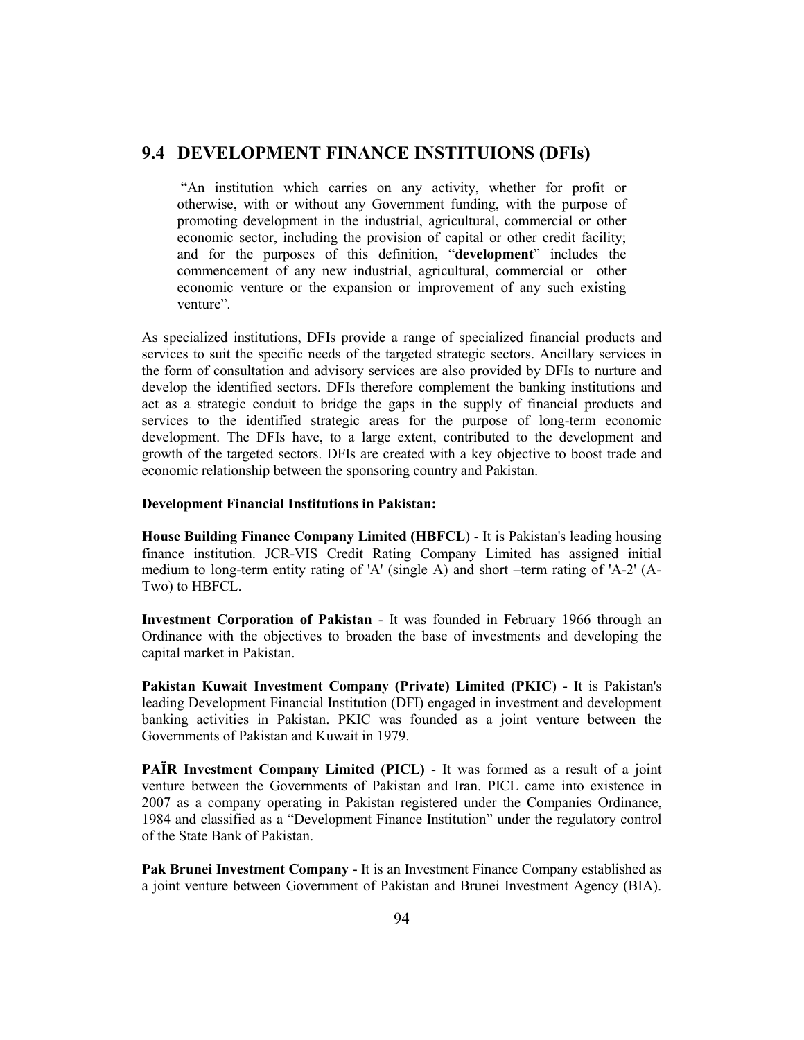## 9.4 DEVELOPMENT FINANCE INSTITUIONS (DFIs)

> "An institution which carries on any activity, whether for profit or otherwise, with or without any Government funding, with the purpose of promoting development in the industrial, agricultural, commercial or other economic sector, including the provision of capital or other credit facility; and for the purposes of this definition, "**development**" includes the commencement of any new industrial, agricultural, commercial or other economic venture or the expansion or improvement of any such existing venture".

As specialized institutions, DFIs provide a range of specialized financial products and services to suit the specific needs of the targeted strategic sectors. Ancillary services in the form of consultation and advisory services are also provided by DFIs to nurture and develop the identified sectors. DFIs therefore complement the banking institutions and act as a strategic conduit to bridge the gaps in the supply of financial products and services to the identified strategic areas for the purpose of long-term economic development. The DFIs have, to a large extent, contributed to the development and growth of the targeted sectors. DFIs are created with a key objective to boost trade and economic relationship between the sponsoring country and Pakistan.

**Development Financial Institutions in Pakistan:**

**House Building Finance Company Limited (HBFCL**) - It is Pakistan's leading housing finance institution. JCR-VIS Credit Rating Company Limited has assigned initial medium to long-term entity rating of 'A' (single A) and short –term rating of 'A-2' (A-Two) to HBFCL.

**Investment Corporation of Pakistan** - It was founded in February 1966 through an Ordinance with the objectives to broaden the base of investments and developing the capital market in Pakistan.

**Pakistan Kuwait Investment Company (Private) Limited (PKIC**) - It is Pakistan's leading Development Financial Institution (DFI) engaged in investment and development banking activities in Pakistan. PKIC was founded as a joint venture between the Governments of Pakistan and Kuwait in 1979.

**PAÏR Investment Company Limited (PICL)** - It was formed as a result of a joint venture between the Governments of Pakistan and Iran. PICL came into existence in 2007 as a company operating in Pakistan registered under the Companies Ordinance, 1984 and classified as a "Development Finance Institution" under the regulatory control of the State Bank of Pakistan.

**Pak Brunei Investment Company** - It is an Investment Finance Company established as a joint venture between Government of Pakistan and Brunei Investment Agency (BIA).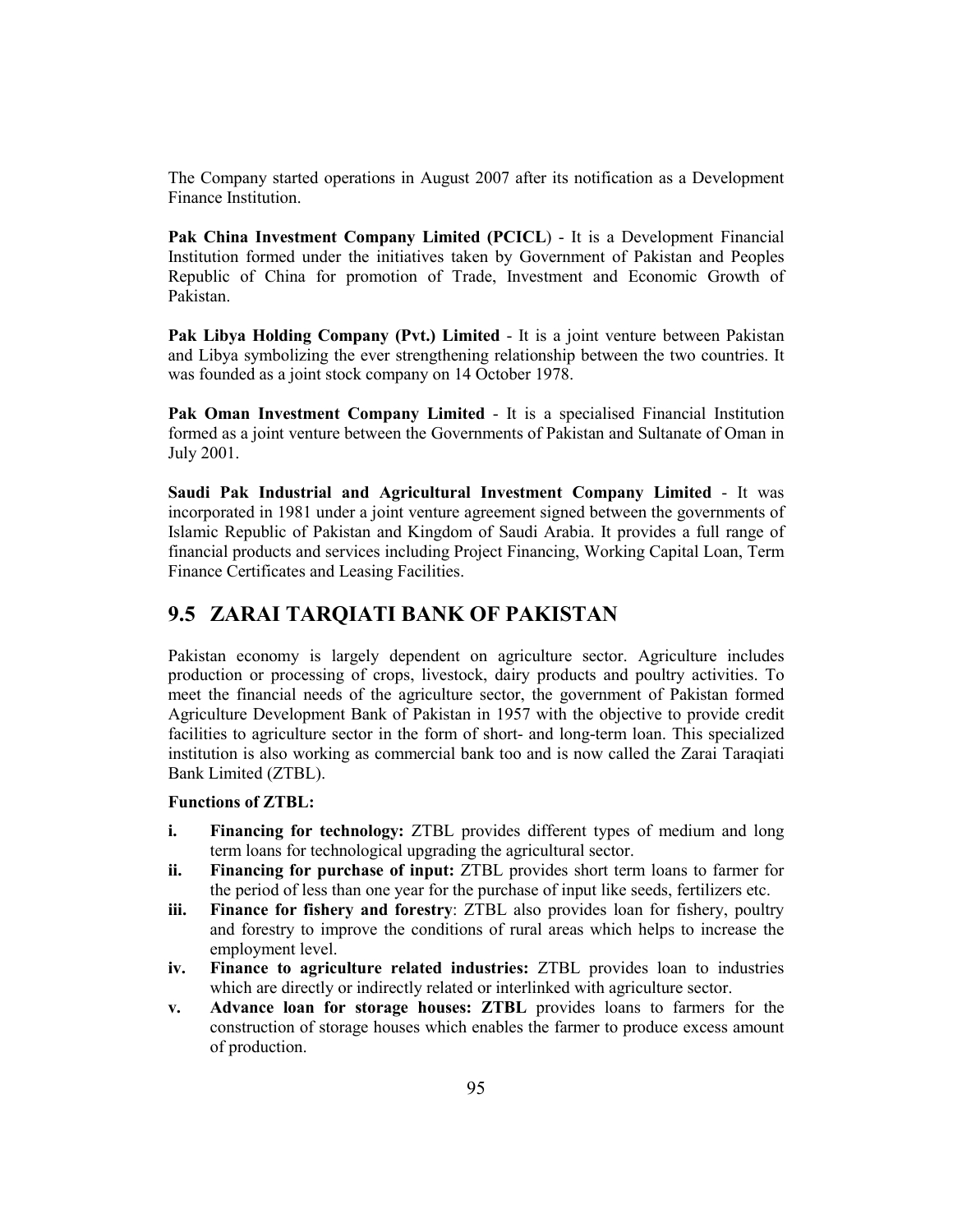The Company started operations in August 2007 after its notification as a Development Finance Institution.

**Pak China Investment Company Limited (PCICL**) - It is a Development Financial Institution formed under the initiatives taken by Government of Pakistan and Peoples Republic of China for promotion of Trade, Investment and Economic Growth of Pakistan.

**Pak Libya Holding Company (Pvt.) Limited** - It is a joint venture between Pakistan and Libya symbolizing the ever strengthening relationship between the two countries. It was founded as a joint stock company on 14 October 1978.

**Pak Oman Investment Company Limited** - It is a specialised Financial Institution formed as a joint venture between the Governments of Pakistan and Sultanate of Oman in July 2001.

**Saudi Pak Industrial and Agricultural Investment Company Limited** - It was incorporated in 1981 under a joint venture agreement signed between the governments of Islamic Republic of Pakistan and Kingdom of Saudi Arabia. It provides a full range of financial products and services including Project Financing, Working Capital Loan, Term Finance Certificates and Leasing Facilities.

## 9.5 ZARAI TARQIATI BANK OF PAKISTAN

Pakistan economy is largely dependent on agriculture sector. Agriculture includes production or processing of crops, livestock, dairy products and poultry activities. To meet the financial needs of the agriculture sector, the government of Pakistan formed Agriculture Development Bank of Pakistan in 1957 with the objective to provide credit facilities to agriculture sector in the form of short- and long-term loan. This specialized institution is also working as commercial bank too and is now called the Zarai Taraqiati Bank Limited (ZTBL).

**Functions of ZTBL:**

i. **Financing for technology:** ZTBL provides different types of medium and long term loans for technological upgrading the agricultural sector.
ii. **Financing for purchase of input:** ZTBL provides short term loans to farmer for the period of less than one year for the purchase of input like seeds, fertilizers etc.
iii. **Finance for fishery and forestry**: ZTBL also provides loan for fishery, poultry and forestry to improve the conditions of rural areas which helps to increase the employment level.
iv. **Finance to agriculture related industries:** ZTBL provides loan to industries which are directly or indirectly related or interlinked with agriculture sector.
v. **Advance loan for storage houses: ZTBL** provides loans to farmers for the construction of storage houses which enables the farmer to produce excess amount of production.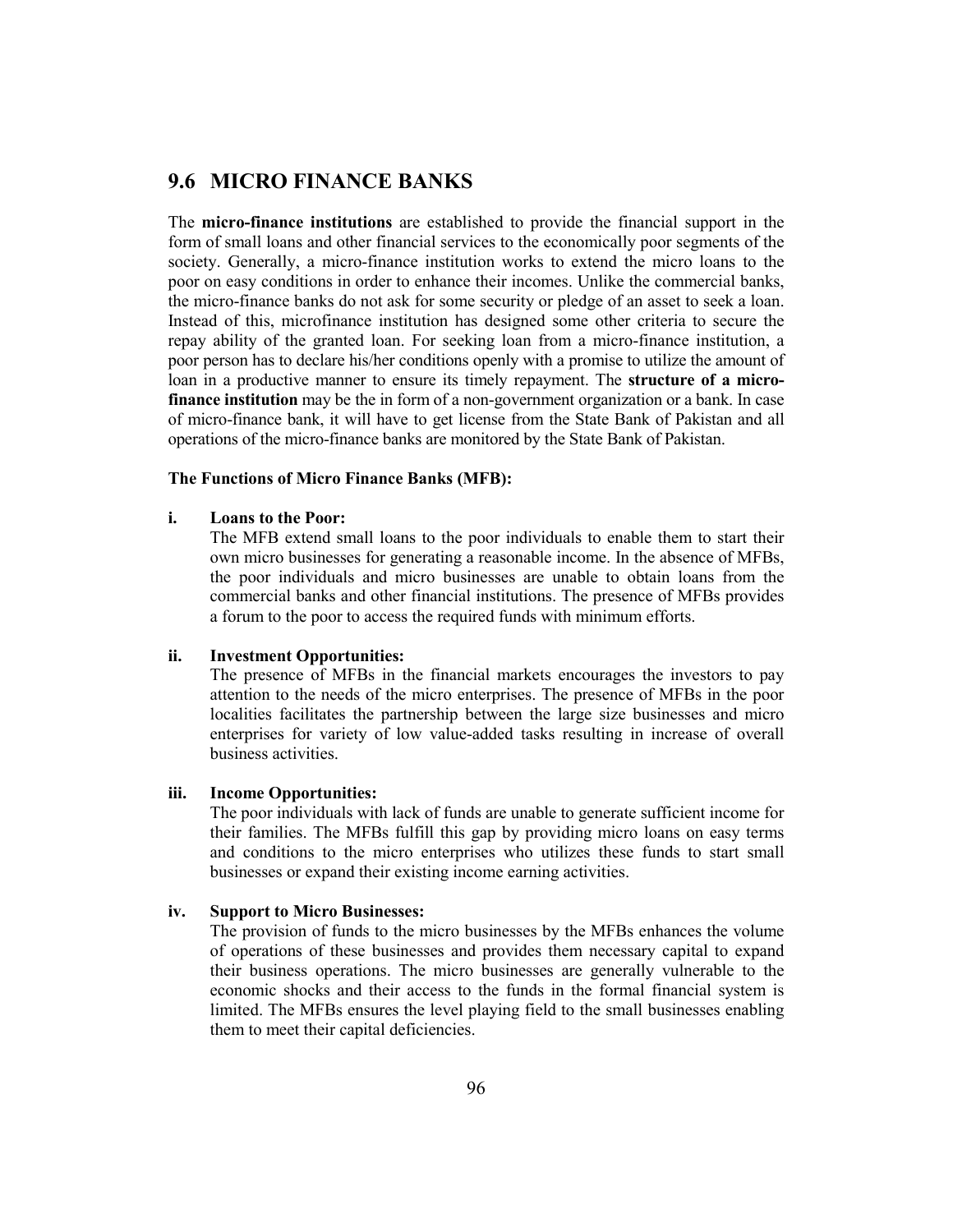## 9.6 MICRO FINANCE BANKS

The **micro-finance institutions** are established to provide the financial support in the form of small loans and other financial services to the economically poor segments of the society. Generally, a micro-finance institution works to extend the micro loans to the poor on easy conditions in order to enhance their incomes. Unlike the commercial banks, the micro-finance banks do not ask for some security or pledge of an asset to seek a loan. Instead of this, microfinance institution has designed some other criteria to secure the repay ability of the granted loan. For seeking loan from a micro-finance institution, a poor person has to declare his/her conditions openly with a promise to utilize the amount of loan in a productive manner to ensure its timely repayment. The **structure of a micro-finance institution** may be the in form of a non-government organization or a bank. In case of micro-finance bank, it will have to get license from the State Bank of Pakistan and all operations of the micro-finance banks are monitored by the State Bank of Pakistan.

**The Functions of Micro Finance Banks (MFB):**

**i. Loans to the Poor:**

The MFB extend small loans to the poor individuals to enable them to start their own micro businesses for generating a reasonable income. In the absence of MFBs, the poor individuals and micro businesses are unable to obtain loans from the commercial banks and other financial institutions. The presence of MFBs provides a forum to the poor to access the required funds with minimum efforts.

**ii. Investment Opportunities:**

The presence of MFBs in the financial markets encourages the investors to pay attention to the needs of the micro enterprises. The presence of MFBs in the poor localities facilitates the partnership between the large size businesses and micro enterprises for variety of low value-added tasks resulting in increase of overall business activities.

**iii. Income Opportunities:**

The poor individuals with lack of funds are unable to generate sufficient income for their families. The MFBs fulfill this gap by providing micro loans on easy terms and conditions to the micro enterprises who utilizes these funds to start small businesses or expand their existing income earning activities.

**iv. Support to Micro Businesses:**

The provision of funds to the micro businesses by the MFBs enhances the volume of operations of these businesses and provides them necessary capital to expand their business operations. The micro businesses are generally vulnerable to the economic shocks and their access to the funds in the formal financial system is limited. The MFBs ensures the level playing field to the small businesses enabling them to meet their capital deficiencies.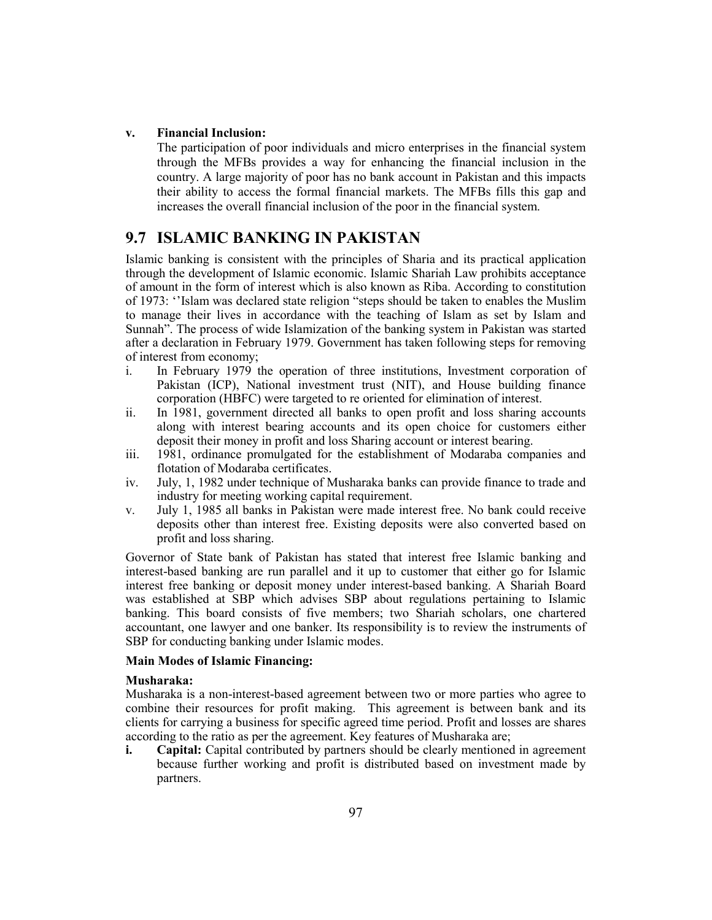v. **Financial Inclusion:**
The participation of poor individuals and micro enterprises in the financial system through the MFBs provides a way for enhancing the financial inclusion in the country. A large majority of poor has no bank account in Pakistan and this impacts their ability to access the formal financial markets. The MFBs fills this gap and increases the overall financial inclusion of the poor in the financial system.

## 9.7 ISLAMIC BANKING IN PAKISTAN

Islamic banking is consistent with the principles of Sharia and its practical application through the development of Islamic economic. Islamic Shariah Law prohibits acceptance of amount in the form of interest which is also known as Riba. According to constitution of 1973: ''Islam was declared state religion "steps should be taken to enables the Muslim to manage their lives in accordance with the teaching of Islam as set by Islam and Sunnah". The process of wide Islamization of the banking system in Pakistan was started after a declaration in February 1979. Government has taken following steps for removing of interest from economy;

i. In February 1979 the operation of three institutions, Investment corporation of Pakistan (ICP), National investment trust (NIT), and House building finance corporation (HBFC) were targeted to re oriented for elimination of interest.
ii. In 1981, government directed all banks to open profit and loss sharing accounts along with interest bearing accounts and its open choice for customers either deposit their money in profit and loss Sharing account or interest bearing.
iii. 1981, ordinance promulgated for the establishment of Modaraba companies and flotation of Modaraba certificates.
iv. July, 1, 1982 under technique of Musharaka banks can provide finance to trade and industry for meeting working capital requirement.
v. July 1, 1985 all banks in Pakistan were made interest free. No bank could receive deposits other than interest free. Existing deposits were also converted based on profit and loss sharing.

Governor of State bank of Pakistan has stated that interest free Islamic banking and interest-based banking are run parallel and it up to customer that either go for Islamic interest free banking or deposit money under interest-based banking. A Shariah Board was established at SBP which advises SBP about regulations pertaining to Islamic banking. This board consists of five members; two Shariah scholars, one chartered accountant, one lawyer and one banker. Its responsibility is to review the instruments of SBP for conducting banking under Islamic modes.

**Main Modes of Islamic Financing:**

**Musharaka:**
Musharaka is a non-interest-based agreement between two or more parties who agree to combine their resources for profit making. This agreement is between bank and its clients for carrying a business for specific agreed time period. Profit and losses are shares according to the ratio as per the agreement. Key features of Musharaka are;

**i. Capital:** Capital contributed by partners should be clearly mentioned in agreement because further working and profit is distributed based on investment made by partners.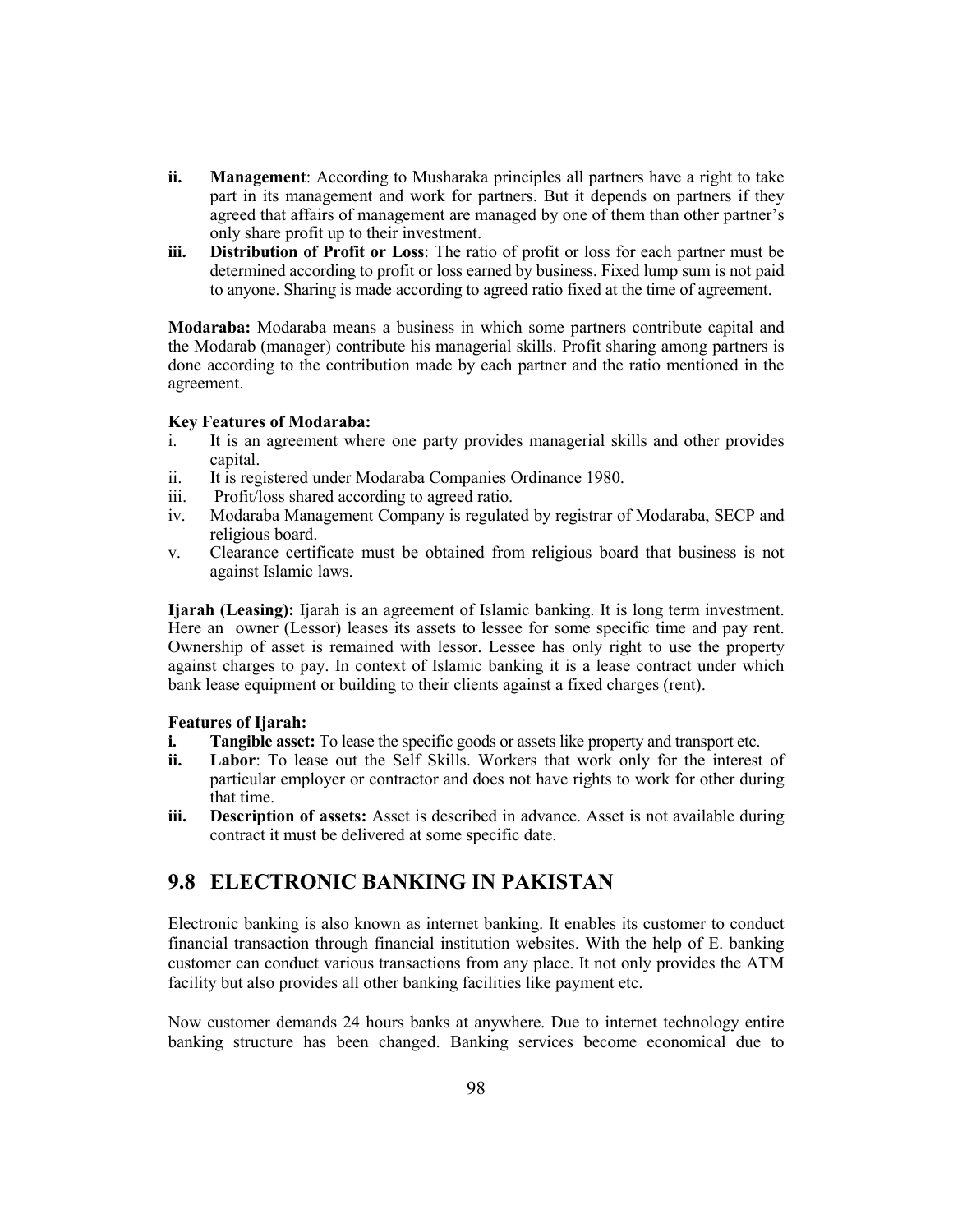ii. **Management**: According to Musharaka principles all partners have a right to take part in its management and work for partners. But it depends on partners if they agreed that affairs of management are managed by one of them than other partner's only share profit up to their investment.

iii. **Distribution of Profit or Loss**: The ratio of profit or loss for each partner must be determined according to profit or loss earned by business. Fixed lump sum is not paid to anyone. Sharing is made according to agreed ratio fixed at the time of agreement.

**Modaraba:** Modaraba means a business in which some partners contribute capital and the Modarab (manager) contribute his managerial skills. Profit sharing among partners is done according to the contribution made by each partner and the ratio mentioned in the agreement.

**Key Features of Modaraba:**

i. It is an agreement where one party provides managerial skills and other provides capital.

ii. It is registered under Modaraba Companies Ordinance 1980.

iii. Profit/loss shared according to agreed ratio.

iv. Modaraba Management Company is regulated by registrar of Modaraba, SECP and religious board.

v. Clearance certificate must be obtained from religious board that business is not against Islamic laws.

**Ijarah (Leasing):** Ijarah is an agreement of Islamic banking. It is long term investment. Here an owner (Lessor) leases its assets to lessee for some specific time and pay rent. Ownership of asset is remained with lessor. Lessee has only right to use the property against charges to pay. In context of Islamic banking it is a lease contract under which bank lease equipment or building to their clients against a fixed charges (rent).

**Features of Ijarah:**

i. **Tangible asset:** To lease the specific goods or assets like property and transport etc.

ii. **Labor**: To lease out the Self Skills. Workers that work only for the interest of particular employer or contractor and does not have rights to work for other during that time.

iii. **Description of assets:** Asset is described in advance. Asset is not available during contract it must be delivered at some specific date.

## 9.8 ELECTRONIC BANKING IN PAKISTAN

Electronic banking is also known as internet banking. It enables its customer to conduct financial transaction through financial institution websites. With the help of E. banking customer can conduct various transactions from any place. It not only provides the ATM facility but also provides all other banking facilities like payment etc.

Now customer demands 24 hours banks at anywhere. Due to internet technology entire banking structure has been changed. Banking services become economical due to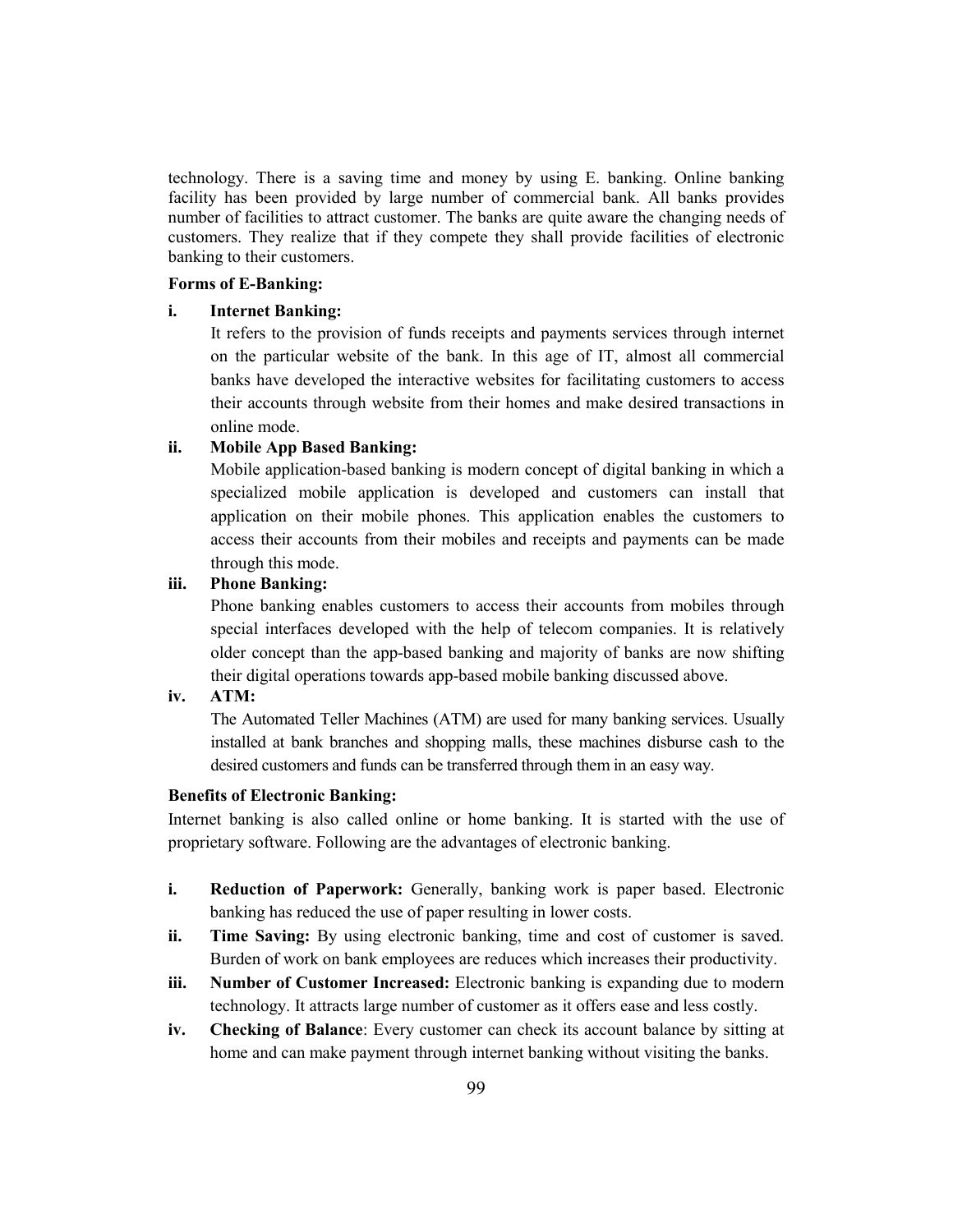technology. There is a saving time and money by using E. banking. Online banking facility has been provided by large number of commercial bank. All banks provides number of facilities to attract customer. The banks are quite aware the changing needs of customers. They realize that if they compete they shall provide facilities of electronic banking to their customers.

**Forms of E-Banking:**

**i. Internet Banking:**

It refers to the provision of funds receipts and payments services through internet on the particular website of the bank. In this age of IT, almost all commercial banks have developed the interactive websites for facilitating customers to access their accounts through website from their homes and make desired transactions in online mode.

**ii. Mobile App Based Banking:**

Mobile application-based banking is modern concept of digital banking in which a specialized mobile application is developed and customers can install that application on their mobile phones. This application enables the customers to access their accounts from their mobiles and receipts and payments can be made through this mode.

**iii. Phone Banking:**

Phone banking enables customers to access their accounts from mobiles through special interfaces developed with the help of telecom companies. It is relatively older concept than the app-based banking and majority of banks are now shifting their digital operations towards app-based mobile banking discussed above.

**iv. ATM:**

The Automated Teller Machines (ATM) are used for many banking services. Usually installed at bank branches and shopping malls, these machines disburse cash to the desired customers and funds can be transferred through them in an easy way.

**Benefits of Electronic Banking:**

Internet banking is also called online or home banking. It is started with the use of proprietary software. Following are the advantages of electronic banking.

i. **Reduction of Paperwork:** Generally, banking work is paper based. Electronic banking has reduced the use of paper resulting in lower costs.

ii. **Time Saving:** By using electronic banking, time and cost of customer is saved. Burden of work on bank employees are reduces which increases their productivity.

iii. **Number of Customer Increased:** Electronic banking is expanding due to modern technology. It attracts large number of customer as it offers ease and less costly.

iv. **Checking of Balance**: Every customer can check its account balance by sitting at home and can make payment through internet banking without visiting the banks.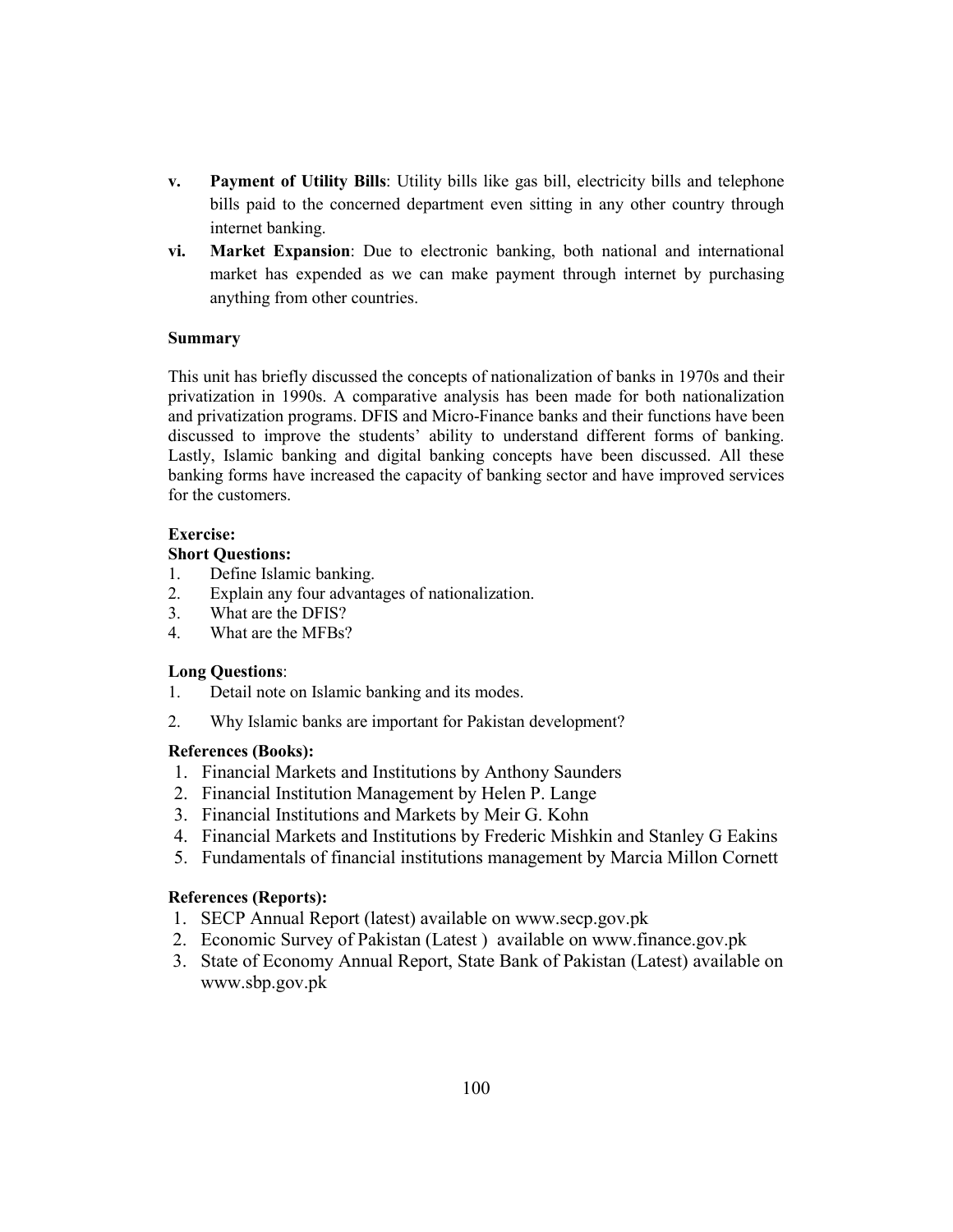v. **Payment of Utility Bills**: Utility bills like gas bill, electricity bills and telephone bills paid to the concerned department even sitting in any other country through internet banking.

vi. **Market Expansion**: Due to electronic banking, both national and international market has expended as we can make payment through internet by purchasing anything from other countries.

**Summary**

This unit has briefly discussed the concepts of nationalization of banks in 1970s and their privatization in 1990s. A comparative analysis has been made for both nationalization and privatization programs. DFIS and Micro-Finance banks and their functions have been discussed to improve the students' ability to understand different forms of banking. Lastly, Islamic banking and digital banking concepts have been discussed. All these banking forms have increased the capacity of banking sector and have improved services for the customers.

**Exercise:**

**Short Questions:**

1. Define Islamic banking.
2. Explain any four advantages of nationalization.
3. What are the DFIS?
4. What are the MFBs?

**Long Questions**:

1. Detail note on Islamic banking and its modes.
2. Why Islamic banks are important for Pakistan development?

**References (Books):**

1. Financial Markets and Institutions by Anthony Saunders
2. Financial Institution Management by Helen P. Lange
3. Financial Institutions and Markets by Meir G. Kohn
4. Financial Markets and Institutions by Frederic Mishkin and Stanley G Eakins
5. Fundamentals of financial institutions management by Marcia Millon Cornett

**References (Reports):**

1. SECP Annual Report (latest) available on www.secp.gov.pk
2. Economic Survey of Pakistan (Latest ) available on www.finance.gov.pk
3. State of Economy Annual Report, State Bank of Pakistan (Latest) available on www.sbp.gov.pk